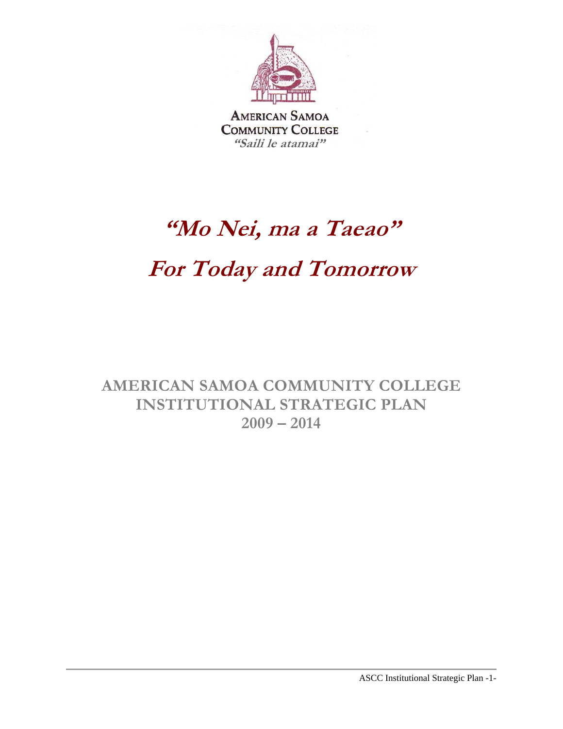AMERICAN SAMOA
COMMUNITY COLLEGE
*"Saili le atamai"*

# *"Mo Nei, ma a Taeao"*

# *For Today and Tomorrow*

## AMERICAN SAMOA COMMUNITY COLLEGE INSTITUTIONAL STRATEGIC PLAN 2009 – 2014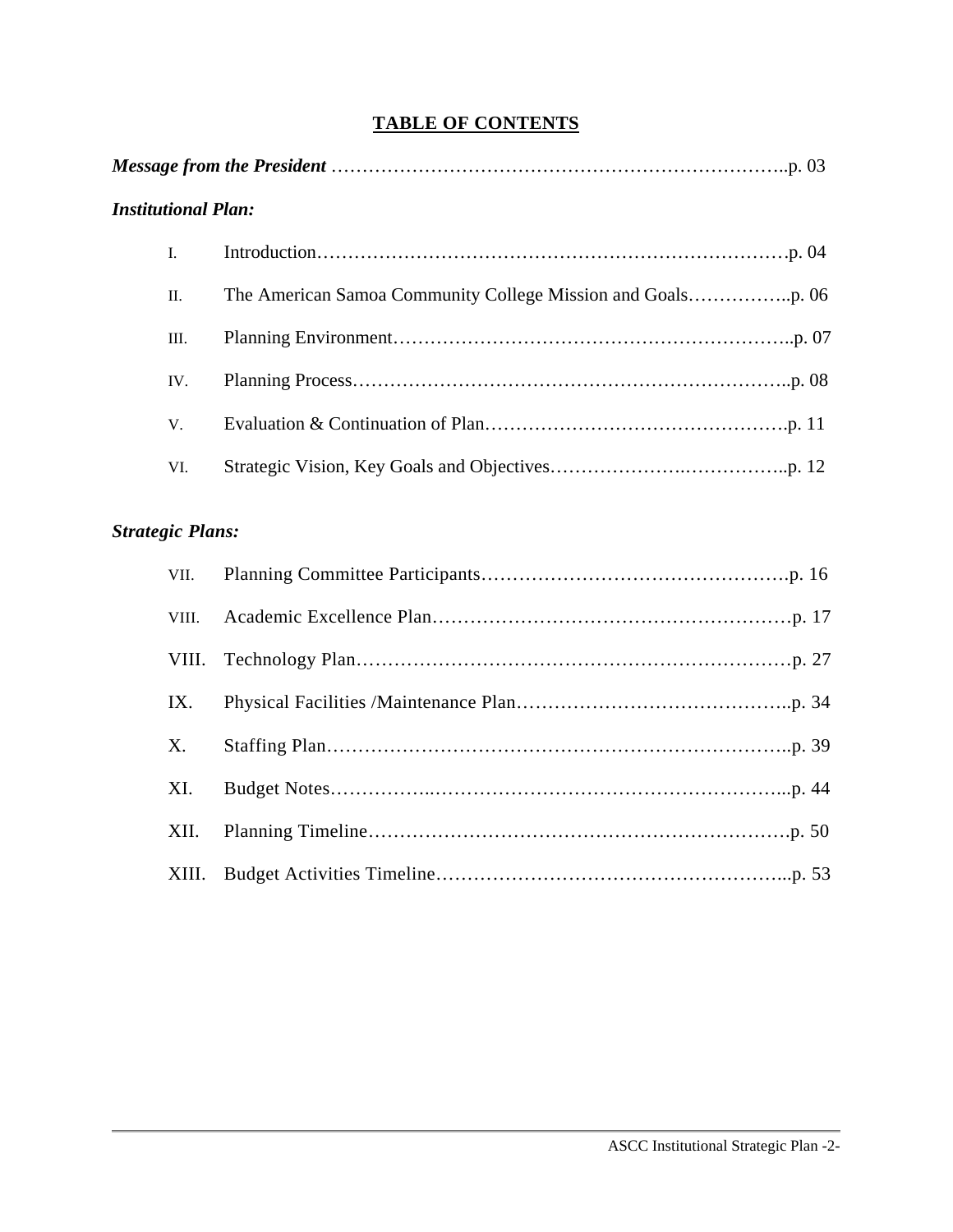# TABLE OF CONTENTS

***Message from the President*** ……………………………………………………………….p. 03

***Institutional Plan:***

I. Introduction……………………………………………………………………p. 04

II. The American Samoa Community College Mission and Goals……………..p. 06

III. Planning Environment………………………………………………………..p. 07

IV. Planning Process……………………………………………………………..p. 08

V. Evaluation & Continuation of Plan…………………………………………p. 11

VI. Strategic Vision, Key Goals and Objectives…………………..……………..p. 12

***Strategic Plans:***

VII. Planning Committee Participants…………………………………………p. 16

VIII. Academic Excellence Plan……………………………………………………p. 17

VIII. Technology Plan……………………………………………………………p. 27

IX. Physical Facilities /Maintenance Plan……………………………………..p. 34

X. Staffing Plan…………………………………………………………………..p. 39

XI. Budget Notes……………..…………………………………………………..p. 44

XII. Planning Timeline…………………………………………………………p. 50

XIII. Budget Activities Timeline…………………………………………………...p. 53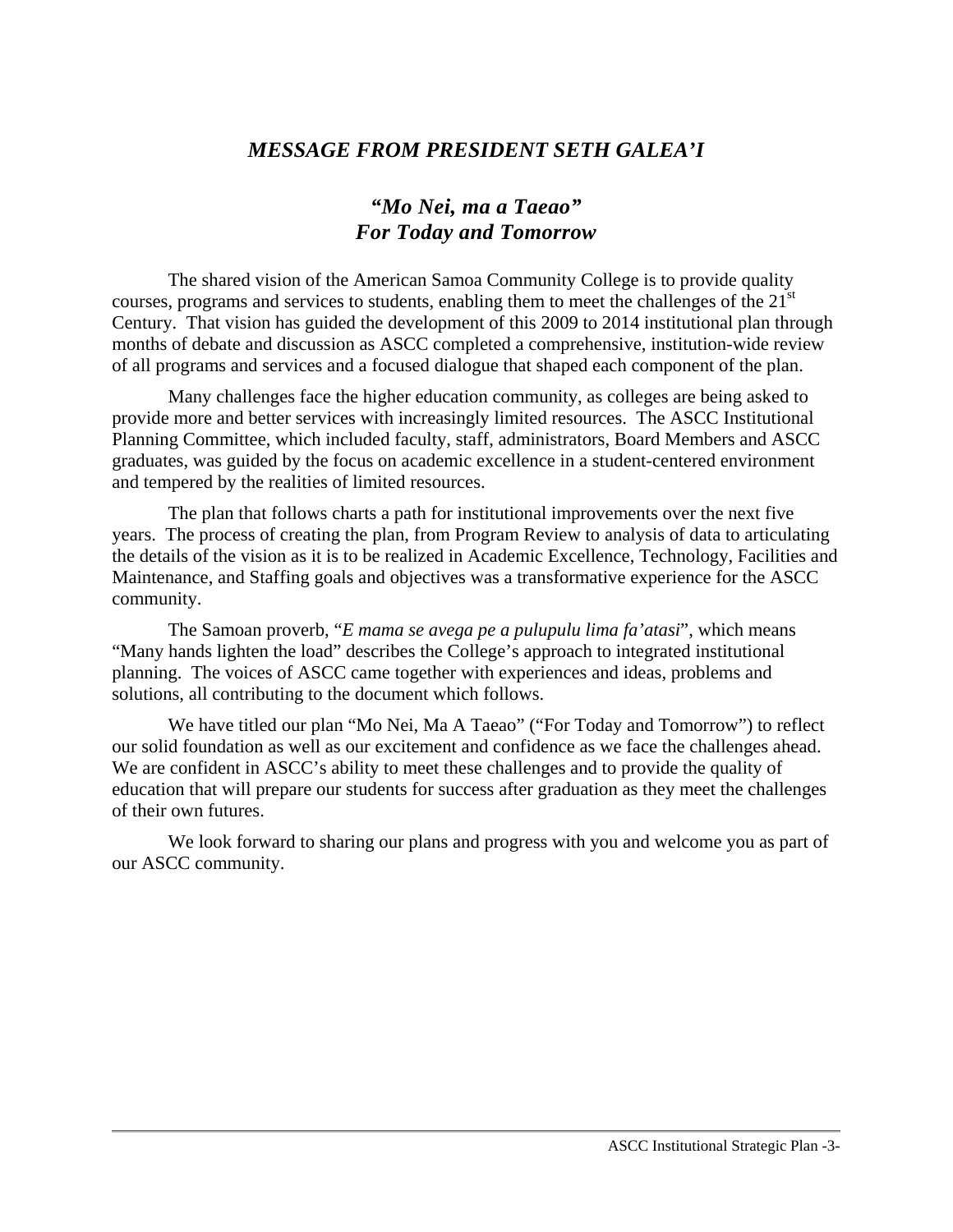## *MESSAGE FROM PRESIDENT SETH GALEA'I*

### *"Mo Nei, ma a Taeao"*
### *For Today and Tomorrow*

The shared vision of the American Samoa Community College is to provide quality courses, programs and services to students, enabling them to meet the challenges of the 21st Century. That vision has guided the development of this 2009 to 2014 institutional plan through months of debate and discussion as ASCC completed a comprehensive, institution-wide review of all programs and services and a focused dialogue that shaped each component of the plan.

Many challenges face the higher education community, as colleges are being asked to provide more and better services with increasingly limited resources. The ASCC Institutional Planning Committee, which included faculty, staff, administrators, Board Members and ASCC graduates, was guided by the focus on academic excellence in a student-centered environment and tempered by the realities of limited resources.

The plan that follows charts a path for institutional improvements over the next five years. The process of creating the plan, from Program Review to analysis of data to articulating the details of the vision as it is to be realized in Academic Excellence, Technology, Facilities and Maintenance, and Staffing goals and objectives was a transformative experience for the ASCC community.

The Samoan proverb, "*E mama se avega pe a pulupulu lima fa'atasi*", which means "Many hands lighten the load" describes the College's approach to integrated institutional planning. The voices of ASCC came together with experiences and ideas, problems and solutions, all contributing to the document which follows.

We have titled our plan "Mo Nei, Ma A Taeao" ("For Today and Tomorrow") to reflect our solid foundation as well as our excitement and confidence as we face the challenges ahead. We are confident in ASCC's ability to meet these challenges and to provide the quality of education that will prepare our students for success after graduation as they meet the challenges of their own futures.

We look forward to sharing our plans and progress with you and welcome you as part of our ASCC community.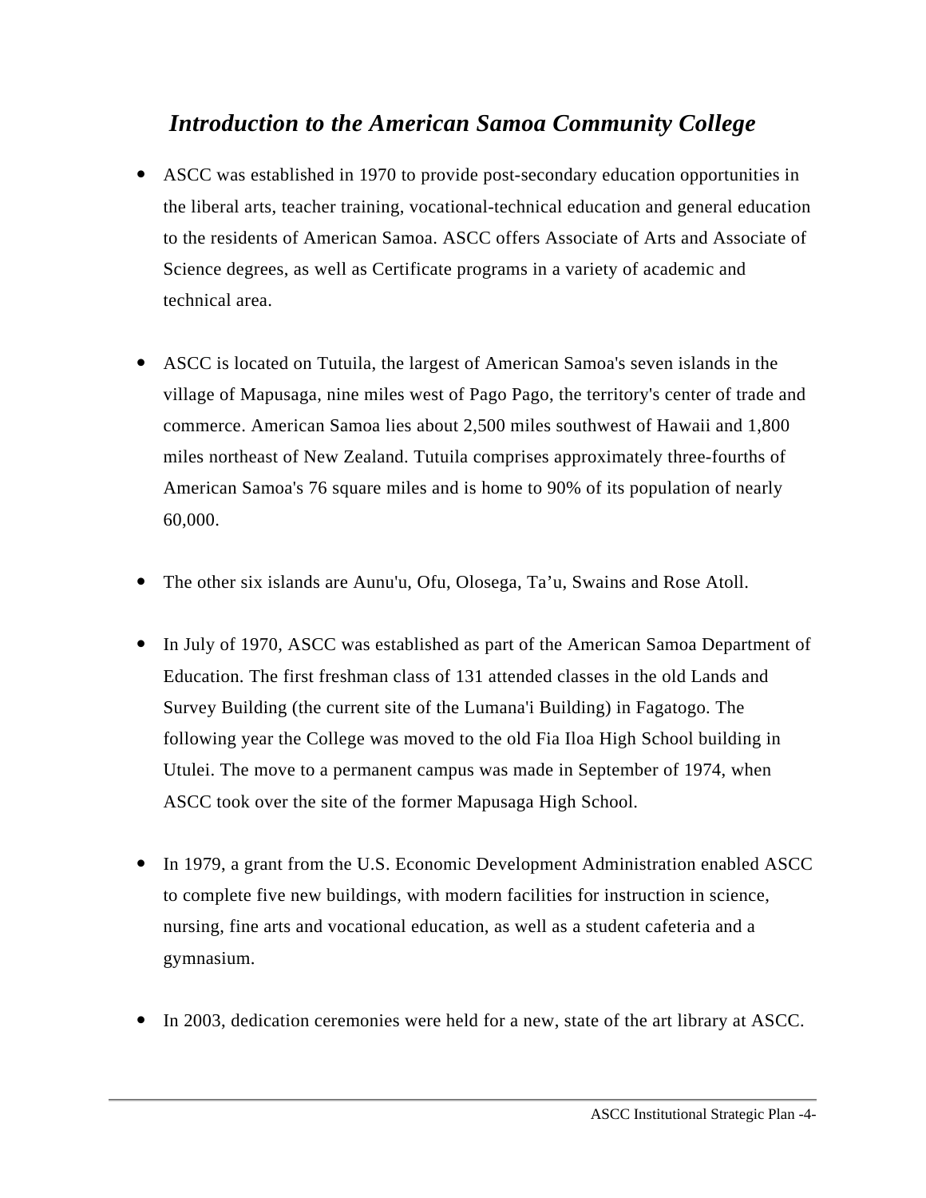## *Introduction to the American Samoa Community College*

- ASCC was established in 1970 to provide post-secondary education opportunities in the liberal arts, teacher training, vocational-technical education and general education to the residents of American Samoa. ASCC offers Associate of Arts and Associate of Science degrees, as well as Certificate programs in a variety of academic and technical area.

- ASCC is located on Tutuila, the largest of American Samoa's seven islands in the village of Mapusaga, nine miles west of Pago Pago, the territory's center of trade and commerce. American Samoa lies about 2,500 miles southwest of Hawaii and 1,800 miles northeast of New Zealand. Tutuila comprises approximately three-fourths of American Samoa's 76 square miles and is home to 90% of its population of nearly 60,000.

- The other six islands are Aunu'u, Ofu, Olosega, Ta'u, Swains and Rose Atoll.

- In July of 1970, ASCC was established as part of the American Samoa Department of Education. The first freshman class of 131 attended classes in the old Lands and Survey Building (the current site of the Lumana'i Building) in Fagatogo. The following year the College was moved to the old Fia Iloa High School building in Utulei. The move to a permanent campus was made in September of 1974, when ASCC took over the site of the former Mapusaga High School.

- In 1979, a grant from the U.S. Economic Development Administration enabled ASCC to complete five new buildings, with modern facilities for instruction in science, nursing, fine arts and vocational education, as well as a student cafeteria and a gymnasium.

- In 2003, dedication ceremonies were held for a new, state of the art library at ASCC.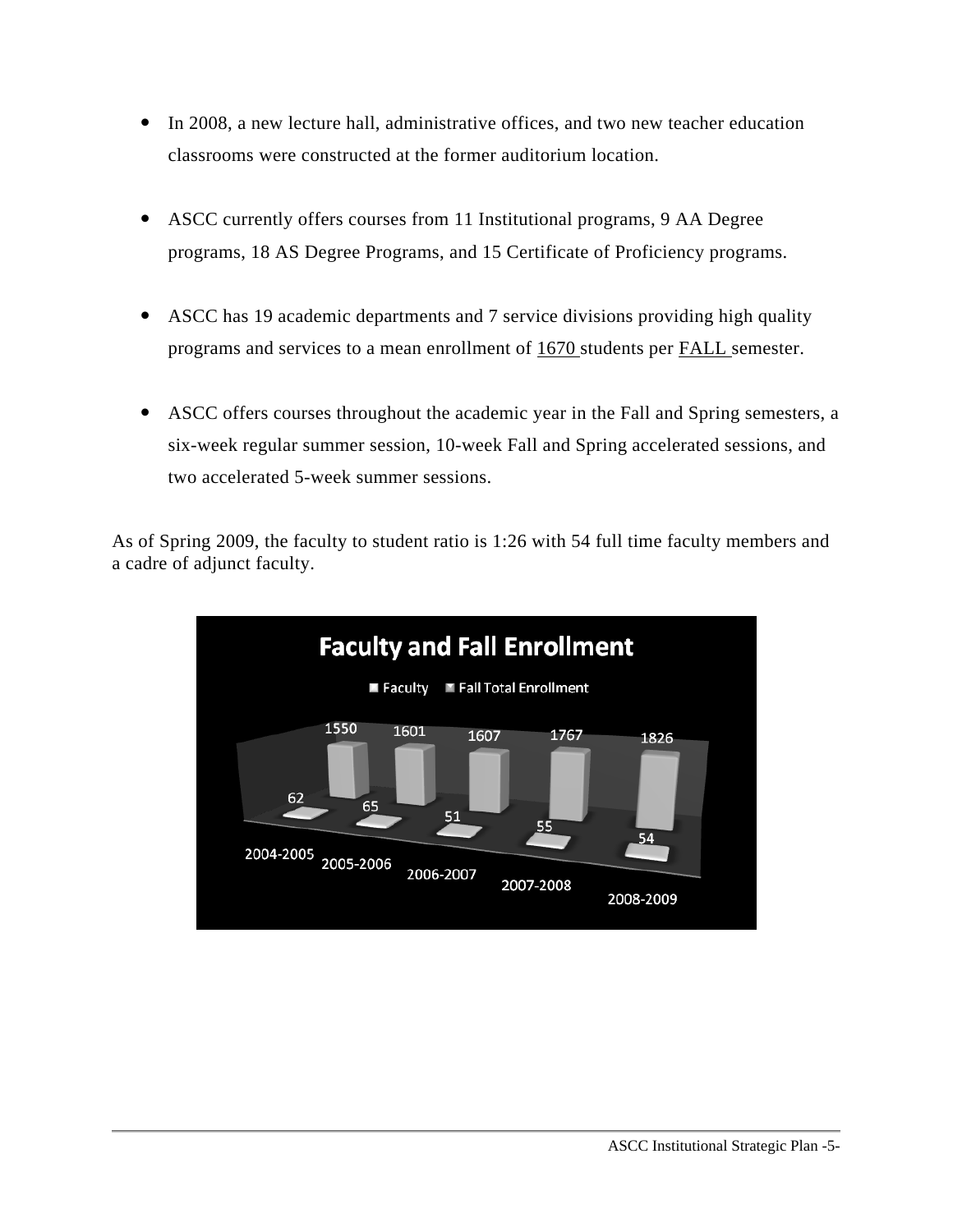- In 2008, a new lecture hall, administrative offices, and two new teacher education classrooms were constructed at the former auditorium location.

- ASCC currently offers courses from 11 Institutional programs, 9 AA Degree programs, 18 AS Degree Programs, and 15 Certificate of Proficiency programs.

- ASCC has 19 academic departments and 7 service divisions providing high quality programs and services to a mean enrollment of 1670 students per FALL semester.

- ASCC offers courses throughout the academic year in the Fall and Spring semesters, a six-week regular summer session, 10-week Fall and Spring accelerated sessions, and two accelerated 5-week summer sessions.

As of Spring 2009, the faculty to student ratio is 1:26 with 54 full time faculty members and a cadre of adjunct faculty.

**Faculty and Fall Enrollment**

| | Faculty | Fall Total Enrollment |
|---|---|---|
| 2004-2005 | 62 | 1550 |
| 2005-2006 | 65 | 1601 |
| 2006-2007 | 51 | 1607 |
| 2007-2008 | 55 | 1767 |
| 2008-2009 | 54 | 1826 |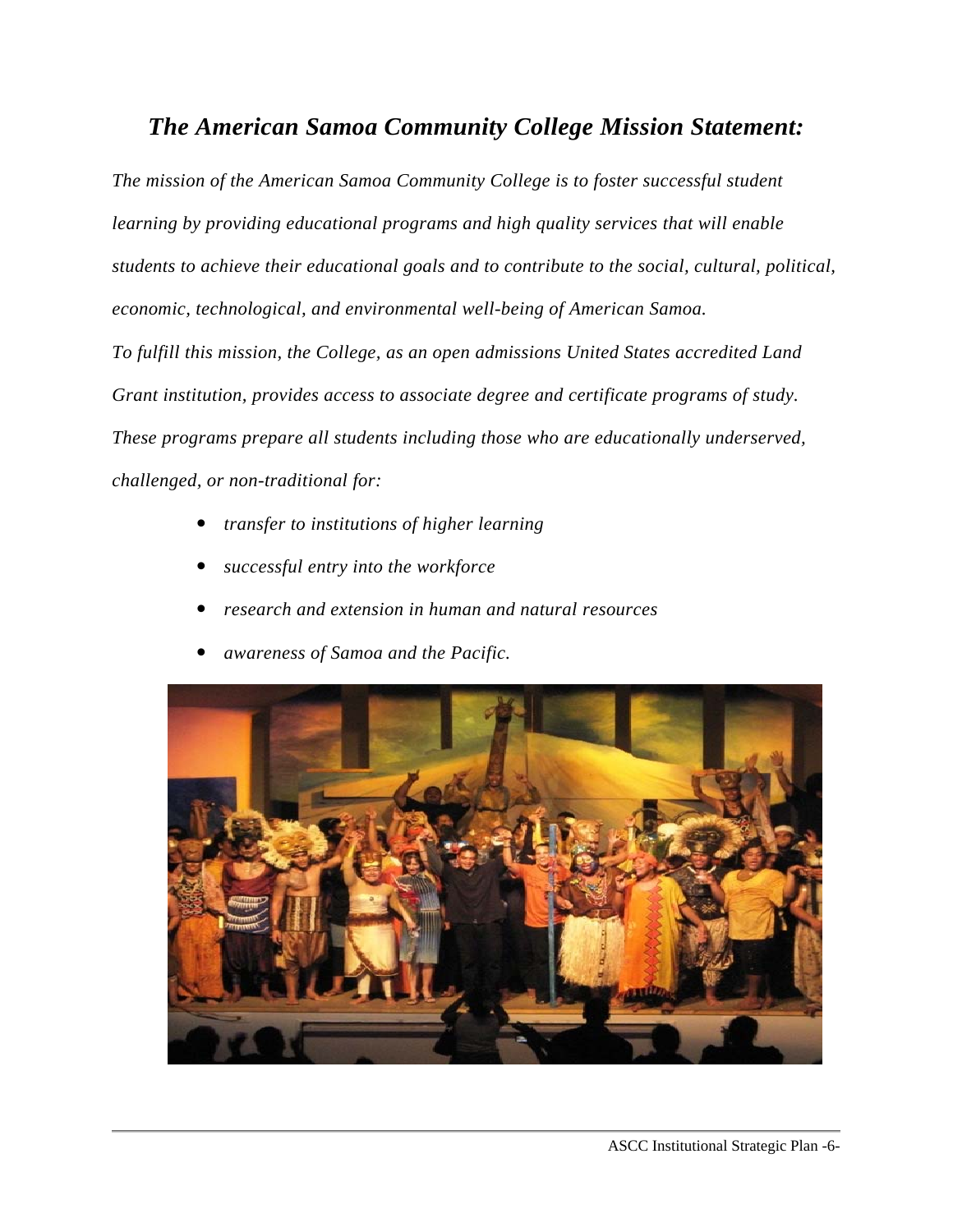# *The American Samoa Community College Mission Statement:*

*The mission of the American Samoa Community College is to foster successful student learning by providing educational programs and high quality services that will enable students to achieve their educational goals and to contribute to the social, cultural, political, economic, technological, and environmental well-being of American Samoa.*

*To fulfill this mission, the College, as an open admissions United States accredited Land Grant institution, provides access to associate degree and certificate programs of study. These programs prepare all students including those who are educationally underserved, challenged, or non-traditional for:*

- *transfer to institutions of higher learning*
- *successful entry into the workforce*
- *research and extension in human and natural resources*
- *awareness of Samoa and the Pacific.*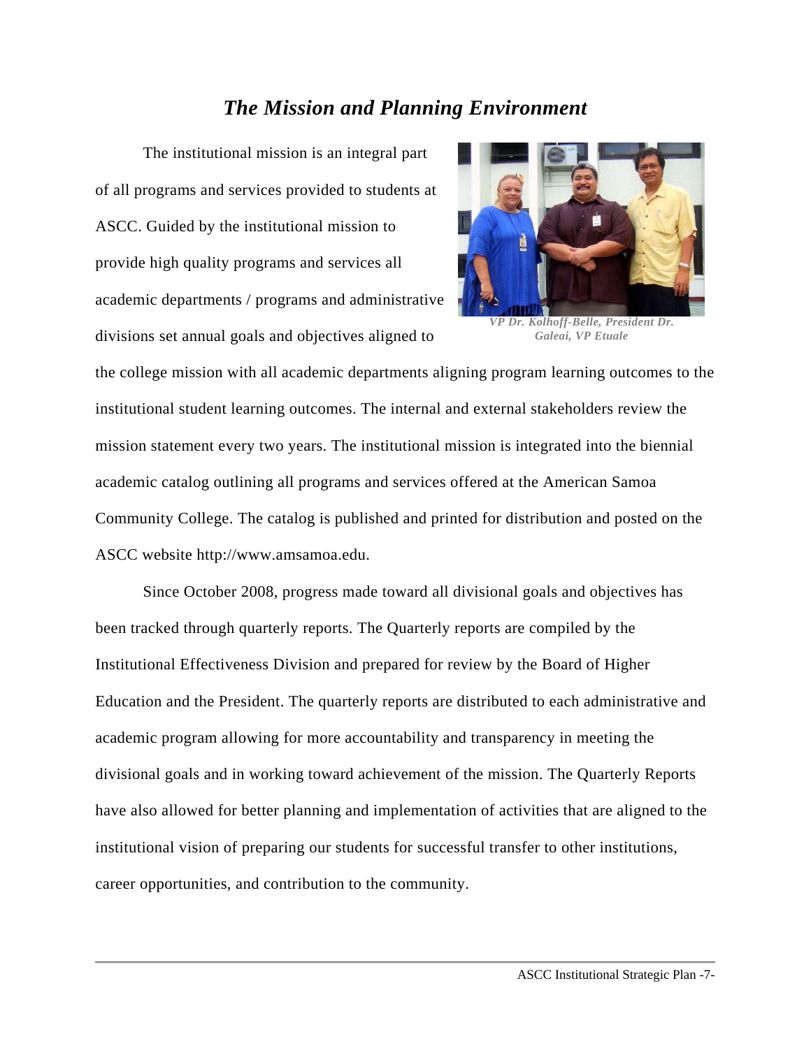## *The Mission and Planning Environment*

The institutional mission is an integral part of all programs and services provided to students at ASCC. Guided by the institutional mission to provide high quality programs and services all academic departments / programs and administrative divisions set annual goals and objectives aligned to the college mission with all academic departments aligning program learning outcomes to the institutional student learning outcomes. The internal and external stakeholders review the mission statement every two years. The institutional mission is integrated into the biennial academic catalog outlining all programs and services offered at the American Samoa Community College. The catalog is published and printed for distribution and posted on the ASCC website http://www.amsamoa.edu.

*VP Dr. Kolhoff-Belle, President Dr. Galeai, VP Etuale*

Since October 2008, progress made toward all divisional goals and objectives has been tracked through quarterly reports. The Quarterly reports are compiled by the Institutional Effectiveness Division and prepared for review by the Board of Higher Education and the President. The quarterly reports are distributed to each administrative and academic program allowing for more accountability and transparency in meeting the divisional goals and in working toward achievement of the mission. The Quarterly Reports have also allowed for better planning and implementation of activities that are aligned to the institutional vision of preparing our students for successful transfer to other institutions, career opportunities, and contribution to the community.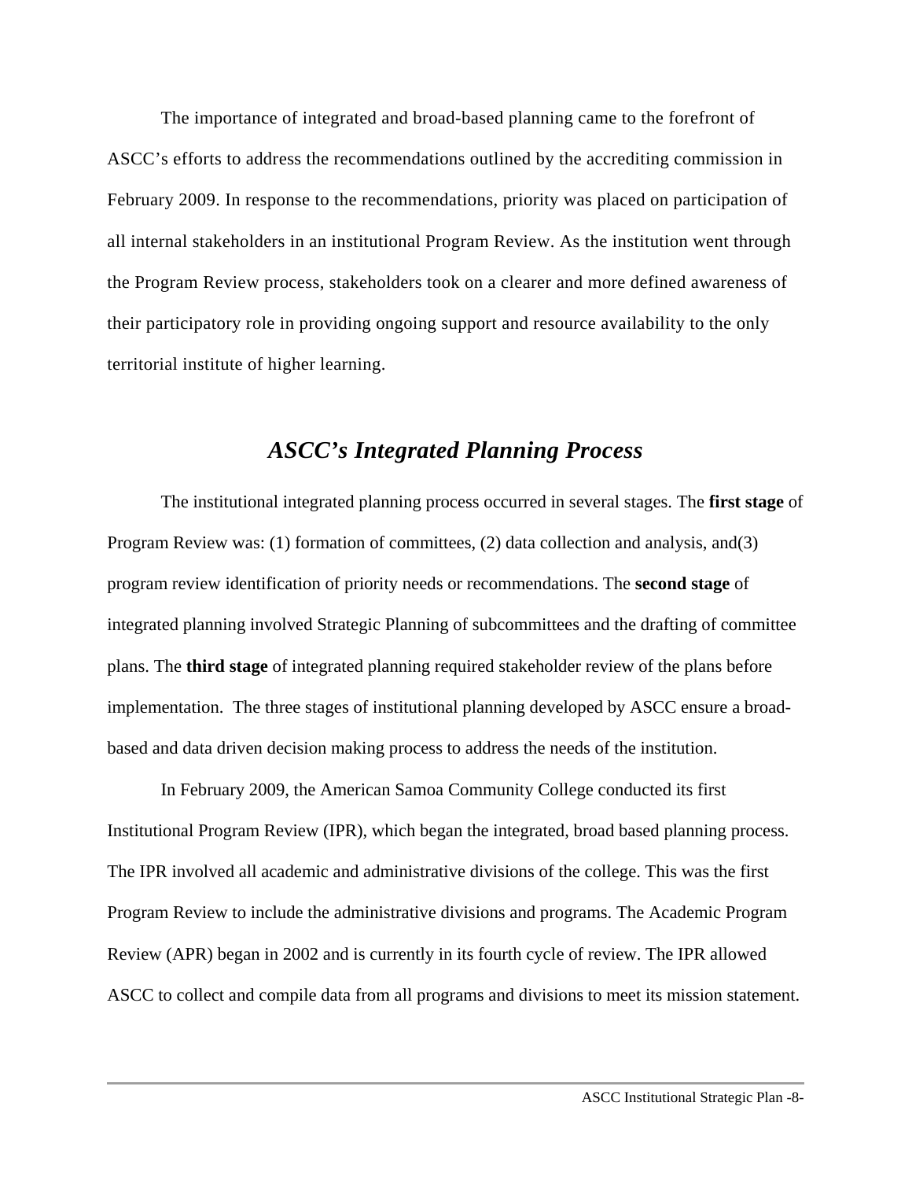The importance of integrated and broad-based planning came to the forefront of ASCC's efforts to address the recommendations outlined by the accrediting commission in February 2009. In response to the recommendations, priority was placed on participation of all internal stakeholders in an institutional Program Review. As the institution went through the Program Review process, stakeholders took on a clearer and more defined awareness of their participatory role in providing ongoing support and resource availability to the only territorial institute of higher learning.

## *ASCC's Integrated Planning Process*

The institutional integrated planning process occurred in several stages. The **first stage** of Program Review was: (1) formation of committees, (2) data collection and analysis, and(3) program review identification of priority needs or recommendations. The **second stage** of integrated planning involved Strategic Planning of subcommittees and the drafting of committee plans. The **third stage** of integrated planning required stakeholder review of the plans before implementation. The three stages of institutional planning developed by ASCC ensure a broad-based and data driven decision making process to address the needs of the institution.

In February 2009, the American Samoa Community College conducted its first Institutional Program Review (IPR), which began the integrated, broad based planning process. The IPR involved all academic and administrative divisions of the college. This was the first Program Review to include the administrative divisions and programs. The Academic Program Review (APR) began in 2002 and is currently in its fourth cycle of review. The IPR allowed ASCC to collect and compile data from all programs and divisions to meet its mission statement.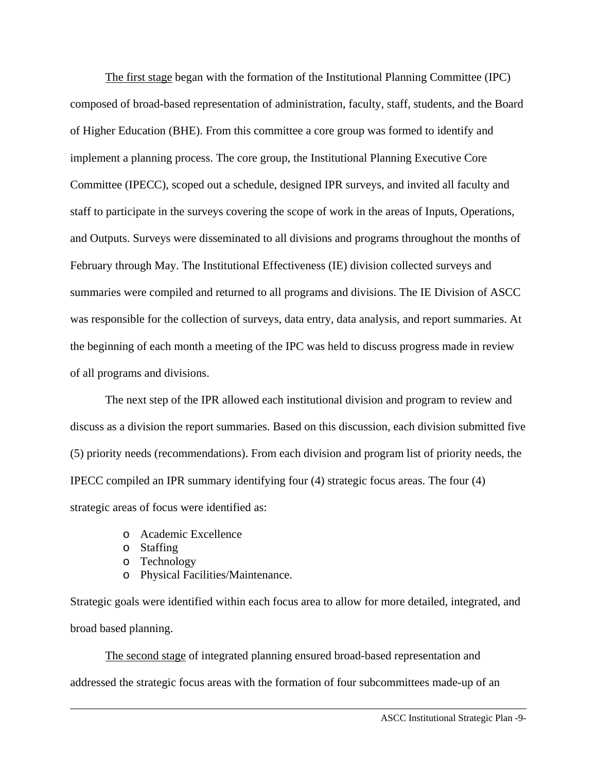The first stage began with the formation of the Institutional Planning Committee (IPC) composed of broad-based representation of administration, faculty, staff, students, and the Board of Higher Education (BHE). From this committee a core group was formed to identify and implement a planning process. The core group, the Institutional Planning Executive Core Committee (IPECC), scoped out a schedule, designed IPR surveys, and invited all faculty and staff to participate in the surveys covering the scope of work in the areas of Inputs, Operations, and Outputs. Surveys were disseminated to all divisions and programs throughout the months of February through May. The Institutional Effectiveness (IE) division collected surveys and summaries were compiled and returned to all programs and divisions. The IE Division of ASCC was responsible for the collection of surveys, data entry, data analysis, and report summaries. At the beginning of each month a meeting of the IPC was held to discuss progress made in review of all programs and divisions.

The next step of the IPR allowed each institutional division and program to review and discuss as a division the report summaries. Based on this discussion, each division submitted five (5) priority needs (recommendations). From each division and program list of priority needs, the IPECC compiled an IPR summary identifying four (4) strategic focus areas. The four (4) strategic areas of focus were identified as:

- Academic Excellence
- Staffing
- Technology
- Physical Facilities/Maintenance.

Strategic goals were identified within each focus area to allow for more detailed, integrated, and broad based planning.

The second stage of integrated planning ensured broad-based representation and addressed the strategic focus areas with the formation of four subcommittees made-up of an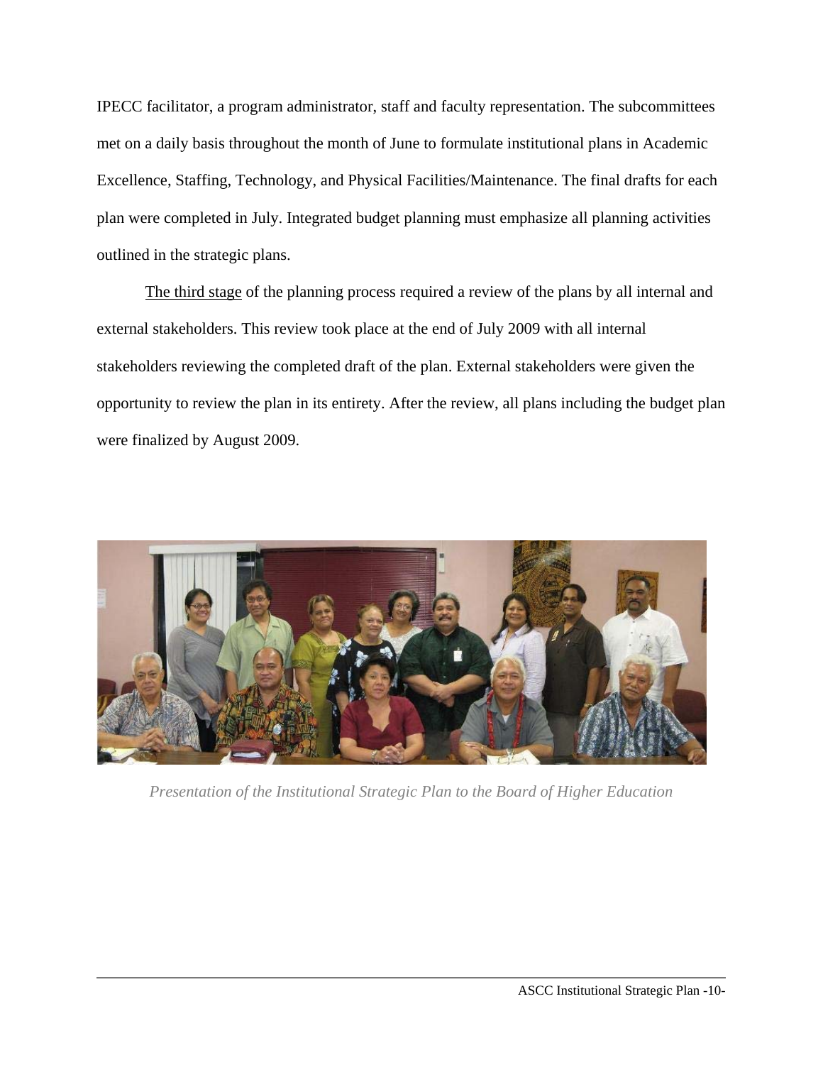IPECC facilitator, a program administrator, staff and faculty representation. The subcommittees met on a daily basis throughout the month of June to formulate institutional plans in Academic Excellence, Staffing, Technology, and Physical Facilities/Maintenance. The final drafts for each plan were completed in July. Integrated budget planning must emphasize all planning activities outlined in the strategic plans.

<u>The third stage</u> of the planning process required a review of the plans by all internal and external stakeholders. This review took place at the end of July 2009 with all internal stakeholders reviewing the completed draft of the plan. External stakeholders were given the opportunity to review the plan in its entirety. After the review, all plans including the budget plan were finalized by August 2009.

*Presentation of the Institutional Strategic Plan to the Board of Higher Education*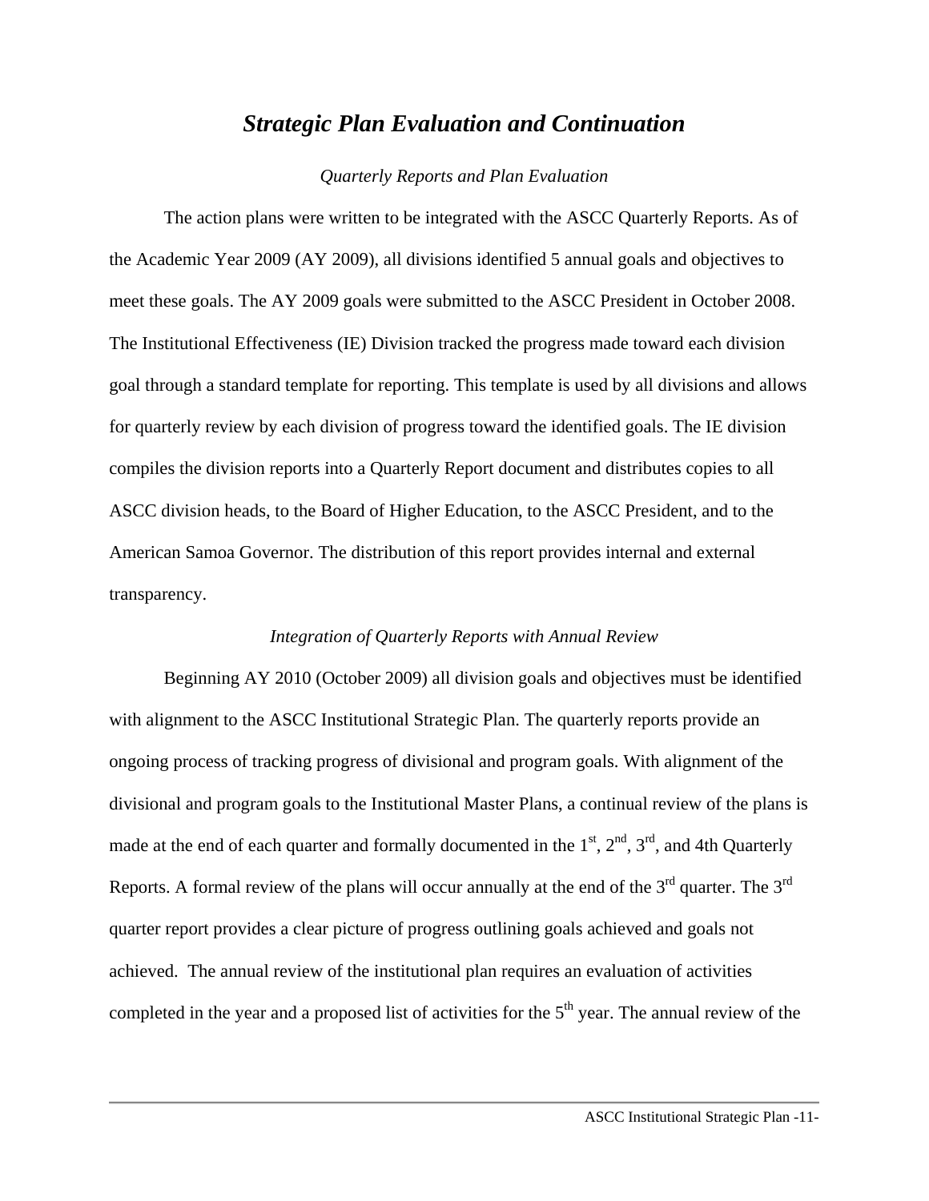# *Strategic Plan Evaluation and Continuation*

*Quarterly Reports and Plan Evaluation*

The action plans were written to be integrated with the ASCC Quarterly Reports. As of the Academic Year 2009 (AY 2009), all divisions identified 5 annual goals and objectives to meet these goals. The AY 2009 goals were submitted to the ASCC President in October 2008. The Institutional Effectiveness (IE) Division tracked the progress made toward each division goal through a standard template for reporting. This template is used by all divisions and allows for quarterly review by each division of progress toward the identified goals. The IE division compiles the division reports into a Quarterly Report document and distributes copies to all ASCC division heads, to the Board of Higher Education, to the ASCC President, and to the American Samoa Governor. The distribution of this report provides internal and external transparency.

*Integration of Quarterly Reports with Annual Review*

Beginning AY 2010 (October 2009) all division goals and objectives must be identified with alignment to the ASCC Institutional Strategic Plan. The quarterly reports provide an ongoing process of tracking progress of divisional and program goals. With alignment of the divisional and program goals to the Institutional Master Plans, a continual review of the plans is made at the end of each quarter and formally documented in the 1st, 2nd, 3rd, and 4th Quarterly Reports. A formal review of the plans will occur annually at the end of the 3rd quarter. The 3rd quarter report provides a clear picture of progress outlining goals achieved and goals not achieved. The annual review of the institutional plan requires an evaluation of activities completed in the year and a proposed list of activities for the 5th year. The annual review of the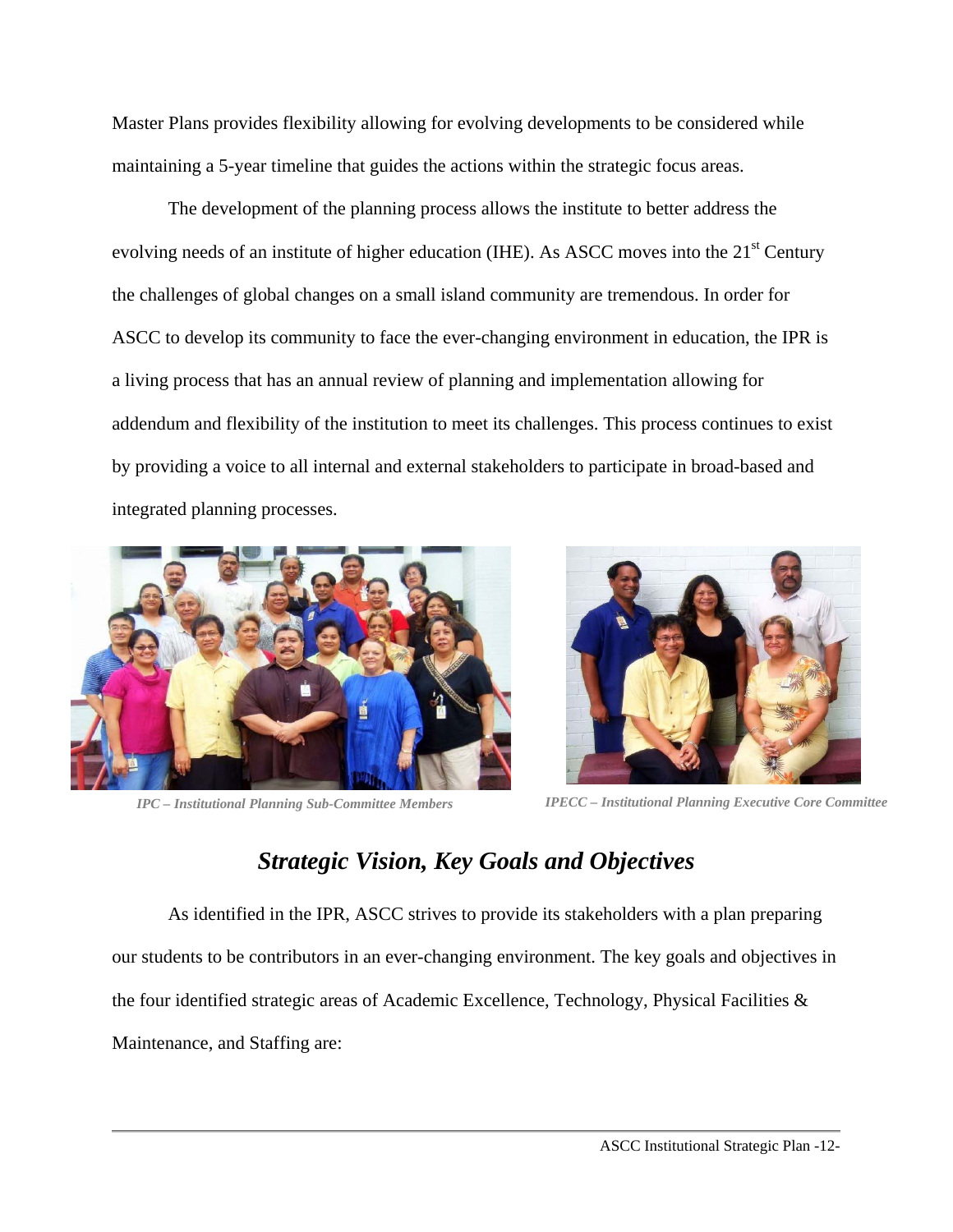Master Plans provides flexibility allowing for evolving developments to be considered while maintaining a 5-year timeline that guides the actions within the strategic focus areas.

The development of the planning process allows the institute to better address the evolving needs of an institute of higher education (IHE). As ASCC moves into the 21st Century the challenges of global changes on a small island community are tremendous. In order for ASCC to develop its community to face the ever-changing environment in education, the IPR is a living process that has an annual review of planning and implementation allowing for addendum and flexibility of the institution to meet its challenges. This process continues to exist by providing a voice to all internal and external stakeholders to participate in broad-based and integrated planning processes.

*IPC – Institutional Planning Sub-Committee Members*

*IPECC – Institutional Planning Executive Core Committee*

## *Strategic Vision, Key Goals and Objectives*

As identified in the IPR, ASCC strives to provide its stakeholders with a plan preparing our students to be contributors in an ever-changing environment. The key goals and objectives in the four identified strategic areas of Academic Excellence, Technology, Physical Facilities & Maintenance, and Staffing are: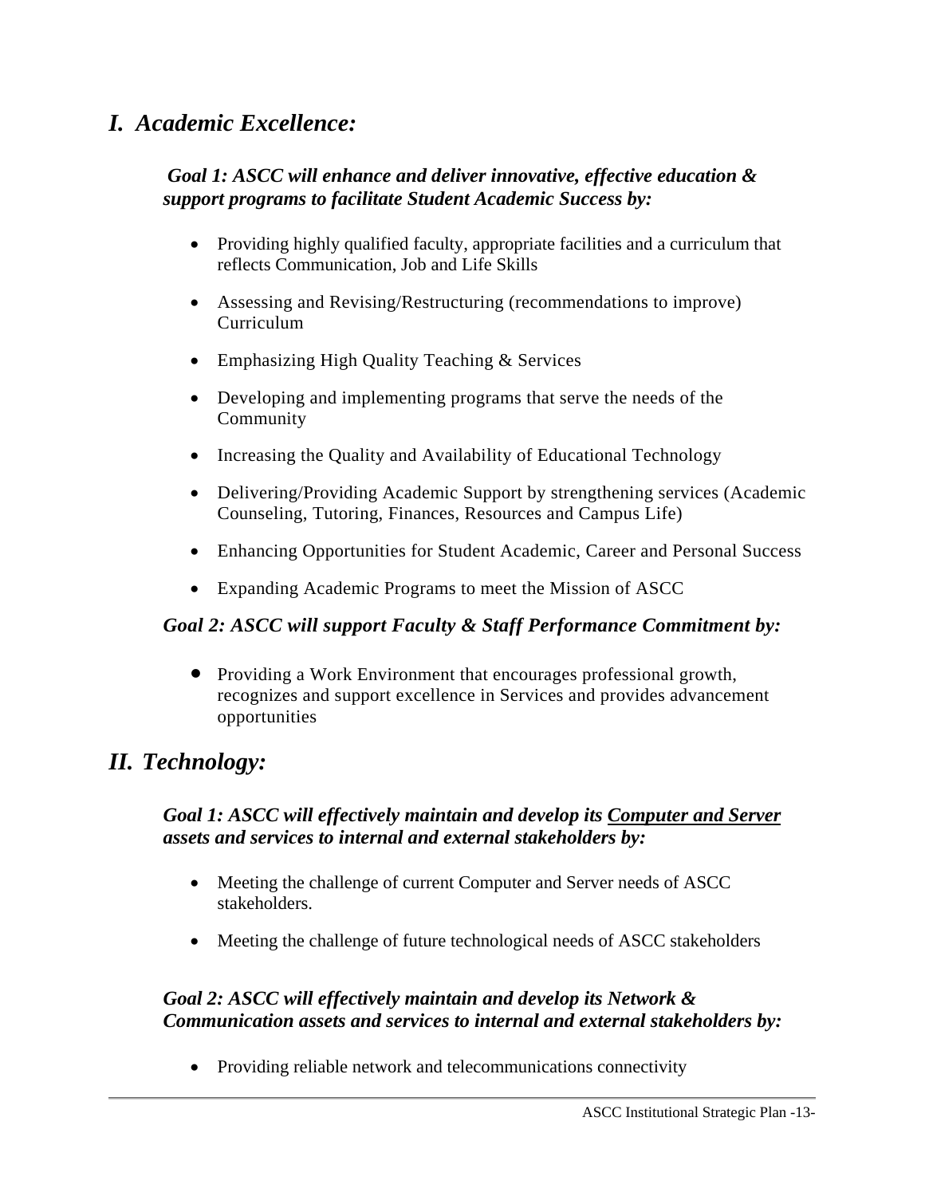## *I. Academic Excellence:*

***Goal 1: ASCC will enhance and deliver innovative, effective education & support programs to facilitate Student Academic Success by:***

- Providing highly qualified faculty, appropriate facilities and a curriculum that reflects Communication, Job and Life Skills
- Assessing and Revising/Restructuring (recommendations to improve) Curriculum
- Emphasizing High Quality Teaching & Services
- Developing and implementing programs that serve the needs of the Community
- Increasing the Quality and Availability of Educational Technology
- Delivering/Providing Academic Support by strengthening services (Academic Counseling, Tutoring, Finances, Resources and Campus Life)
- Enhancing Opportunities for Student Academic, Career and Personal Success
- Expanding Academic Programs to meet the Mission of ASCC

***Goal 2: ASCC will support Faculty & Staff Performance Commitment by:***

- Providing a Work Environment that encourages professional growth, recognizes and support excellence in Services and provides advancement opportunities

## *II. Technology:*

***Goal 1: ASCC will effectively maintain and develop its <u>Computer and Server</u> assets and services to internal and external stakeholders by:***

- Meeting the challenge of current Computer and Server needs of ASCC stakeholders.
- Meeting the challenge of future technological needs of ASCC stakeholders

***Goal 2: ASCC will effectively maintain and develop its Network & Communication assets and services to internal and external stakeholders by:***

- Providing reliable network and telecommunications connectivity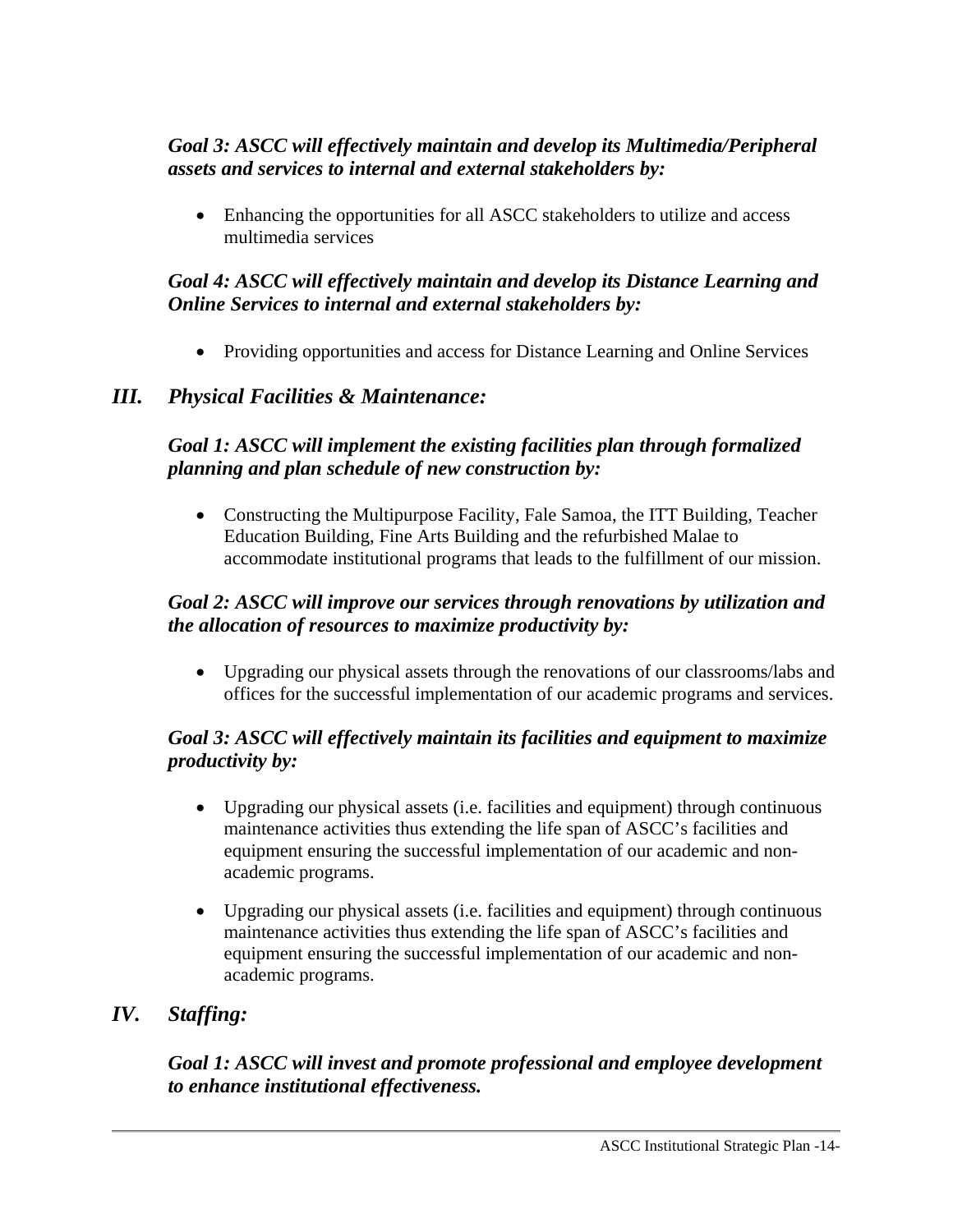***Goal 3: ASCC will effectively maintain and develop its Multimedia/Peripheral assets and services to internal and external stakeholders by:***

- Enhancing the opportunities for all ASCC stakeholders to utilize and access multimedia services

***Goal 4: ASCC will effectively maintain and develop its Distance Learning and Online Services to internal and external stakeholders by:***

- Providing opportunities and access for Distance Learning and Online Services

## *III. Physical Facilities & Maintenance:*

***Goal 1: ASCC will implement the existing facilities plan through formalized planning and plan schedule of new construction by:***

- Constructing the Multipurpose Facility, Fale Samoa, the ITT Building, Teacher Education Building, Fine Arts Building and the refurbished Malae to accommodate institutional programs that leads to the fulfillment of our mission.

***Goal 2: ASCC will improve our services through renovations by utilization and the allocation of resources to maximize productivity by:***

- Upgrading our physical assets through the renovations of our classrooms/labs and offices for the successful implementation of our academic programs and services.

***Goal 3: ASCC will effectively maintain its facilities and equipment to maximize productivity by:***

- Upgrading our physical assets (i.e. facilities and equipment) through continuous maintenance activities thus extending the life span of ASCC's facilities and equipment ensuring the successful implementation of our academic and non-academic programs.

- Upgrading our physical assets (i.e. facilities and equipment) through continuous maintenance activities thus extending the life span of ASCC's facilities and equipment ensuring the successful implementation of our academic and non-academic programs.

## *IV. Staffing:*

***Goal 1: ASCC will invest and promote professional and employee development to enhance institutional effectiveness.***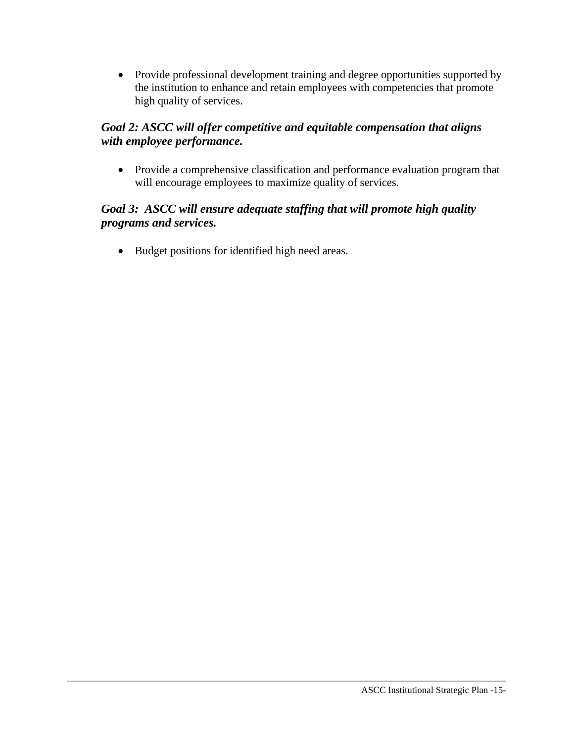- Provide professional development training and degree opportunities supported by the institution to enhance and retain employees with competencies that promote high quality of services.

### *Goal 2: ASCC will offer competitive and equitable compensation that aligns with employee performance.*

- Provide a comprehensive classification and performance evaluation program that will encourage employees to maximize quality of services.

### *Goal 3: ASCC will ensure adequate staffing that will promote high quality programs and services.*

- Budget positions for identified high need areas.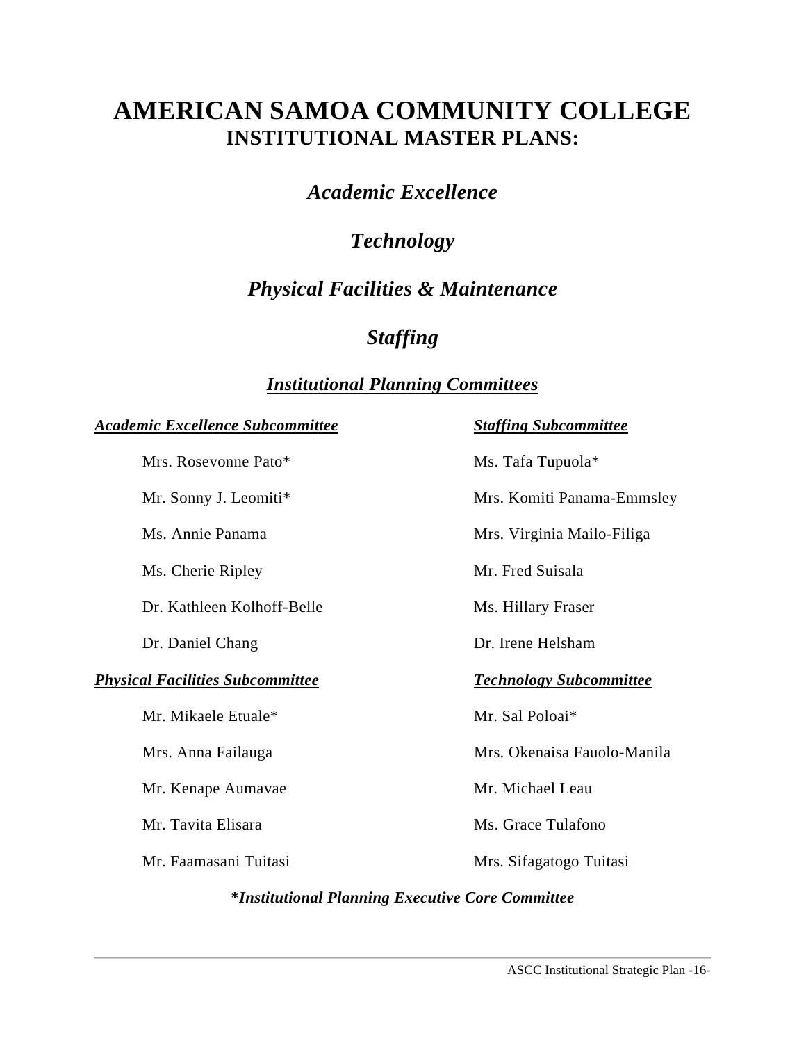# AMERICAN SAMOA COMMUNITY COLLEGE
## INSTITUTIONAL MASTER PLANS:

### *Academic Excellence*

### *Technology*

### *Physical Facilities & Maintenance*

### *Staffing*

#### ***Institutional Planning Committees***

***Academic Excellence Subcommittee***

- Mrs. Rosevonne Pato*
- Mr. Sonny J. Leomiti*
- Ms. Annie Panama
- Ms. Cherie Ripley
- Dr. Kathleen Kolhoff-Belle
- Dr. Daniel Chang

***Physical Facilities Subcommittee***

- Mr. Mikaele Etuale*
- Mrs. Anna Failauga
- Mr. Kenape Aumavae
- Mr. Tavita Elisara
- Mr. Faamasani Tuitasi

***Staffing Subcommittee***

- Ms. Tafa Tupuola*
- Mrs. Komiti Panama-Emmsley
- Mrs. Virginia Mailo-Filiga
- Mr. Fred Suisala
- Ms. Hillary Fraser
- Dr. Irene Helsham

***Technology Subcommittee***

- Mr. Sal Poloai*
- Mrs. Okenaisa Fauolo-Manila
- Mr. Michael Leau
- Ms. Grace Tulafono
- Mrs. Sifagatogo Tuitasi

***\*Institutional Planning Executive Core Committee***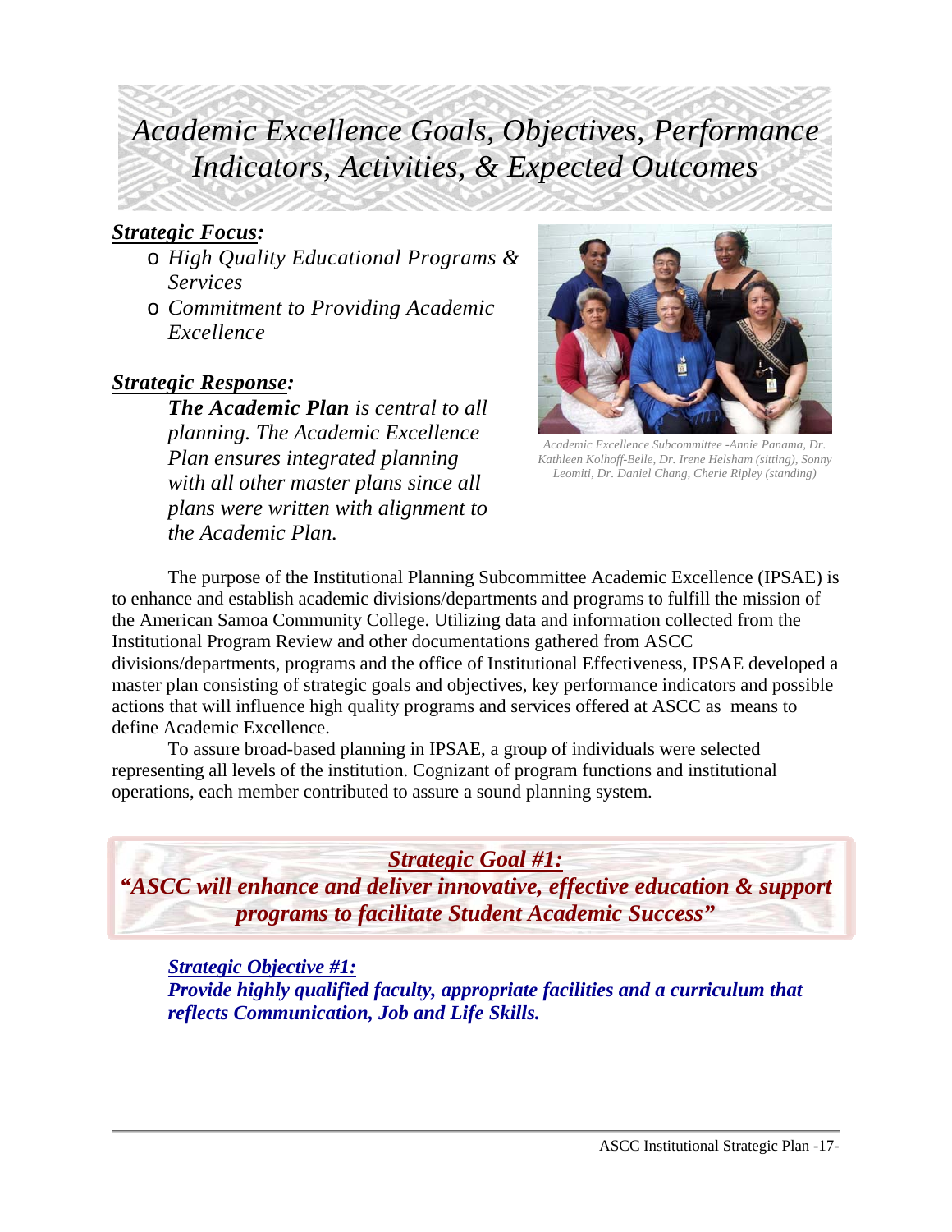# *Academic Excellence Goals, Objectives, Performance Indicators, Activities, & Expected Outcomes*

***Strategic Focus:***

- *High Quality Educational Programs & Services*
- *Commitment to Providing Academic Excellence*

***Strategic Response:***

***The Academic Plan*** *is central to all planning. The Academic Excellence Plan ensures integrated planning with all other master plans since all plans were written with alignment to the Academic Plan.*

*Academic Excellence Subcommittee -Annie Panama, Dr. Kathleen Kolhoff-Belle, Dr. Irene Helsham (sitting), Sonny Leomiti, Dr. Daniel Chang, Cherie Ripley (standing)*

The purpose of the Institutional Planning Subcommittee Academic Excellence (IPSAE) is to enhance and establish academic divisions/departments and programs to fulfill the mission of the American Samoa Community College. Utilizing data and information collected from the Institutional Program Review and other documentations gathered from ASCC divisions/departments, programs and the office of Institutional Effectiveness, IPSAE developed a master plan consisting of strategic goals and objectives, key performance indicators and possible actions that will influence high quality programs and services offered at ASCC as means to define Academic Excellence.

To assure broad-based planning in IPSAE, a group of individuals were selected representing all levels of the institution. Cognizant of program functions and institutional operations, each member contributed to assure a sound planning system.

## ***Strategic Goal #1:***

***"ASCC will enhance and deliver innovative, effective education & support programs to facilitate Student Academic Success"***

***Strategic Objective #1:***

***Provide highly qualified faculty, appropriate facilities and a curriculum that reflects Communication, Job and Life Skills.***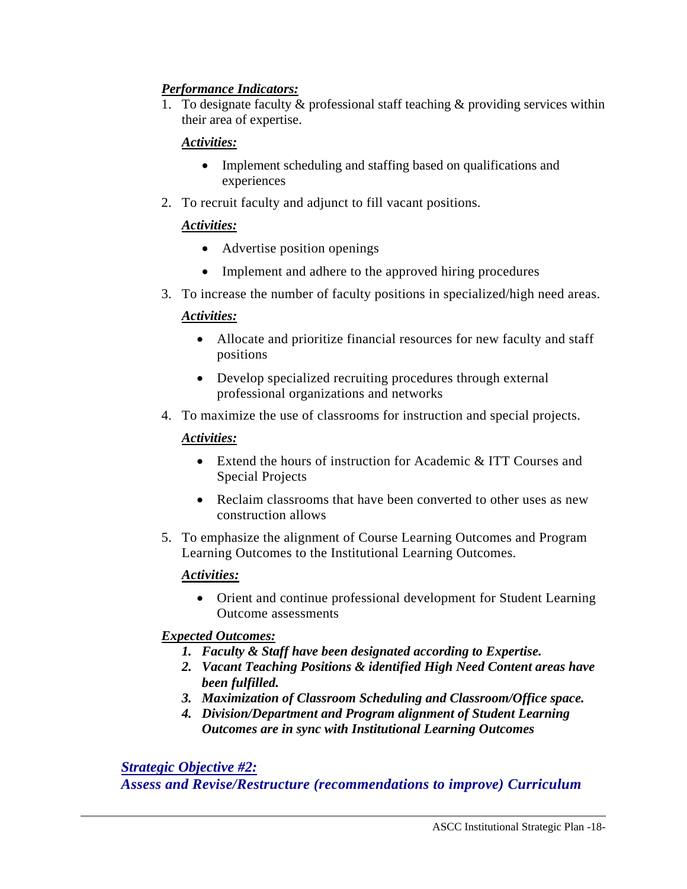***Performance Indicators:***

1. To designate faculty & professional staff teaching & providing services within their area of expertise.

   ***Activities:***

   - Implement scheduling and staffing based on qualifications and experiences

2. To recruit faculty and adjunct to fill vacant positions.

   ***Activities:***

   - Advertise position openings
   - Implement and adhere to the approved hiring procedures

3. To increase the number of faculty positions in specialized/high need areas.

   ***Activities:***

   - Allocate and prioritize financial resources for new faculty and staff positions
   - Develop specialized recruiting procedures through external professional organizations and networks

4. To maximize the use of classrooms for instruction and special projects.

   ***Activities:***

   - Extend the hours of instruction for Academic & ITT Courses and Special Projects
   - Reclaim classrooms that have been converted to other uses as new construction allows

5. To emphasize the alignment of Course Learning Outcomes and Program Learning Outcomes to the Institutional Learning Outcomes.

   ***Activities:***

   - Orient and continue professional development for Student Learning Outcome assessments

***Expected Outcomes:***

1. ***Faculty & Staff have been designated according to Expertise.***
2. ***Vacant Teaching Positions & identified High Need Content areas have been fulfilled.***
3. ***Maximization of Classroom Scheduling and Classroom/Office space.***
4. ***Division/Department and Program alignment of Student Learning Outcomes are in sync with Institutional Learning Outcomes***

## ***Strategic Objective #2:***

## ***Assess and Revise/Restructure (recommendations to improve) Curriculum***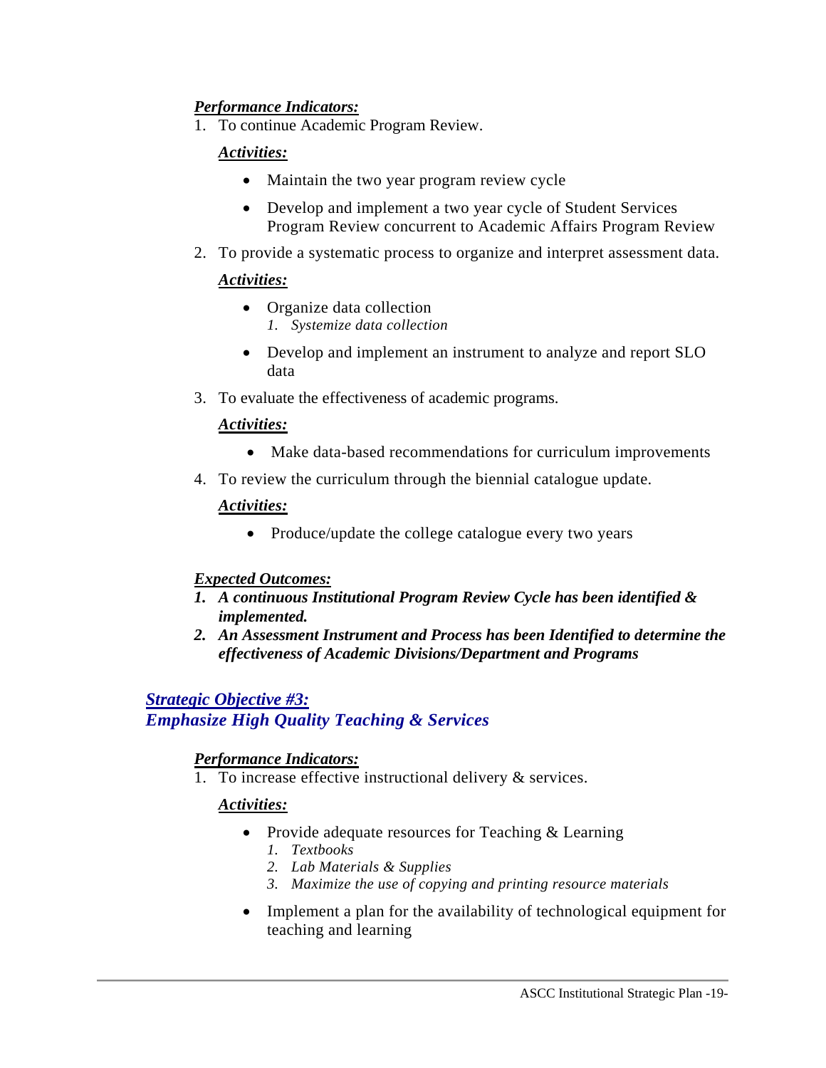***Performance Indicators:***

1. To continue Academic Program Review.

   ***Activities:***

   - Maintain the two year program review cycle
   - Develop and implement a two year cycle of Student Services Program Review concurrent to Academic Affairs Program Review

2. To provide a systematic process to organize and interpret assessment data.

   ***Activities:***

   - Organize data collection
     1. *Systemize data collection*
   - Develop and implement an instrument to analyze and report SLO data

3. To evaluate the effectiveness of academic programs.

   ***Activities:***

   - Make data-based recommendations for curriculum improvements

4. To review the curriculum through the biennial catalogue update.

   ***Activities:***

   - Produce/update the college catalogue every two years

***Expected Outcomes:***

1. ***A continuous Institutional Program Review Cycle has been identified & implemented.***
2. ***An Assessment Instrument and Process has been Identified to determine the effectiveness of Academic Divisions/Department and Programs***

## ***Strategic Objective #3:*** ***Emphasize High Quality Teaching & Services***

***Performance Indicators:***

1. To increase effective instructional delivery & services.

   ***Activities:***

   - Provide adequate resources for Teaching & Learning
     1. *Textbooks*
     2. *Lab Materials & Supplies*
     3. *Maximize the use of copying and printing resource materials*
   - Implement a plan for the availability of technological equipment for teaching and learning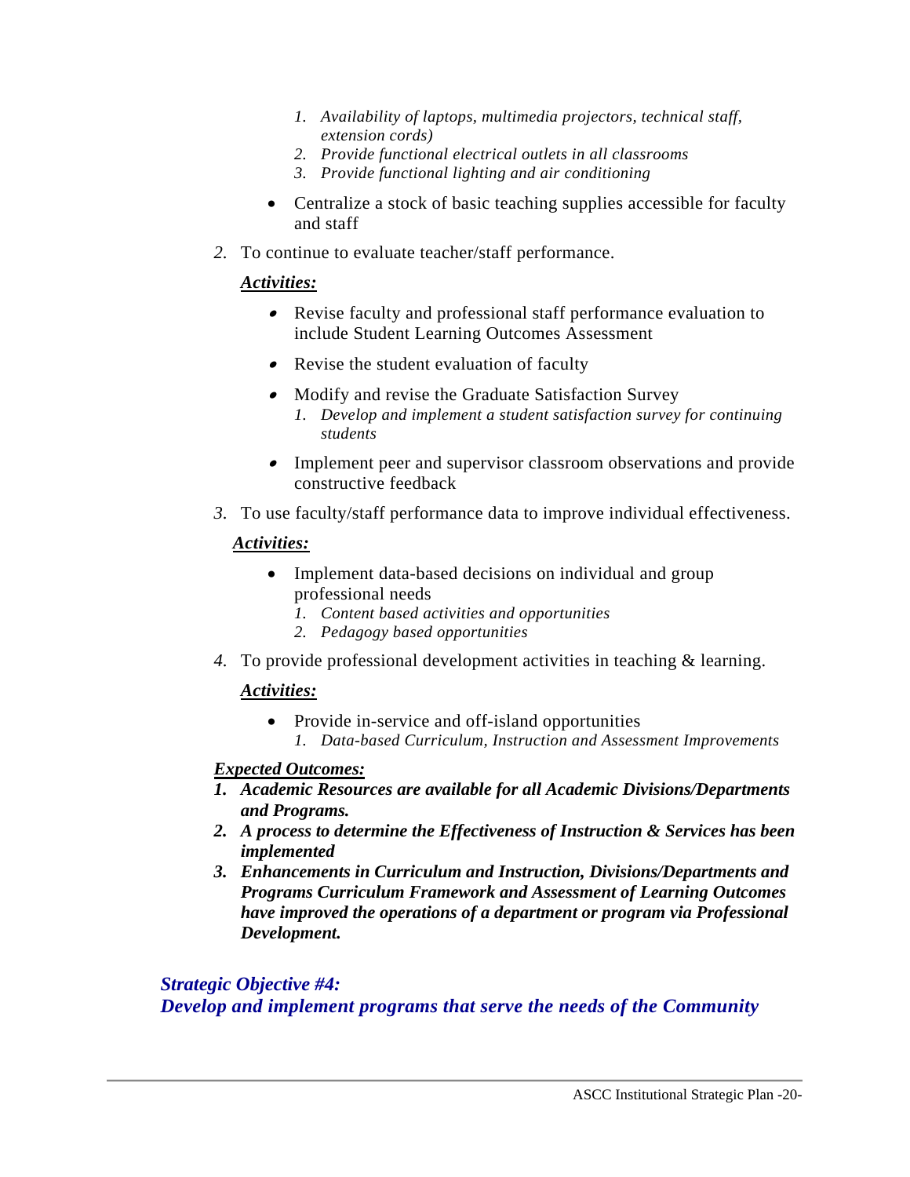1. *Availability of laptops, multimedia projectors, technical staff, extension cords)*
   2. *Provide functional electrical outlets in all classrooms*
   3. *Provide functional lighting and air conditioning*

- Centralize a stock of basic teaching supplies accessible for faculty and staff

2. To continue to evaluate teacher/staff performance.

   ***Activities:***

   - Revise faculty and professional staff performance evaluation to include Student Learning Outcomes Assessment
   - Revise the student evaluation of faculty
   - Modify and revise the Graduate Satisfaction Survey
     1. *Develop and implement a student satisfaction survey for continuing students*
   - Implement peer and supervisor classroom observations and provide constructive feedback

3. To use faculty/staff performance data to improve individual effectiveness.

   ***Activities:***

   - Implement data-based decisions on individual and group professional needs
     1. *Content based activities and opportunities*
     2. *Pedagogy based opportunities*

4. To provide professional development activities in teaching & learning.

   ***Activities:***

   - Provide in-service and off-island opportunities
     1. *Data-based Curriculum, Instruction and Assessment Improvements*

***Expected Outcomes:***

1. ***Academic Resources are available for all Academic Divisions/Departments and Programs.***
2. ***A process to determine the Effectiveness of Instruction & Services has been implemented***
3. ***Enhancements in Curriculum and Instruction, Divisions/Departments and Programs Curriculum Framework and Assessment of Learning Outcomes have improved the operations of a department or program via Professional Development.***

### *Strategic Objective #4:*
### *Develop and implement programs that serve the needs of the Community*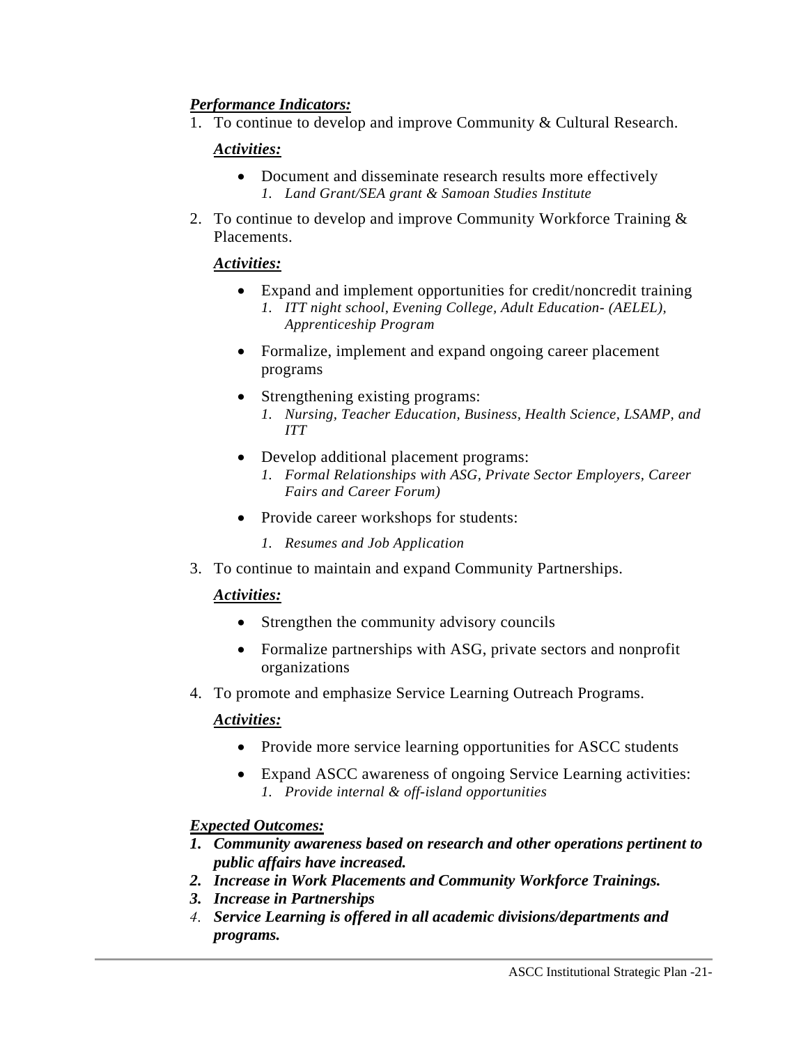***Performance Indicators:***

1. To continue to develop and improve Community & Cultural Research.

   ***Activities:***

   - Document and disseminate research results more effectively
     1. *Land Grant/SEA grant & Samoan Studies Institute*

2. To continue to develop and improve Community Workforce Training & Placements.

   ***Activities:***

   - Expand and implement opportunities for credit/noncredit training
     1. *ITT night school, Evening College, Adult Education- (AELEL), Apprenticeship Program*
   - Formalize, implement and expand ongoing career placement programs
   - Strengthening existing programs:
     1. *Nursing, Teacher Education, Business, Health Science, LSAMP, and ITT*
   - Develop additional placement programs:
     1. *Formal Relationships with ASG, Private Sector Employers, Career Fairs and Career Forum)*
   - Provide career workshops for students:
     1. *Resumes and Job Application*

3. To continue to maintain and expand Community Partnerships.

   ***Activities:***

   - Strengthen the community advisory councils
   - Formalize partnerships with ASG, private sectors and nonprofit organizations

4. To promote and emphasize Service Learning Outreach Programs.

   ***Activities:***

   - Provide more service learning opportunities for ASCC students
   - Expand ASCC awareness of ongoing Service Learning activities:
     1. *Provide internal & off-island opportunities*

***Expected Outcomes:***

1. ***Community awareness based on research and other operations pertinent to public affairs have increased.***
2. ***Increase in Work Placements and Community Workforce Trainings.***
3. ***Increase in Partnerships***
4. ***Service Learning is offered in all academic divisions/departments and programs.***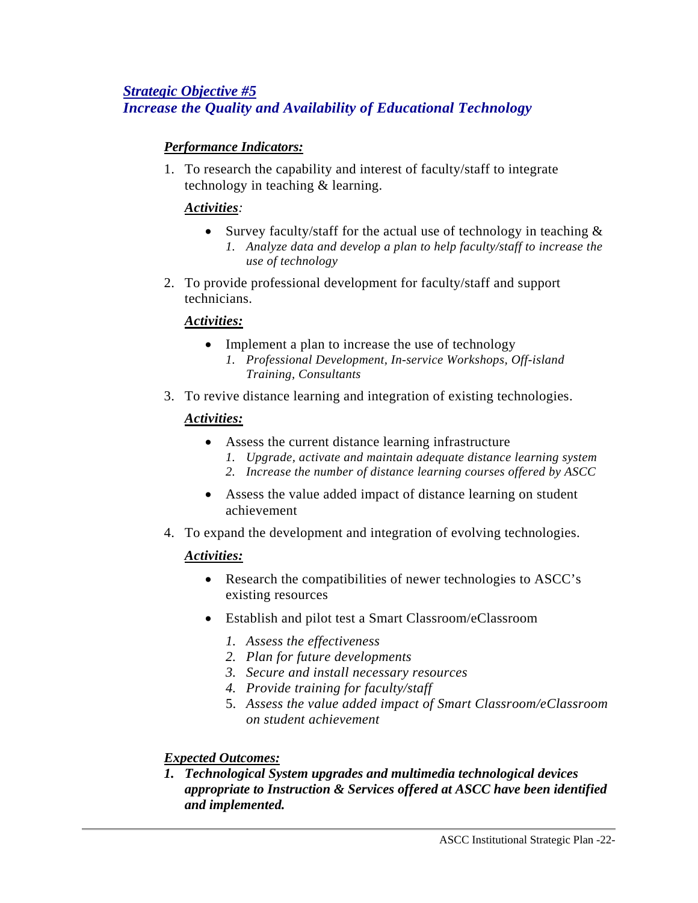## ***Strategic Objective #5***
## ***Increase the Quality and Availability of Educational Technology***

***Performance Indicators:***

1. To research the capability and interest of faculty/staff to integrate technology in teaching & learning.

   ***Activities:***

   - Survey faculty/staff for the actual use of technology in teaching &
     1. *Analyze data and develop a plan to help faculty/staff to increase the use of technology*

2. To provide professional development for faculty/staff and support technicians.

   ***Activities:***

   - Implement a plan to increase the use of technology
     1. *Professional Development, In-service Workshops, Off-island Training, Consultants*

3. To revive distance learning and integration of existing technologies.

   ***Activities:***

   - Assess the current distance learning infrastructure
     1. *Upgrade, activate and maintain adequate distance learning system*
     2. *Increase the number of distance learning courses offered by ASCC*
   - Assess the value added impact of distance learning on student achievement

4. To expand the development and integration of evolving technologies.

   ***Activities:***

   - Research the compatibilities of newer technologies to ASCC's existing resources
   - Establish and pilot test a Smart Classroom/eClassroom
     1. *Assess the effectiveness*
     2. *Plan for future developments*
     3. *Secure and install necessary resources*
     4. *Provide training for faculty/staff*
     5. *Assess the value added impact of Smart Classroom/eClassroom on student achievement*

***Expected Outcomes:***

1. ***Technological System upgrades and multimedia technological devices appropriate to Instruction & Services offered at ASCC have been identified and implemented.***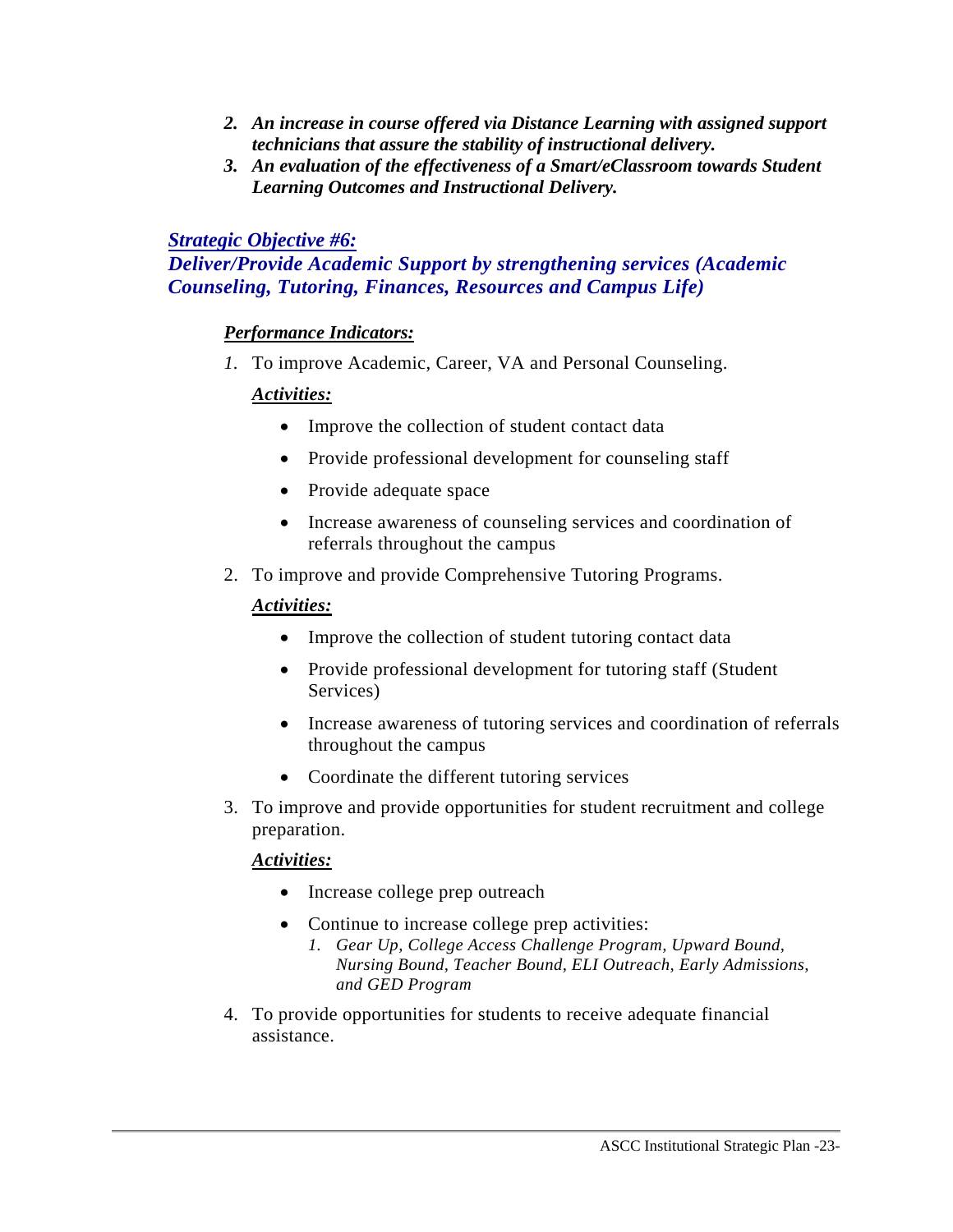2. ***An increase in course offered via Distance Learning with assigned support technicians that assure the stability of instructional delivery.***
3. ***An evaluation of the effectiveness of a Smart/eClassroom towards Student Learning Outcomes and Instructional Delivery.***

### ***Strategic Objective #6:***
### ***Deliver/Provide Academic Support by strengthening services (Academic Counseling, Tutoring, Finances, Resources and Campus Life)***

***Performance Indicators:***

1. To improve Academic, Career, VA and Personal Counseling.

   ***Activities:***

   - Improve the collection of student contact data
   - Provide professional development for counseling staff
   - Provide adequate space
   - Increase awareness of counseling services and coordination of referrals throughout the campus

2. To improve and provide Comprehensive Tutoring Programs.

   ***Activities:***

   - Improve the collection of student tutoring contact data
   - Provide professional development for tutoring staff (Student Services)
   - Increase awareness of tutoring services and coordination of referrals throughout the campus
   - Coordinate the different tutoring services

3. To improve and provide opportunities for student recruitment and college preparation.

   ***Activities:***

   - Increase college prep outreach
   - Continue to increase college prep activities:
     1. *Gear Up, College Access Challenge Program, Upward Bound, Nursing Bound, Teacher Bound, ELI Outreach, Early Admissions, and GED Program*

4. To provide opportunities for students to receive adequate financial assistance.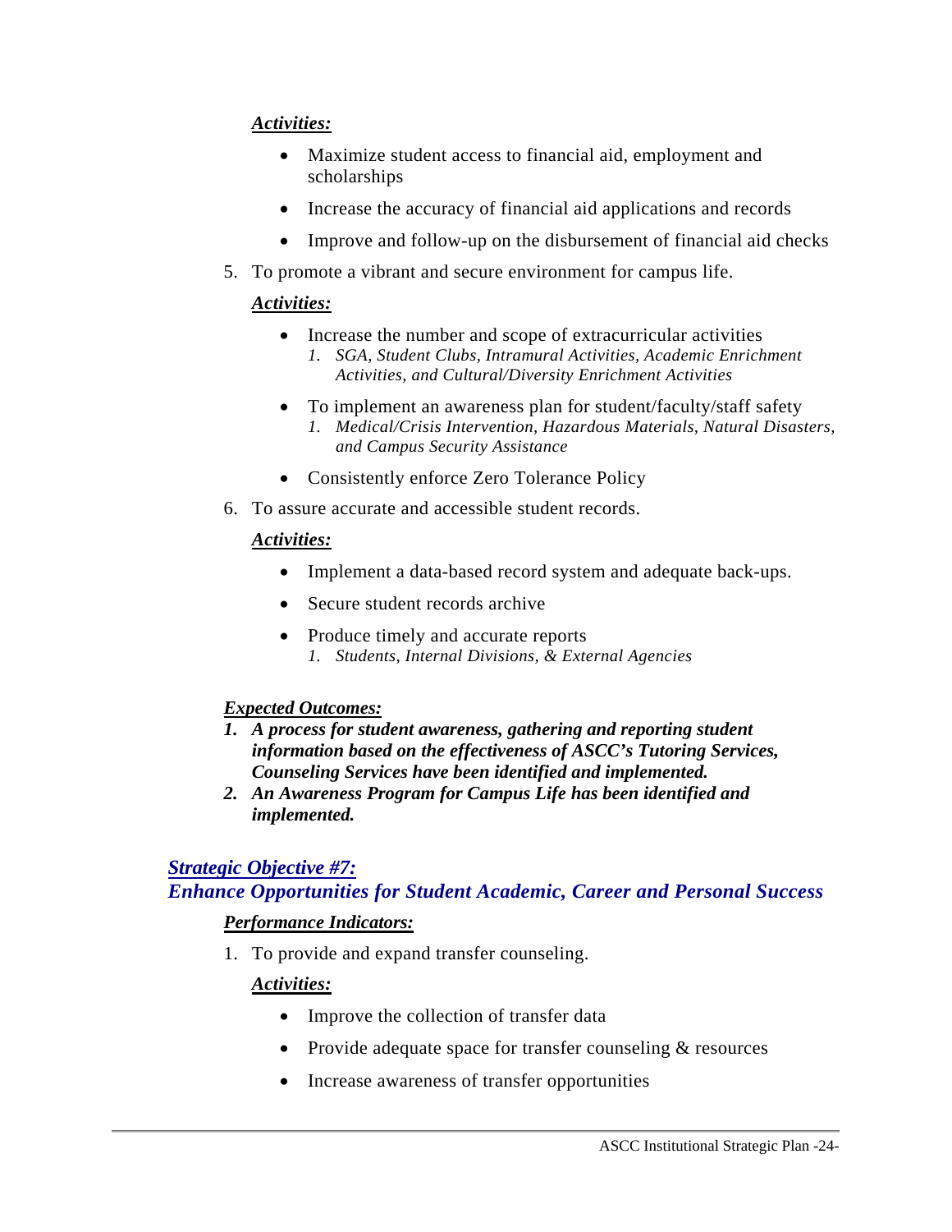***Activities:***

- Maximize student access to financial aid, employment and scholarships
- Increase the accuracy of financial aid applications and records
- Improve and follow-up on the disbursement of financial aid checks

5. To promote a vibrant and secure environment for campus life.

   ***Activities:***

   - Increase the number and scope of extracurricular activities
     1. *SGA, Student Clubs, Intramural Activities, Academic Enrichment Activities, and Cultural/Diversity Enrichment Activities*
   - To implement an awareness plan for student/faculty/staff safety
     1. *Medical/Crisis Intervention, Hazardous Materials, Natural Disasters, and Campus Security Assistance*
   - Consistently enforce Zero Tolerance Policy

6. To assure accurate and accessible student records.

   ***Activities:***

   - Implement a data-based record system and adequate back-ups.
   - Secure student records archive
   - Produce timely and accurate reports
     1. *Students, Internal Divisions, & External Agencies*

***Expected Outcomes:***

1. ***A process for student awareness, gathering and reporting student information based on the effectiveness of ASCC's Tutoring Services, Counseling Services have been identified and implemented.***
2. ***An Awareness Program for Campus Life has been identified and implemented.***

## ***Strategic Objective #7:*** ***Enhance Opportunities for Student Academic, Career and Personal Success***

***Performance Indicators:***

1. To provide and expand transfer counseling.

   ***Activities:***

   - Improve the collection of transfer data
   - Provide adequate space for transfer counseling & resources
   - Increase awareness of transfer opportunities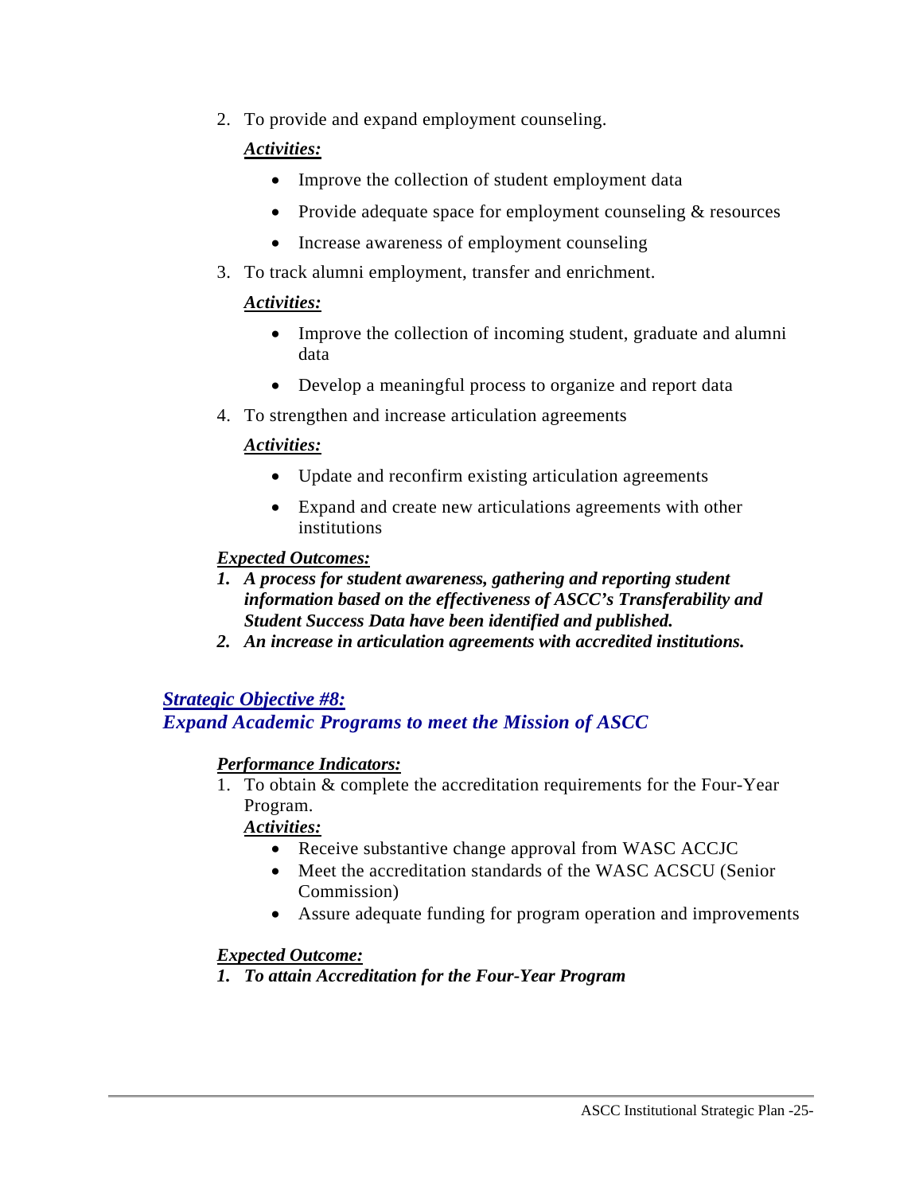2. To provide and expand employment counseling.

   ***Activities:***

   - Improve the collection of student employment data
   - Provide adequate space for employment counseling & resources
   - Increase awareness of employment counseling

3. To track alumni employment, transfer and enrichment.

   ***Activities:***

   - Improve the collection of incoming student, graduate and alumni data
   - Develop a meaningful process to organize and report data

4. To strengthen and increase articulation agreements

   ***Activities:***

   - Update and reconfirm existing articulation agreements
   - Expand and create new articulations agreements with other institutions

***Expected Outcomes:***

1. ***A process for student awareness, gathering and reporting student information based on the effectiveness of ASCC's Transferability and Student Success Data have been identified and published.***
2. ***An increase in articulation agreements with accredited institutions.***

## *Strategic Objective #8:*
## *Expand Academic Programs to meet the Mission of ASCC*

***Performance Indicators:***

1. To obtain & complete the accreditation requirements for the Four-Year Program.

   ***Activities:***

   - Receive substantive change approval from WASC ACCJC
   - Meet the accreditation standards of the WASC ACSCU (Senior Commission)
   - Assure adequate funding for program operation and improvements

***Expected Outcome:***

1. ***To attain Accreditation for the Four-Year Program***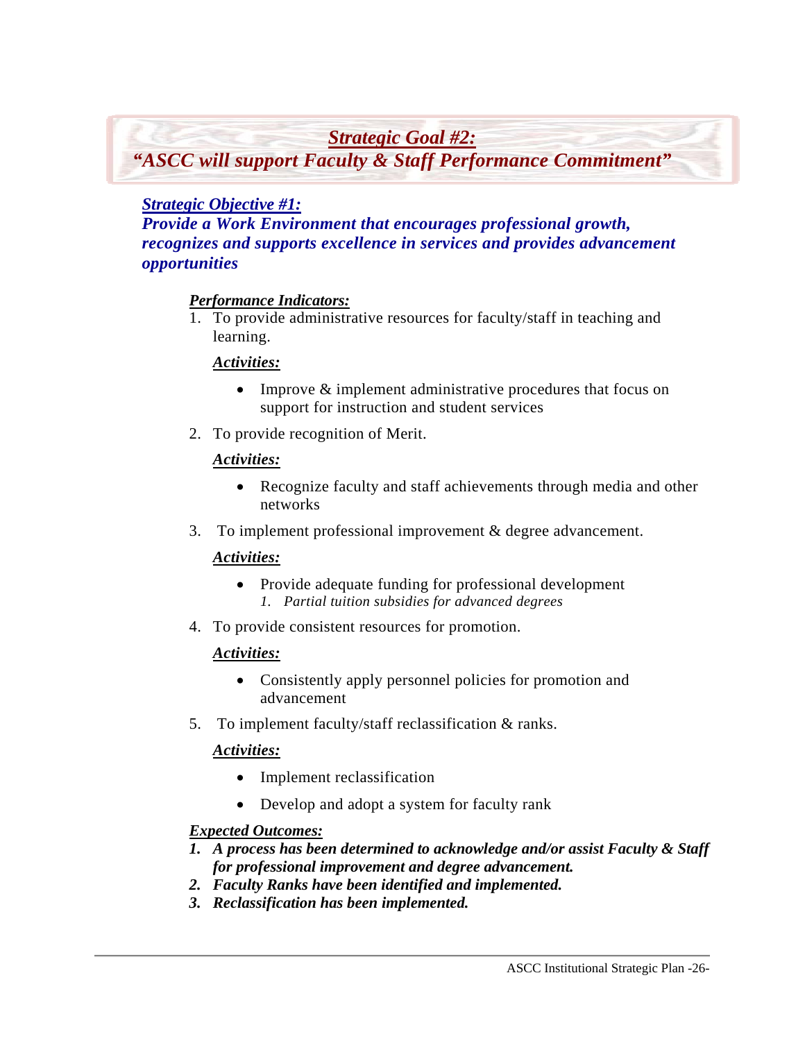## Strategic Goal #2:
## "ASCC will support Faculty & Staff Performance Commitment"

### *Strategic Objective #1:*
### *Provide a Work Environment that encourages professional growth, recognizes and supports excellence in services and provides advancement opportunities*

***Performance Indicators:***

1. To provide administrative resources for faculty/staff in teaching and learning.

   ***Activities:***

   - Improve & implement administrative procedures that focus on support for instruction and student services

2. To provide recognition of Merit.

   ***Activities:***

   - Recognize faculty and staff achievements through media and other networks

3. To implement professional improvement & degree advancement.

   ***Activities:***

   - Provide adequate funding for professional development
     1. *Partial tuition subsidies for advanced degrees*

4. To provide consistent resources for promotion.

   ***Activities:***

   - Consistently apply personnel policies for promotion and advancement

5. To implement faculty/staff reclassification & ranks.

   ***Activities:***

   - Implement reclassification
   - Develop and adopt a system for faculty rank

***Expected Outcomes:***

1. ***A process has been determined to acknowledge and/or assist Faculty & Staff for professional improvement and degree advancement.***
2. ***Faculty Ranks have been identified and implemented.***
3. ***Reclassification has been implemented.***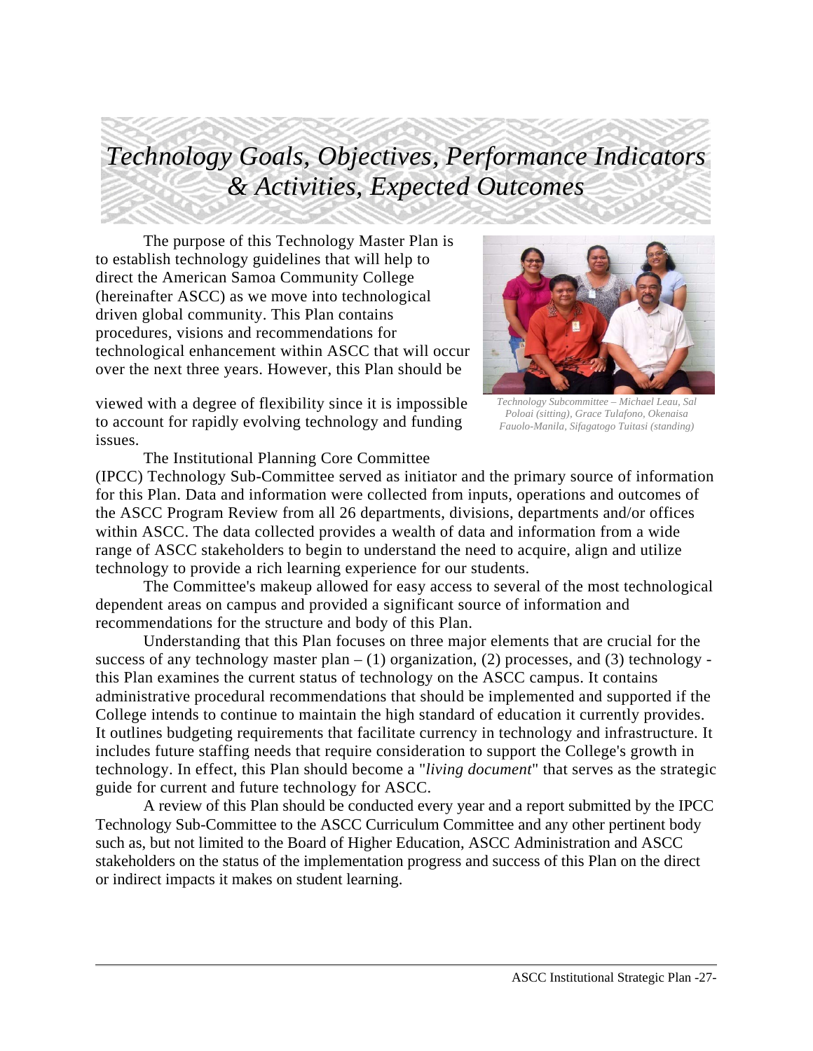# *Technology Goals, Objectives, Performance Indicators & Activities, Expected Outcomes*

The purpose of this Technology Master Plan is to establish technology guidelines that will help to direct the American Samoa Community College (hereinafter ASCC) as we move into technological driven global community. This Plan contains procedures, visions and recommendations for technological enhancement within ASCC that will occur over the next three years. However, this Plan should be viewed with a degree of flexibility since it is impossible to account for rapidly evolving technology and funding issues.

*Technology Subcommittee – Michael Leau, Sal Poloai (sitting), Grace Tulafono, Okenaisa Fauolo-Manila, Sifagatogo Tuitasi (standing)*

The Institutional Planning Core Committee (IPCC) Technology Sub-Committee served as initiator and the primary source of information for this Plan. Data and information were collected from inputs, operations and outcomes of the ASCC Program Review from all 26 departments, divisions, departments and/or offices within ASCC. The data collected provides a wealth of data and information from a wide range of ASCC stakeholders to begin to understand the need to acquire, align and utilize technology to provide a rich learning experience for our students.

The Committee's makeup allowed for easy access to several of the most technological dependent areas on campus and provided a significant source of information and recommendations for the structure and body of this Plan.

Understanding that this Plan focuses on three major elements that are crucial for the success of any technology master plan – (1) organization, (2) processes, and (3) technology - this Plan examines the current status of technology on the ASCC campus. It contains administrative procedural recommendations that should be implemented and supported if the College intends to continue to maintain the high standard of education it currently provides. It outlines budgeting requirements that facilitate currency in technology and infrastructure. It includes future staffing needs that require consideration to support the College's growth in technology. In effect, this Plan should become a "*living document*" that serves as the strategic guide for current and future technology for ASCC.

A review of this Plan should be conducted every year and a report submitted by the IPCC Technology Sub-Committee to the ASCC Curriculum Committee and any other pertinent body such as, but not limited to the Board of Higher Education, ASCC Administration and ASCC stakeholders on the status of the implementation progress and success of this Plan on the direct or indirect impacts it makes on student learning.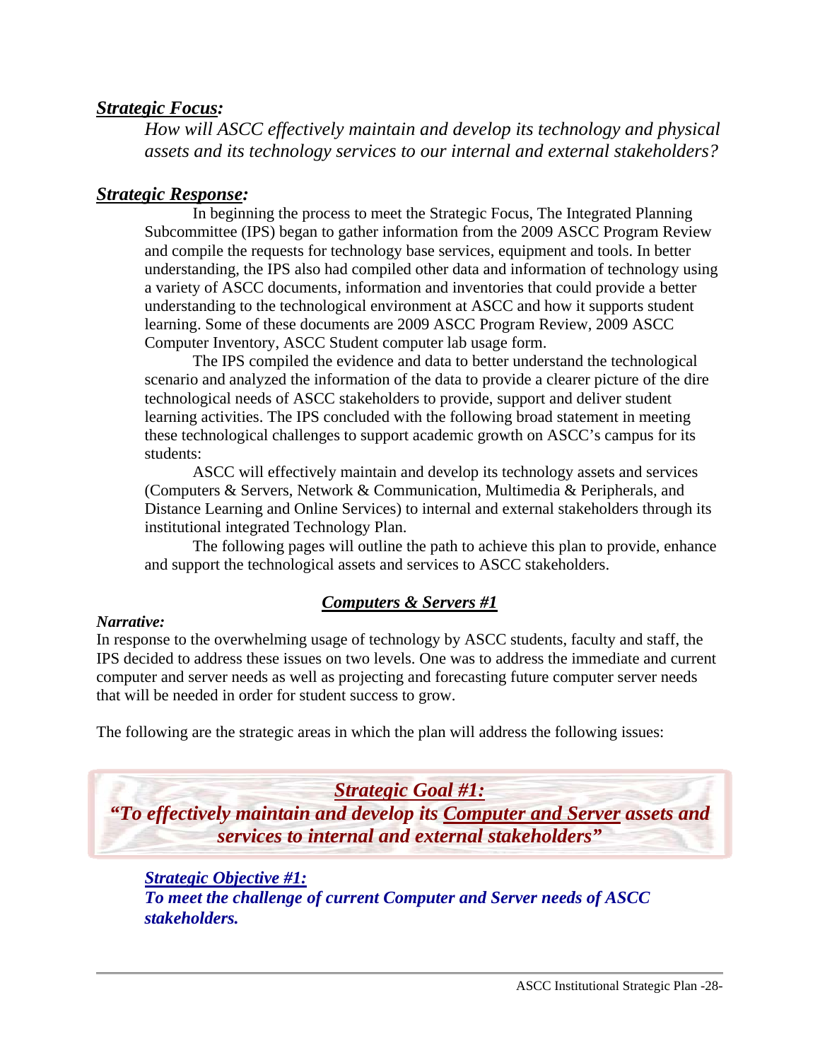***Strategic Focus:***

*How will ASCC effectively maintain and develop its technology and physical assets and its technology services to our internal and external stakeholders?*

***Strategic Response:***

In beginning the process to meet the Strategic Focus, The Integrated Planning Subcommittee (IPS) began to gather information from the 2009 ASCC Program Review and compile the requests for technology base services, equipment and tools. In better understanding, the IPS also had compiled other data and information of technology using a variety of ASCC documents, information and inventories that could provide a better understanding to the technological environment at ASCC and how it supports student learning. Some of these documents are 2009 ASCC Program Review, 2009 ASCC Computer Inventory, ASCC Student computer lab usage form.

The IPS compiled the evidence and data to better understand the technological scenario and analyzed the information of the data to provide a clearer picture of the dire technological needs of ASCC stakeholders to provide, support and deliver student learning activities. The IPS concluded with the following broad statement in meeting these technological challenges to support academic growth on ASCC's campus for its students:

ASCC will effectively maintain and develop its technology assets and services (Computers & Servers, Network & Communication, Multimedia & Peripherals, and Distance Learning and Online Services) to internal and external stakeholders through its institutional integrated Technology Plan.

The following pages will outline the path to achieve this plan to provide, enhance and support the technological assets and services to ASCC stakeholders.

## ***Computers & Servers #1***

***Narrative:***

In response to the overwhelming usage of technology by ASCC students, faculty and staff, the IPS decided to address these issues on two levels. One was to address the immediate and current computer and server needs as well as projecting and forecasting future computer server needs that will be needed in order for student success to grow.

The following are the strategic areas in which the plan will address the following issues:

### ***Strategic Goal #1:***

***"To effectively maintain and develop its Computer and Server assets and services to internal and external stakeholders"***

***Strategic Objective #1:***

***To meet the challenge of current Computer and Server needs of ASCC stakeholders.***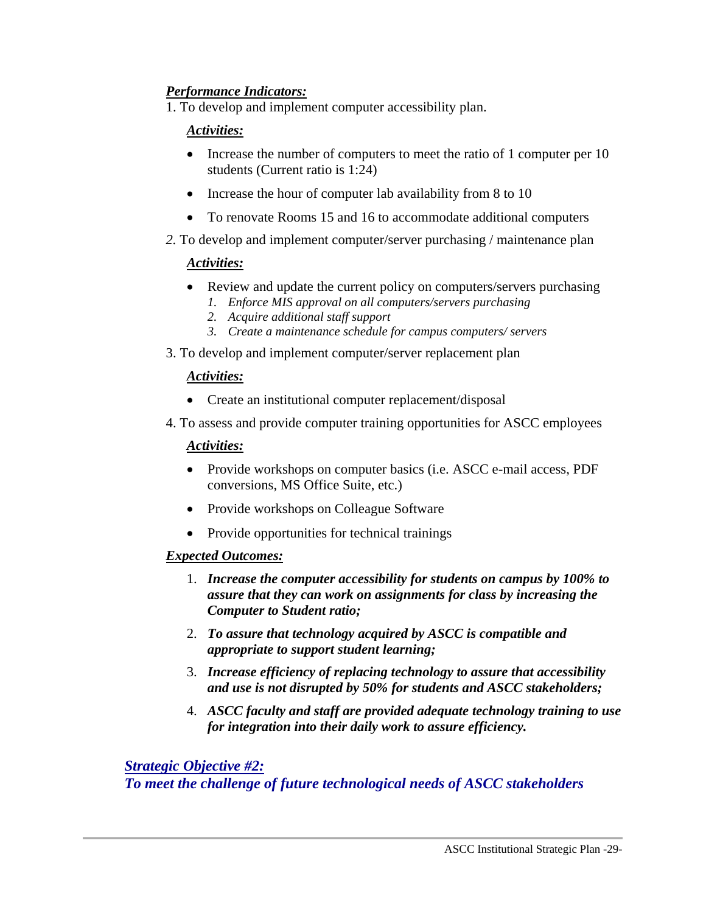***Performance Indicators:***

1. To develop and implement computer accessibility plan.

   ***Activities:***

   - Increase the number of computers to meet the ratio of 1 computer per 10 students (Current ratio is 1:24)
   - Increase the hour of computer lab availability from 8 to 10
   - To renovate Rooms 15 and 16 to accommodate additional computers

2. To develop and implement computer/server purchasing / maintenance plan

   ***Activities:***

   - Review and update the current policy on computers/servers purchasing
     1. *Enforce MIS approval on all computers/servers purchasing*
     2. *Acquire additional staff support*
     3. *Create a maintenance schedule for campus computers/ servers*

3. To develop and implement computer/server replacement plan

   ***Activities:***

   - Create an institutional computer replacement/disposal

4. To assess and provide computer training opportunities for ASCC employees

   ***Activities:***

   - Provide workshops on computer basics (i.e. ASCC e-mail access, PDF conversions, MS Office Suite, etc.)
   - Provide workshops on Colleague Software
   - Provide opportunities for technical trainings

***Expected Outcomes:***

1. ***Increase the computer accessibility for students on campus by 100% to assure that they can work on assignments for class by increasing the Computer to Student ratio;***
2. ***To assure that technology acquired by ASCC is compatible and appropriate to support student learning;***
3. ***Increase efficiency of replacing technology to assure that accessibility and use is not disrupted by 50% for students and ASCC stakeholders;***
4. ***ASCC faculty and staff are provided adequate technology training to use for integration into their daily work to assure efficiency.***

## ***Strategic Objective #2:***

## ***To meet the challenge of future technological needs of ASCC stakeholders***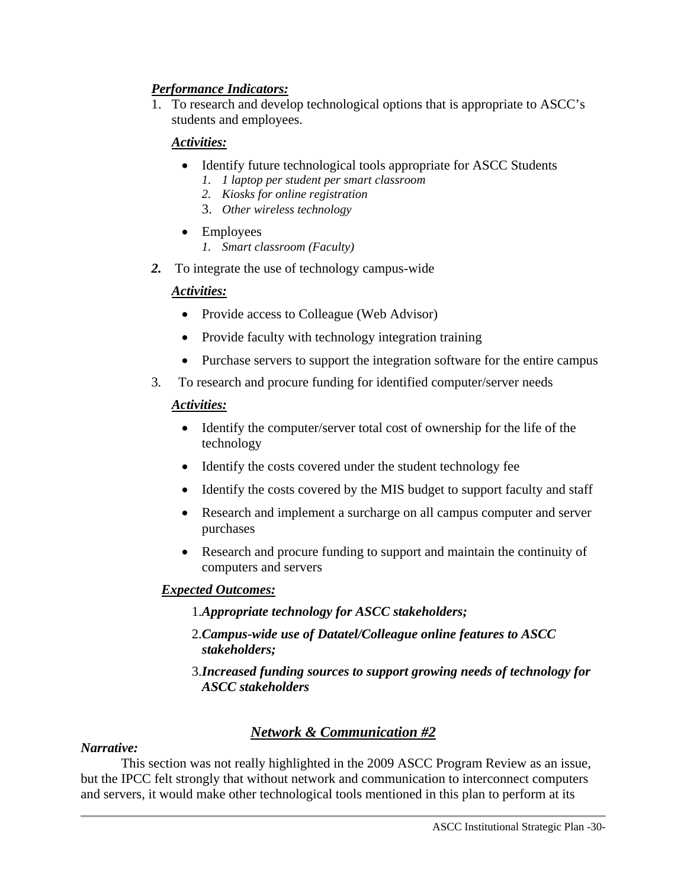***Performance Indicators:***

1. To research and develop technological options that is appropriate to ASCC's students and employees.

   ***Activities:***

   - Identify future technological tools appropriate for ASCC Students
     1. *1 laptop per student per smart classroom*
     2. *Kiosks for online registration*
     3. *Other wireless technology*
   - Employees
     1. *Smart classroom (Faculty)*

2. To integrate the use of technology campus-wide

   ***Activities:***

   - Provide access to Colleague (Web Advisor)
   - Provide faculty with technology integration training
   - Purchase servers to support the integration software for the entire campus

3. To research and procure funding for identified computer/server needs

   ***Activities:***

   - Identify the computer/server total cost of ownership for the life of the technology
   - Identify the costs covered under the student technology fee
   - Identify the costs covered by the MIS budget to support faculty and staff
   - Research and implement a surcharge on all campus computer and server purchases
   - Research and procure funding to support and maintain the continuity of computers and servers

***Expected Outcomes:***

1. ***Appropriate technology for ASCC stakeholders;***
2. ***Campus-wide use of Datatel/Colleague online features to ASCC stakeholders;***
3. ***Increased funding sources to support growing needs of technology for ASCC stakeholders***

## ***Network & Communication #2***

***Narrative:***

This section was not really highlighted in the 2009 ASCC Program Review as an issue, but the IPCC felt strongly that without network and communication to interconnect computers and servers, it would make other technological tools mentioned in this plan to perform at its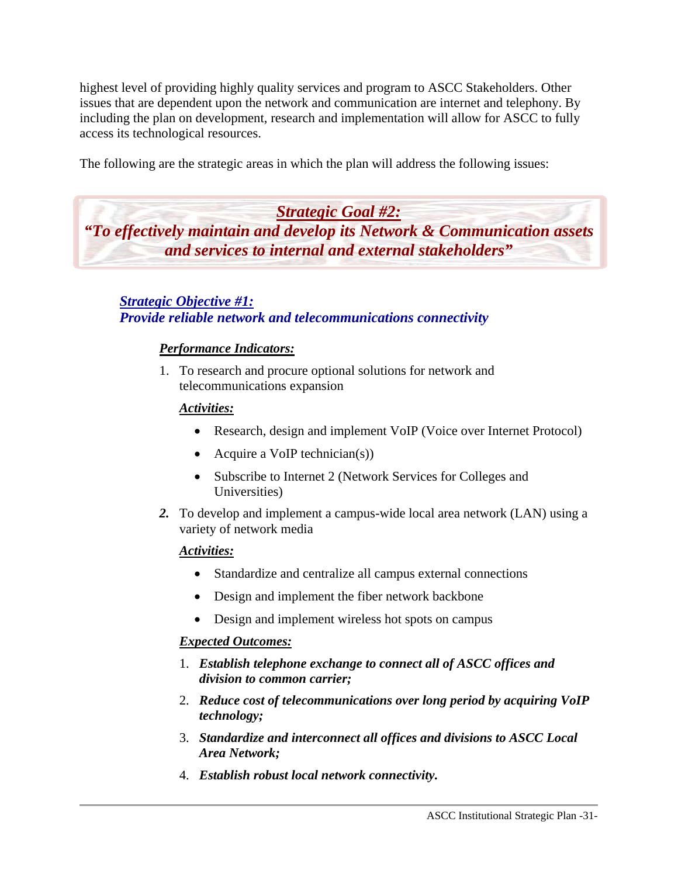highest level of providing highly quality services and program to ASCC Stakeholders. Other issues that are dependent upon the network and communication are internet and telephony. By including the plan on development, research and implementation will allow for ASCC to fully access its technological resources.

The following are the strategic areas in which the plan will address the following issues:

## ***Strategic Goal #2:***
## ***"To effectively maintain and develop its Network & Communication assets and services to internal and external stakeholders"***

### ***Strategic Objective #1:***
### ***Provide reliable network and telecommunications connectivity***

***Performance Indicators:***

1. To research and procure optional solutions for network and telecommunications expansion

   ***Activities:***

   - Research, design and implement VoIP (Voice over Internet Protocol)
   - Acquire a VoIP technician(s))
   - Subscribe to Internet 2 (Network Services for Colleges and Universities)

2. To develop and implement a campus-wide local area network (LAN) using a variety of network media

   ***Activities:***

   - Standardize and centralize all campus external connections
   - Design and implement the fiber network backbone
   - Design and implement wireless hot spots on campus

   ***Expected Outcomes:***

   1. ***Establish telephone exchange to connect all of ASCC offices and division to common carrier;***
   2. ***Reduce cost of telecommunications over long period by acquiring VoIP technology;***
   3. ***Standardize and interconnect all offices and divisions to ASCC Local Area Network;***
   4. ***Establish robust local network connectivity.***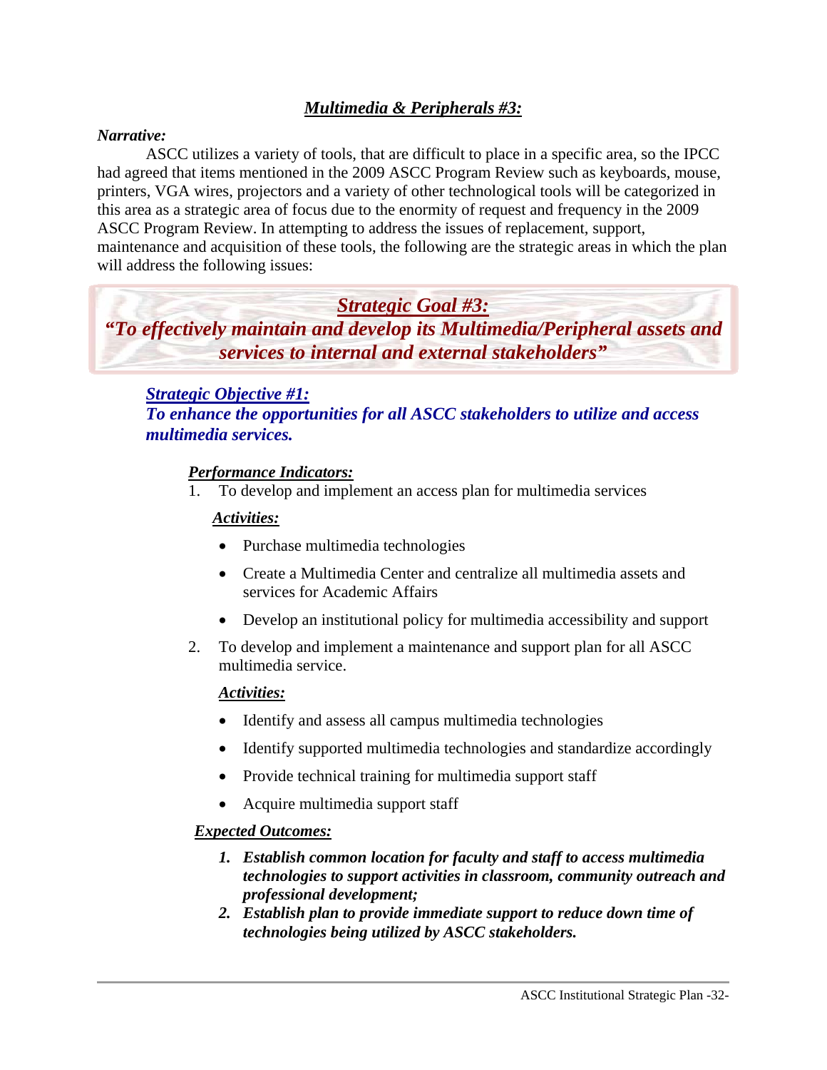## ***Multimedia & Peripherals #3:***

***Narrative:***

ASCC utilizes a variety of tools, that are difficult to place in a specific area, so the IPCC had agreed that items mentioned in the 2009 ASCC Program Review such as keyboards, mouse, printers, VGA wires, projectors and a variety of other technological tools will be categorized in this area as a strategic area of focus due to the enormity of request and frequency in the 2009 ASCC Program Review. In attempting to address the issues of replacement, support, maintenance and acquisition of these tools, the following are the strategic areas in which the plan will address the following issues:

### ***Strategic Goal #3:***
### ***"To effectively maintain and develop its Multimedia/Peripheral assets and services to internal and external stakeholders"***

***Strategic Objective #1:***
***To enhance the opportunities for all ASCC stakeholders to utilize and access multimedia services.***

***Performance Indicators:***

1. To develop and implement an access plan for multimedia services

   ***Activities:***

   - Purchase multimedia technologies
   - Create a Multimedia Center and centralize all multimedia assets and services for Academic Affairs
   - Develop an institutional policy for multimedia accessibility and support

2. To develop and implement a maintenance and support plan for all ASCC multimedia service.

   ***Activities:***

   - Identify and assess all campus multimedia technologies
   - Identify supported multimedia technologies and standardize accordingly
   - Provide technical training for multimedia support staff
   - Acquire multimedia support staff

***Expected Outcomes:***

1. ***Establish common location for faculty and staff to access multimedia technologies to support activities in classroom, community outreach and professional development;***
2. ***Establish plan to provide immediate support to reduce down time of technologies being utilized by ASCC stakeholders.***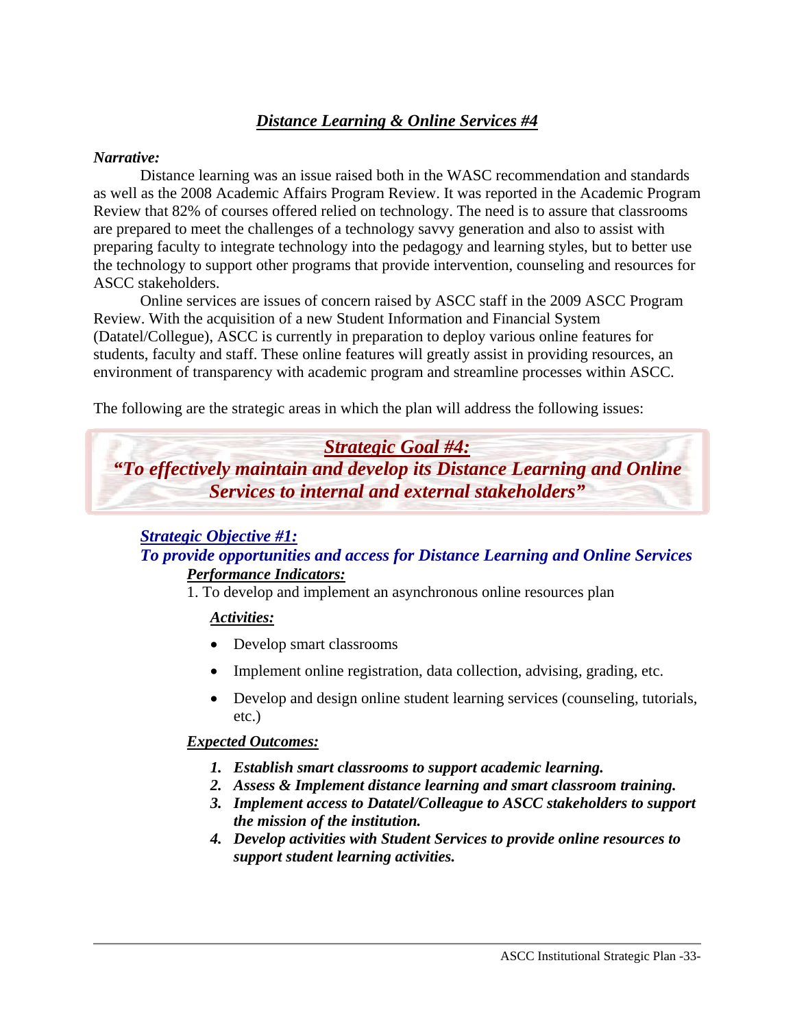## ***Distance Learning & Online Services #4***

***Narrative:***

Distance learning was an issue raised both in the WASC recommendation and standards as well as the 2008 Academic Affairs Program Review. It was reported in the Academic Program Review that 82% of courses offered relied on technology. The need is to assure that classrooms are prepared to meet the challenges of a technology savvy generation and also to assist with preparing faculty to integrate technology into the pedagogy and learning styles, but to better use the technology to support other programs that provide intervention, counseling and resources for ASCC stakeholders.

Online services are issues of concern raised by ASCC staff in the 2009 ASCC Program Review. With the acquisition of a new Student Information and Financial System (Datatel/Collegue), ASCC is currently in preparation to deploy various online features for students, faculty and staff. These online features will greatly assist in providing resources, an environment of transparency with academic program and streamline processes within ASCC.

The following are the strategic areas in which the plan will address the following issues:

### ***Strategic Goal #4:***
### ***"To effectively maintain and develop its Distance Learning and Online Services to internal and external stakeholders"***

***Strategic Objective #1:***
***To provide opportunities and access for Distance Learning and Online Services***

***Performance Indicators:***

1. To develop and implement an asynchronous online resources plan

***Activities:***

- Develop smart classrooms
- Implement online registration, data collection, advising, grading, etc.
- Develop and design online student learning services (counseling, tutorials, etc.)

***Expected Outcomes:***

1. ***Establish smart classrooms to support academic learning.***
2. ***Assess & Implement distance learning and smart classroom training.***
3. ***Implement access to Datatel/Colleague to ASCC stakeholders to support the mission of the institution.***
4. ***Develop activities with Student Services to provide online resources to support student learning activities.***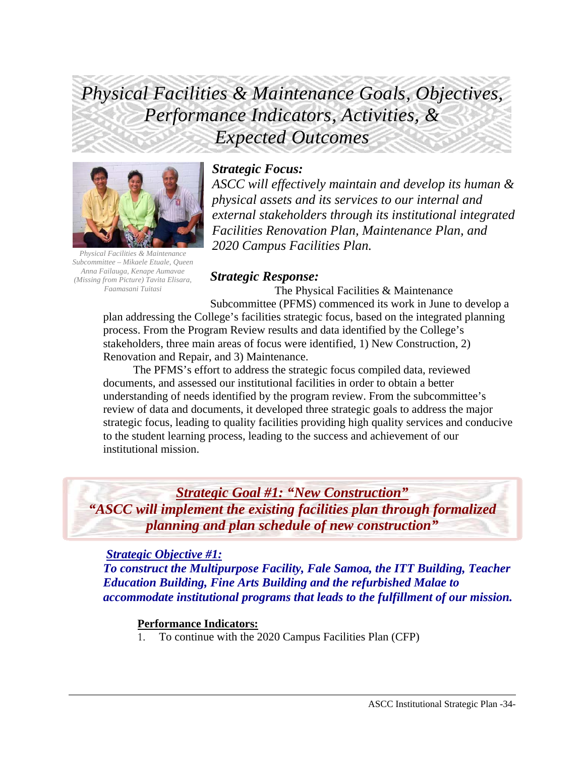# *Physical Facilities & Maintenance Goals, Objectives, Performance Indicators, Activities, & Expected Outcomes*

*Physical Facilities & Maintenance Subcommittee – Mikaele Etuale, Queen Anna Failauga, Kenape Aumavae (Missing from Picture) Tavita Elisara, Faamasani Tuitasi*

### *Strategic Focus:*

*ASCC will effectively maintain and develop its human & physical assets and its services to our internal and external stakeholders through its institutional integrated Facilities Renovation Plan, Maintenance Plan, and 2020 Campus Facilities Plan.*

### *Strategic Response:*

The Physical Facilities & Maintenance Subcommittee (PFMS) commenced its work in June to develop a plan addressing the College's facilities strategic focus, based on the integrated planning process. From the Program Review results and data identified by the College's stakeholders, three main areas of focus were identified, 1) New Construction, 2) Renovation and Repair, and 3) Maintenance.

The PFMS's effort to address the strategic focus compiled data, reviewed documents, and assessed our institutional facilities in order to obtain a better understanding of needs identified by the program review. From the subcommittee's review of data and documents, it developed three strategic goals to address the major strategic focus, leading to quality facilities providing high quality services and conducive to the student learning process, leading to the success and achievement of our institutional mission.

## ***Strategic Goal #1: "New Construction"***

***"ASCC will implement the existing facilities plan through formalized planning and plan schedule of new construction"***

***Strategic Objective #1:***

***To construct the Multipurpose Facility, Fale Samoa, the ITT Building, Teacher Education Building, Fine Arts Building and the refurbished Malae to accommodate institutional programs that leads to the fulfillment of our mission.***

**Performance Indicators:**

1. To continue with the 2020 Campus Facilities Plan (CFP)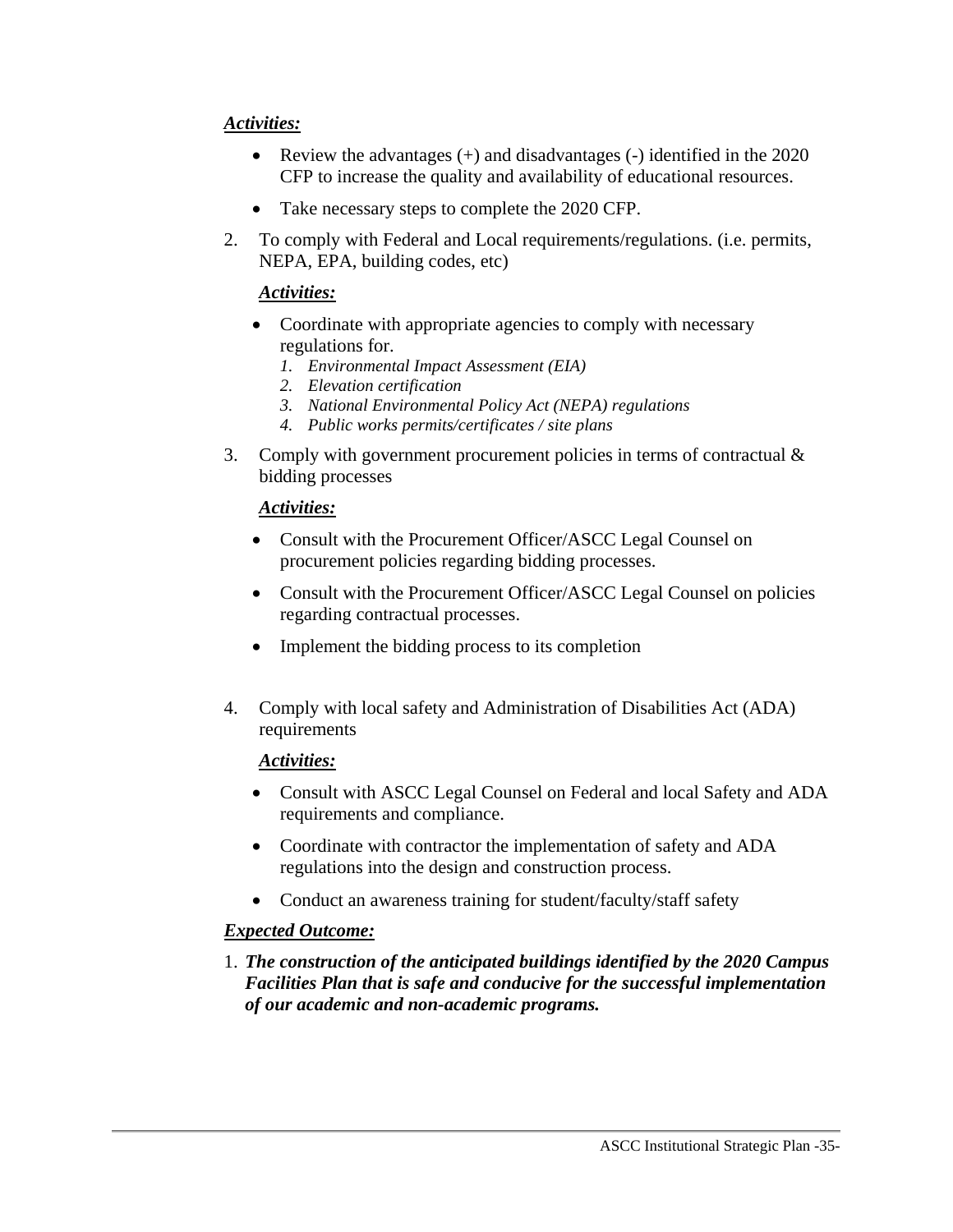***Activities:***

- Review the advantages (+) and disadvantages (-) identified in the 2020 CFP to increase the quality and availability of educational resources.
- Take necessary steps to complete the 2020 CFP.

2. To comply with Federal and Local requirements/regulations. (i.e. permits, NEPA, EPA, building codes, etc)

   ***Activities:***

   - Coordinate with appropriate agencies to comply with necessary regulations for.
     1. *Environmental Impact Assessment (EIA)*
     2. *Elevation certification*
     3. *National Environmental Policy Act (NEPA) regulations*
     4. *Public works permits/certificates / site plans*

3. Comply with government procurement policies in terms of contractual & bidding processes

   ***Activities:***

   - Consult with the Procurement Officer/ASCC Legal Counsel on procurement policies regarding bidding processes.
   - Consult with the Procurement Officer/ASCC Legal Counsel on policies regarding contractual processes.
   - Implement the bidding process to its completion

4. Comply with local safety and Administration of Disabilities Act (ADA) requirements

   ***Activities:***

   - Consult with ASCC Legal Counsel on Federal and local Safety and ADA requirements and compliance.
   - Coordinate with contractor the implementation of safety and ADA regulations into the design and construction process.
   - Conduct an awareness training for student/faculty/staff safety

***Expected Outcome:***

1. ***The construction of the anticipated buildings identified by the 2020 Campus Facilities Plan that is safe and conducive for the successful implementation of our academic and non-academic programs.***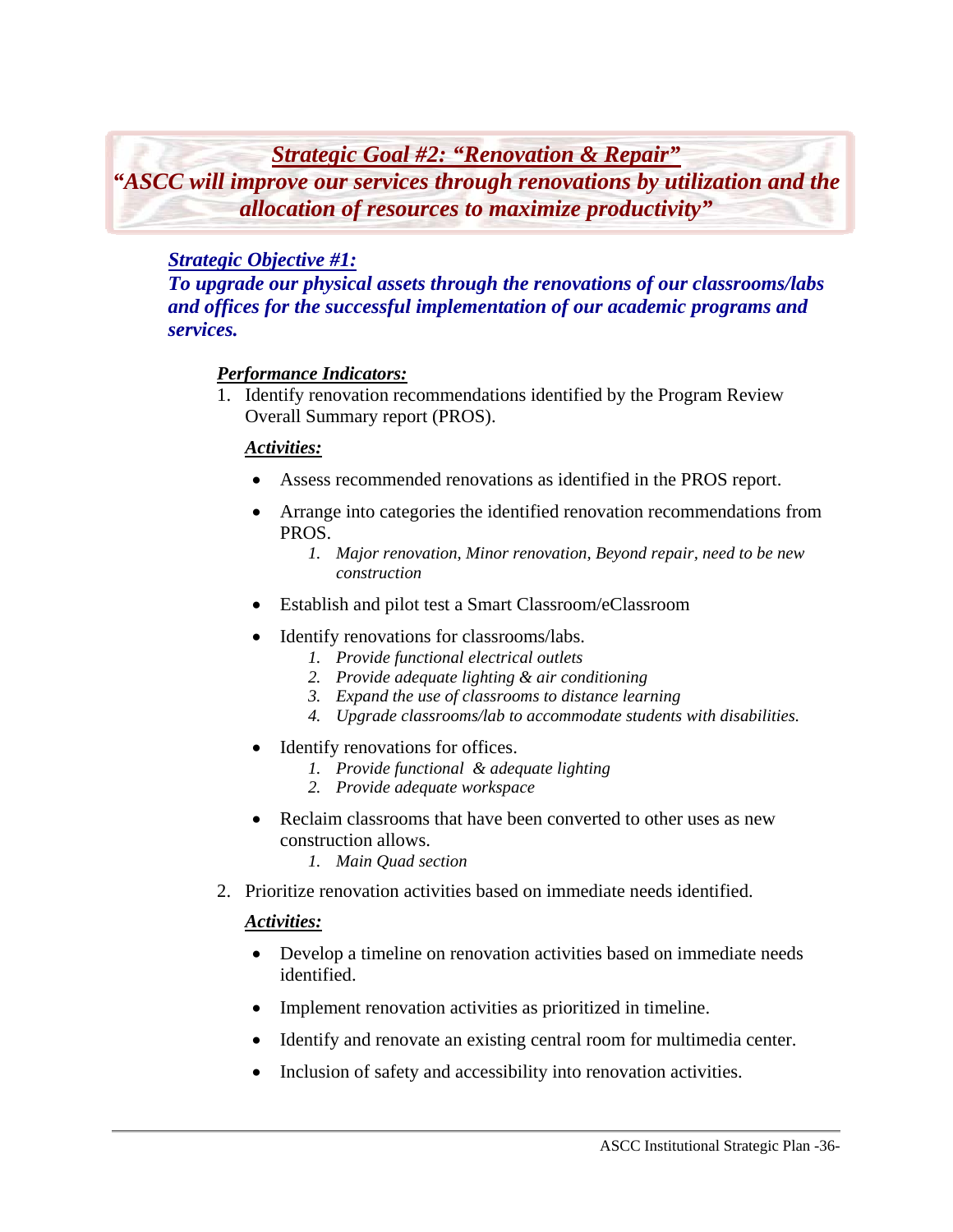## *Strategic Goal #2: "Renovation & Repair"*

## *"ASCC will improve our services through renovations by utilization and the allocation of resources to maximize productivity"*

### ***Strategic Objective #1:***

***To upgrade our physical assets through the renovations of our classrooms/labs and offices for the successful implementation of our academic programs and services.***

***Performance Indicators:***

1. Identify renovation recommendations identified by the Program Review Overall Summary report (PROS).

   ***Activities:***

   - Assess recommended renovations as identified in the PROS report.
   - Arrange into categories the identified renovation recommendations from PROS.
     1. *Major renovation, Minor renovation, Beyond repair, need to be new construction*
   - Establish and pilot test a Smart Classroom/eClassroom
   - Identify renovations for classrooms/labs.
     1. *Provide functional electrical outlets*
     2. *Provide adequate lighting & air conditioning*
     3. *Expand the use of classrooms to distance learning*
     4. *Upgrade classrooms/lab to accommodate students with disabilities.*
   - Identify renovations for offices.
     1. *Provide functional & adequate lighting*
     2. *Provide adequate workspace*
   - Reclaim classrooms that have been converted to other uses as new construction allows.
     1. *Main Quad section*

2. Prioritize renovation activities based on immediate needs identified.

   ***Activities:***

   - Develop a timeline on renovation activities based on immediate needs identified.
   - Implement renovation activities as prioritized in timeline.
   - Identify and renovate an existing central room for multimedia center.
   - Inclusion of safety and accessibility into renovation activities.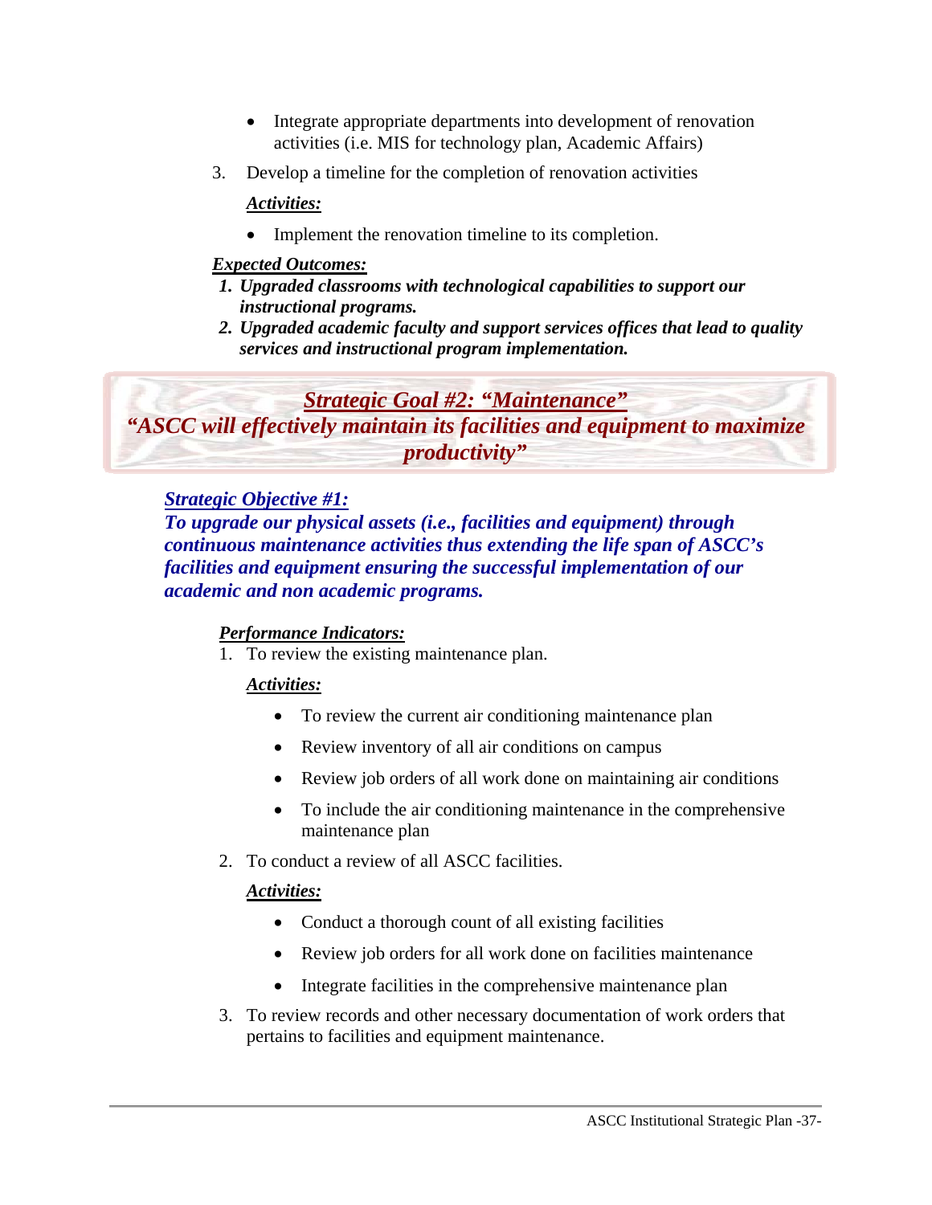- Integrate appropriate departments into development of renovation activities (i.e. MIS for technology plan, Academic Affairs)

3. Develop a timeline for the completion of renovation activities

   ***Activities:***

   - Implement the renovation timeline to its completion.

***Expected Outcomes:***

1. ***Upgraded classrooms with technological capabilities to support our instructional programs.***
2. ***Upgraded academic faculty and support services offices that lead to quality services and instructional program implementation.***

## ***Strategic Goal #2: "Maintenance"***

***"ASCC will effectively maintain its facilities and equipment to maximize productivity"***

### ***Strategic Objective #1:***

***To upgrade our physical assets (i.e., facilities and equipment) through continuous maintenance activities thus extending the life span of ASCC's facilities and equipment ensuring the successful implementation of our academic and non academic programs.***

***Performance Indicators:***

1. To review the existing maintenance plan.

   ***Activities:***

   - To review the current air conditioning maintenance plan
   - Review inventory of all air conditions on campus
   - Review job orders of all work done on maintaining air conditions
   - To include the air conditioning maintenance in the comprehensive maintenance plan

2. To conduct a review of all ASCC facilities.

   ***Activities:***

   - Conduct a thorough count of all existing facilities
   - Review job orders for all work done on facilities maintenance
   - Integrate facilities in the comprehensive maintenance plan

3. To review records and other necessary documentation of work orders that pertains to facilities and equipment maintenance.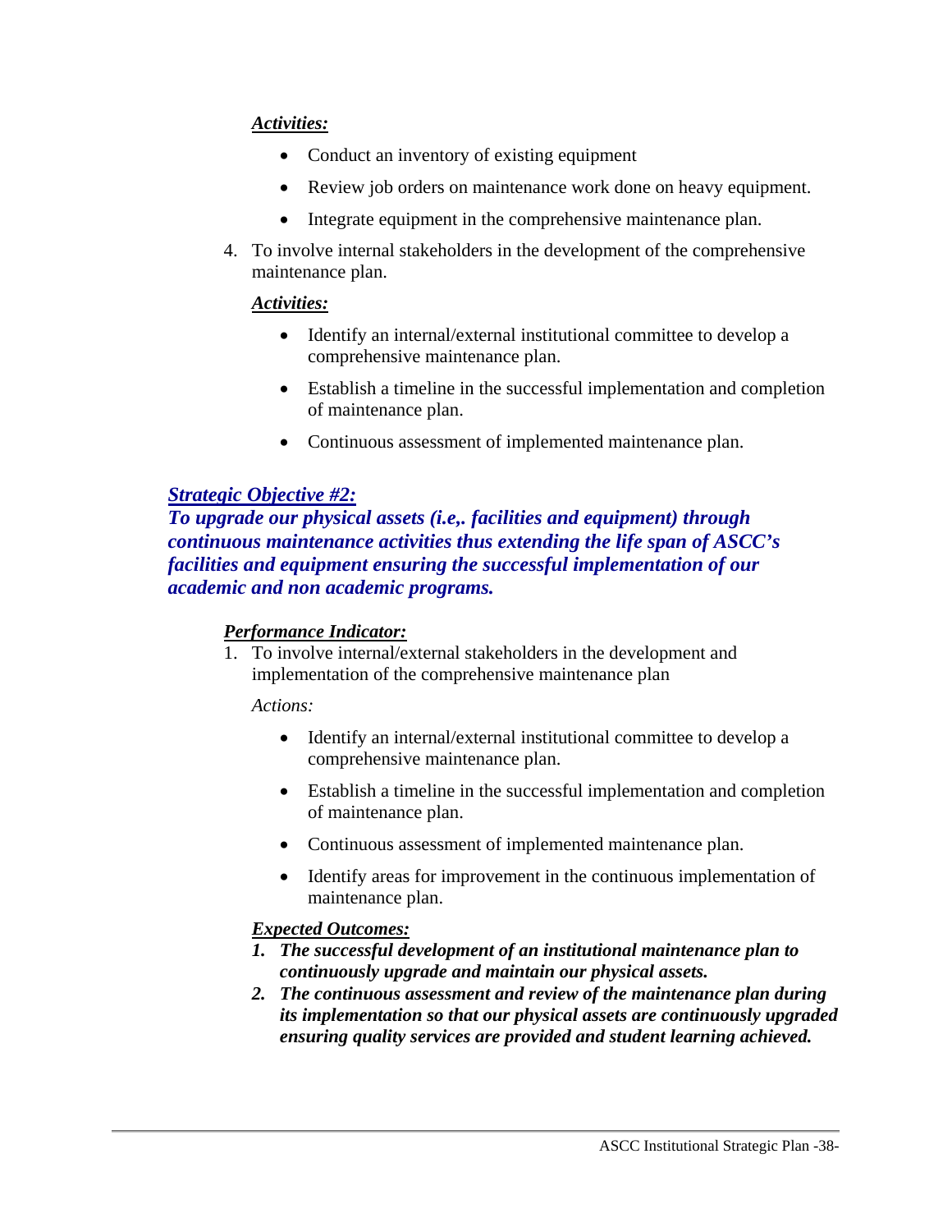***Activities:***

- Conduct an inventory of existing equipment
- Review job orders on maintenance work done on heavy equipment.
- Integrate equipment in the comprehensive maintenance plan.

4. To involve internal stakeholders in the development of the comprehensive maintenance plan.

   ***Activities:***

   - Identify an internal/external institutional committee to develop a comprehensive maintenance plan.
   - Establish a timeline in the successful implementation and completion of maintenance plan.
   - Continuous assessment of implemented maintenance plan.

***Strategic Objective #2:***
***To upgrade our physical assets (i.e,. facilities and equipment) through continuous maintenance activities thus extending the life span of ASCC's facilities and equipment ensuring the successful implementation of our academic and non academic programs.***

***Performance Indicator:***

1. To involve internal/external stakeholders in the development and implementation of the comprehensive maintenance plan

   *Actions:*

   - Identify an internal/external institutional committee to develop a comprehensive maintenance plan.
   - Establish a timeline in the successful implementation and completion of maintenance plan.
   - Continuous assessment of implemented maintenance plan.
   - Identify areas for improvement in the continuous implementation of maintenance plan.

   ***Expected Outcomes:***

   1. ***The successful development of an institutional maintenance plan to continuously upgrade and maintain our physical assets.***
   2. ***The continuous assessment and review of the maintenance plan during its implementation so that our physical assets are continuously upgraded ensuring quality services are provided and student learning achieved.***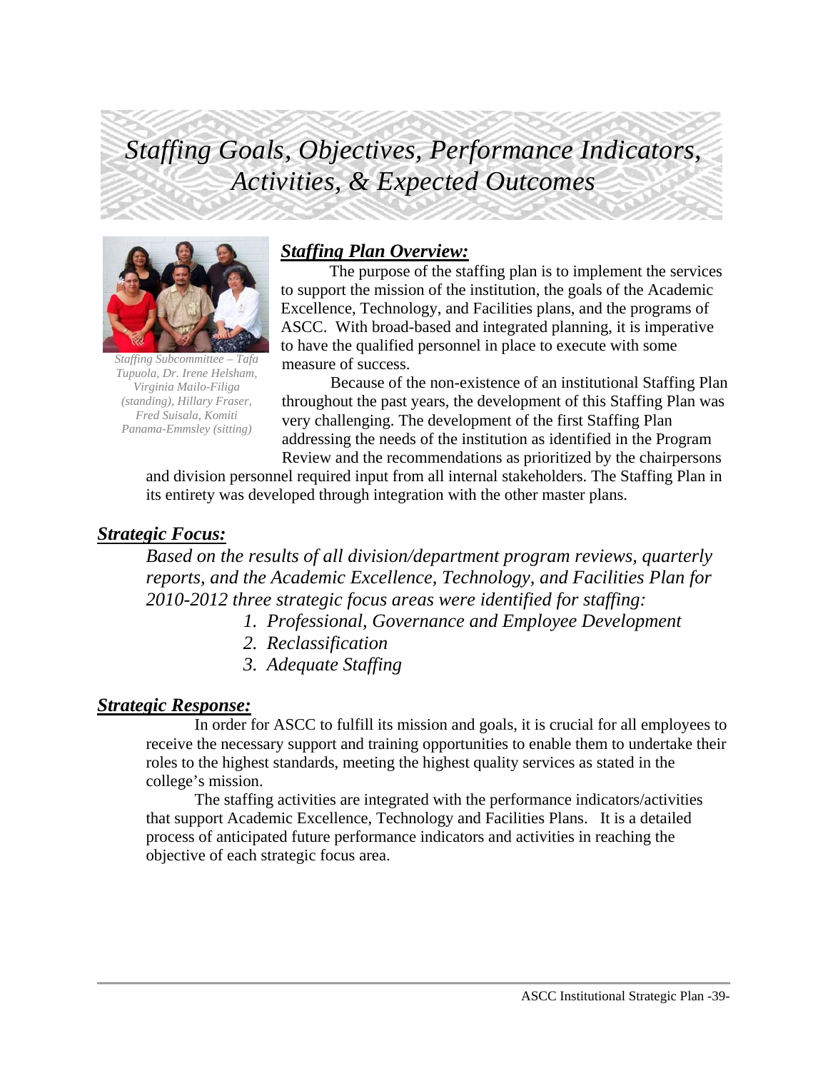# *Staffing Goals, Objectives, Performance Indicators, Activities, & Expected Outcomes*

*Staffing Subcommittee – Tafa Tupuola, Dr. Irene Helsham, Virginia Mailo-Filiga (standing), Hillary Fraser, Fred Suisala, Komiti Panama-Emmsley (sitting)*

## ***Staffing Plan Overview:***

The purpose of the staffing plan is to implement the services to support the mission of the institution, the goals of the Academic Excellence, Technology, and Facilities plans, and the programs of ASCC. With broad-based and integrated planning, it is imperative to have the qualified personnel in place to execute with some measure of success.

Because of the non-existence of an institutional Staffing Plan throughout the past years, the development of this Staffing Plan was very challenging. The development of the first Staffing Plan addressing the needs of the institution as identified in the Program Review and the recommendations as prioritized by the chairpersons and division personnel required input from all internal stakeholders. The Staffing Plan in its entirety was developed through integration with the other master plans.

## ***Strategic Focus:***

*Based on the results of all division/department program reviews, quarterly reports, and the Academic Excellence, Technology, and Facilities Plan for 2010-2012 three strategic focus areas were identified for staffing:*

1. *Professional, Governance and Employee Development*
2. *Reclassification*
3. *Adequate Staffing*

## ***Strategic Response:***

In order for ASCC to fulfill its mission and goals, it is crucial for all employees to receive the necessary support and training opportunities to enable them to undertake their roles to the highest standards, meeting the highest quality services as stated in the college's mission.

The staffing activities are integrated with the performance indicators/activities that support Academic Excellence, Technology and Facilities Plans. It is a detailed process of anticipated future performance indicators and activities in reaching the objective of each strategic focus area.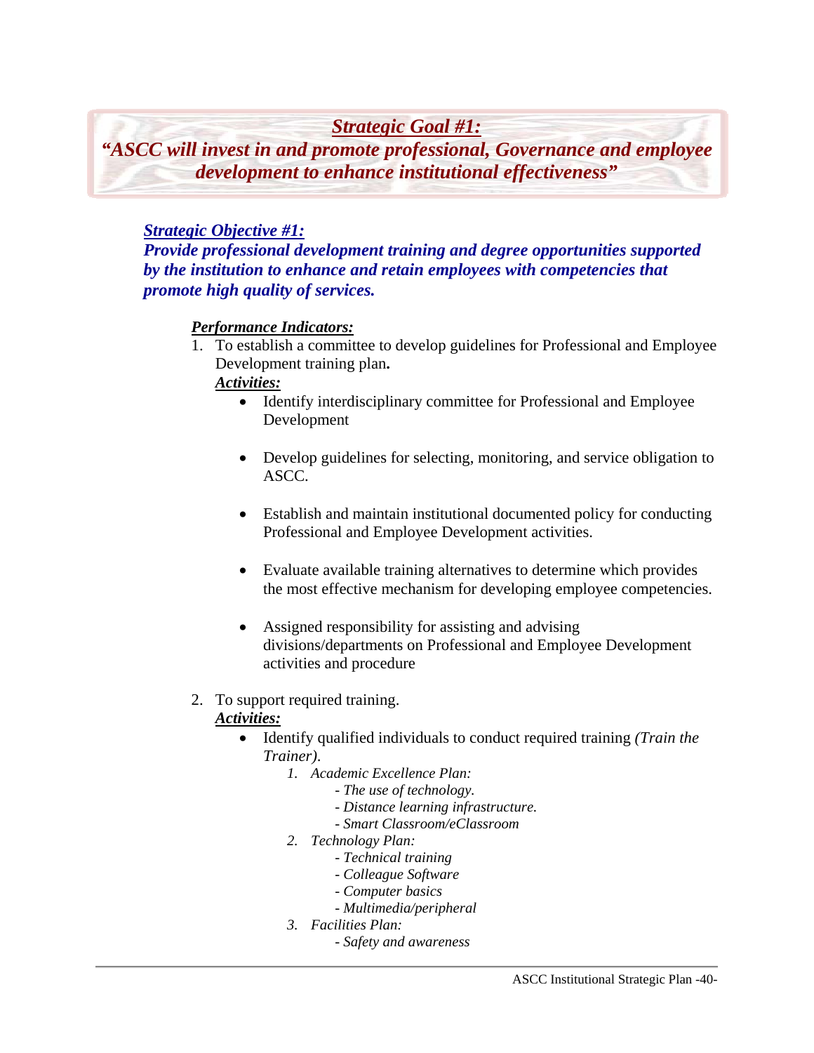## *Strategic Goal #1:*

## *"ASCC will invest in and promote professional, Governance and employee development to enhance institutional effectiveness"*

### *Strategic Objective #1:*

***Provide professional development training and degree opportunities supported by the institution to enhance and retain employees with competencies that promote high quality of services.***

***Performance Indicators:***

1. To establish a committee to develop guidelines for Professional and Employee Development training plan**.**

   ***Activities:***

   - Identify interdisciplinary committee for Professional and Employee Development
   - Develop guidelines for selecting, monitoring, and service obligation to ASCC.
   - Establish and maintain institutional documented policy for conducting Professional and Employee Development activities.
   - Evaluate available training alternatives to determine which provides the most effective mechanism for developing employee competencies.
   - Assigned responsibility for assisting and advising divisions/departments on Professional and Employee Development activities and procedure

2. To support required training.

   ***Activities:***

   - Identify qualified individuals to conduct required training *(Train the Trainer).*
     1. *Academic Excellence Plan:*
        - *The use of technology.*
        - *Distance learning infrastructure.*
        - *Smart Classroom/eClassroom*
     2. *Technology Plan:*
        - *Technical training*
        - *Colleague Software*
        - *Computer basics*
        - *Multimedia/peripheral*
     3. *Facilities Plan:*
        - *Safety and awareness*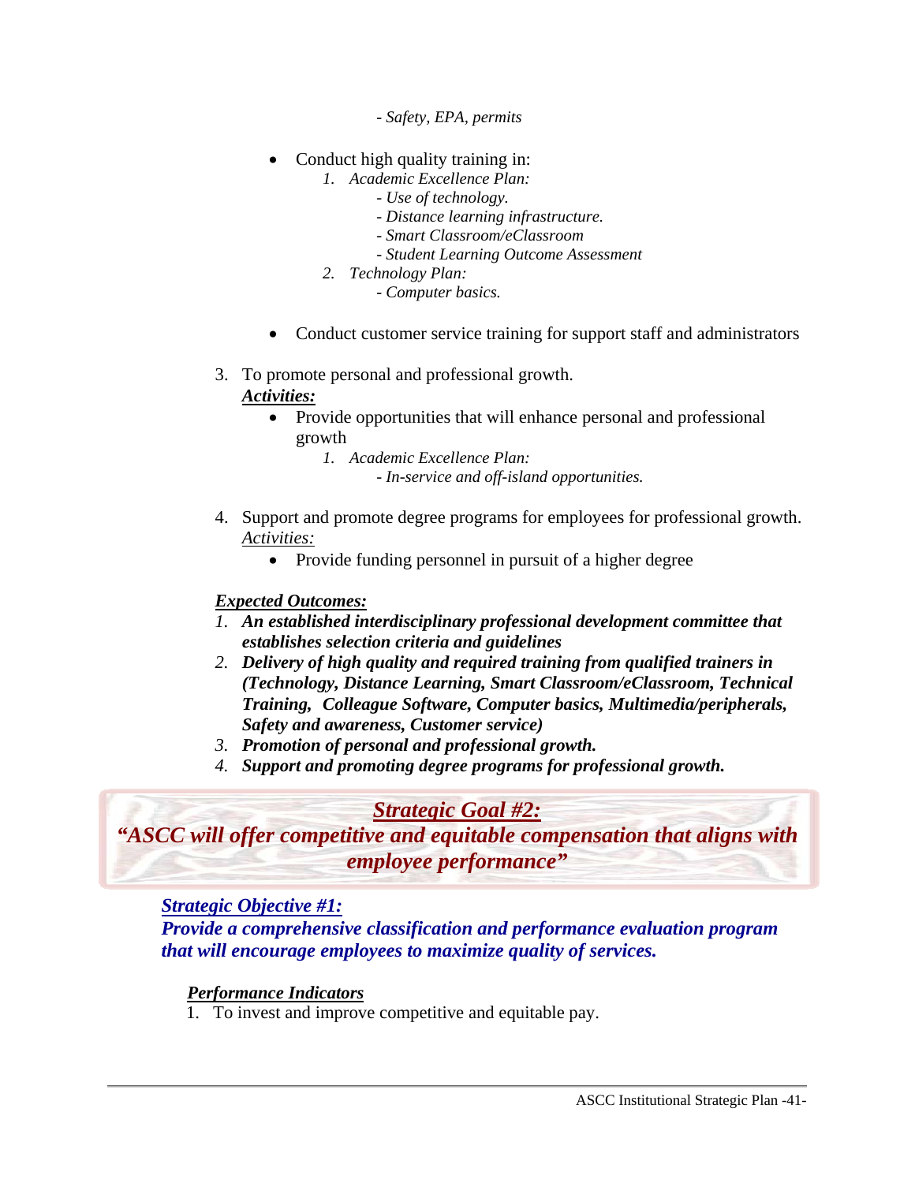- *Safety, EPA, permits*

- Conduct high quality training in:
  1. *Academic Excellence Plan:*
     - *Use of technology.*
     - *Distance learning infrastructure.*
     - *Smart Classroom/eClassroom*
     - *Student Learning Outcome Assessment*
  2. *Technology Plan:*
     - *Computer basics.*

- Conduct customer service training for support staff and administrators

3. To promote personal and professional growth.

   ***Activities:***

   - Provide opportunities that will enhance personal and professional growth
     1. *Academic Excellence Plan:*
        - *In-service and off-island opportunities.*

4. Support and promote degree programs for employees for professional growth.

   *Activities:*

   - Provide funding personnel in pursuit of a higher degree

***Expected Outcomes:***

1. ***An established interdisciplinary professional development committee that establishes selection criteria and guidelines***
2. ***Delivery of high quality and required training from qualified trainers in (Technology, Distance Learning, Smart Classroom/eClassroom, Technical Training, Colleague Software, Computer basics, Multimedia/peripherals, Safety and awareness, Customer service)***
3. ***Promotion of personal and professional growth.***
4. ***Support and promoting degree programs for professional growth.***

## ***Strategic Goal #2:***
## ***"ASCC will offer competitive and equitable compensation that aligns with employee performance"***

### ***Strategic Objective #1:***
### ***Provide a comprehensive classification and performance evaluation program that will encourage employees to maximize quality of services.***

***Performance Indicators***

1. To invest and improve competitive and equitable pay.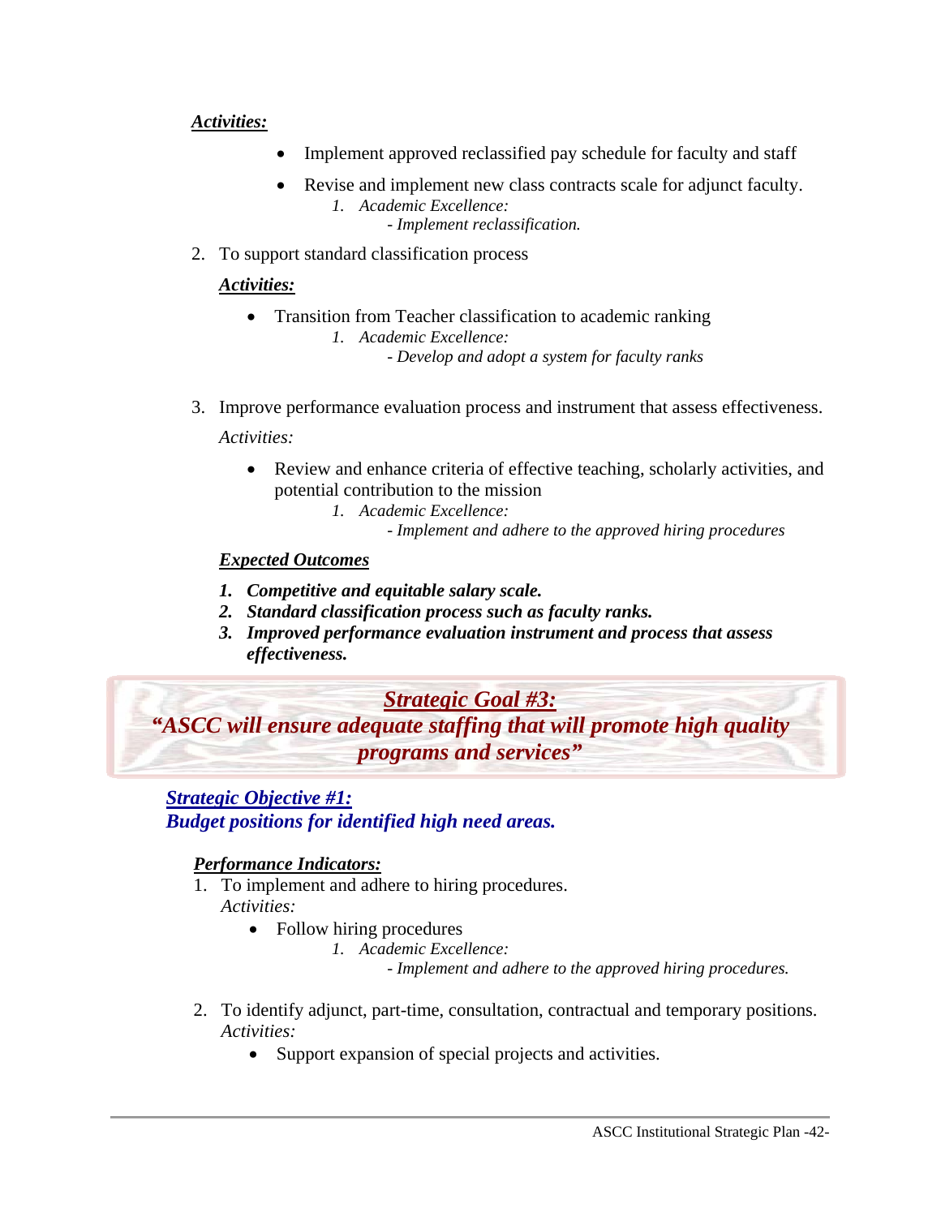***Activities:***

- Implement approved reclassified pay schedule for faculty and staff
- Revise and implement new class contracts scale for adjunct faculty.
    1. *Academic Excellence:*
        *- Implement reclassification.*

2. To support standard classification process

    ***Activities:***

    - Transition from Teacher classification to academic ranking
        1. *Academic Excellence:*
            *- Develop and adopt a system for faculty ranks*

3. Improve performance evaluation process and instrument that assess effectiveness.

    *Activities:*

    - Review and enhance criteria of effective teaching, scholarly activities, and potential contribution to the mission
        1. *Academic Excellence:*
            *- Implement and adhere to the approved hiring procedures*

    ***Expected Outcomes***

    1. ***Competitive and equitable salary scale.***
    2. ***Standard classification process such as faculty ranks.***
    3. ***Improved performance evaluation instrument and process that assess effectiveness.***

## ***Strategic Goal #3:***
## ***"ASCC will ensure adequate staffing that will promote high quality programs and services"***

### ***Strategic Objective #1:***
### ***Budget positions for identified high need areas.***

***Performance Indicators:***

1. To implement and adhere to hiring procedures.
    *Activities:*
    - Follow hiring procedures
        1. *Academic Excellence:*
            *- Implement and adhere to the approved hiring procedures.*

2. To identify adjunct, part-time, consultation, contractual and temporary positions.
    *Activities:*
    - Support expansion of special projects and activities.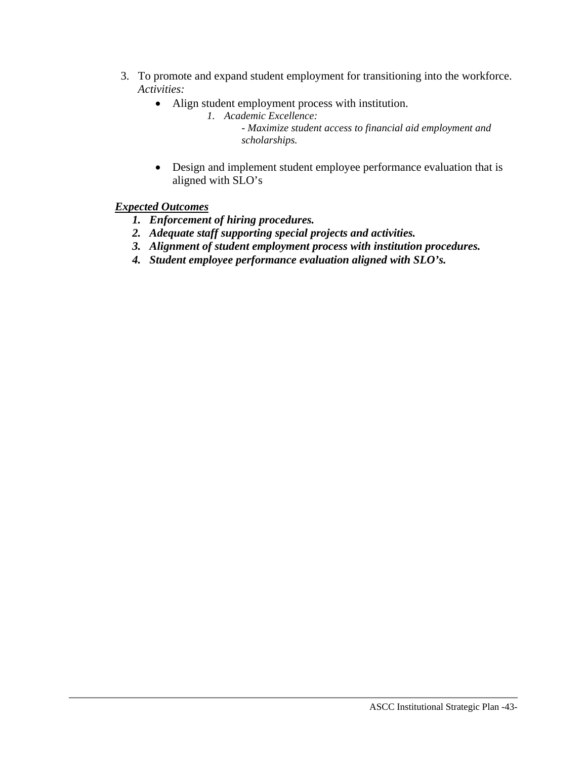3. To promote and expand student employment for transitioning into the workforce.
   *Activities:*
   - Align student employment process with institution.
     1. *Academic Excellence:*
        *- Maximize student access to financial aid employment and scholarships.*

   - Design and implement student employee performance evaluation that is aligned with SLO's

***Expected Outcomes***

1. ***Enforcement of hiring procedures.***
2. ***Adequate staff supporting special projects and activities.***
3. ***Alignment of student employment process with institution procedures.***
4. ***Student employee performance evaluation aligned with SLO's.***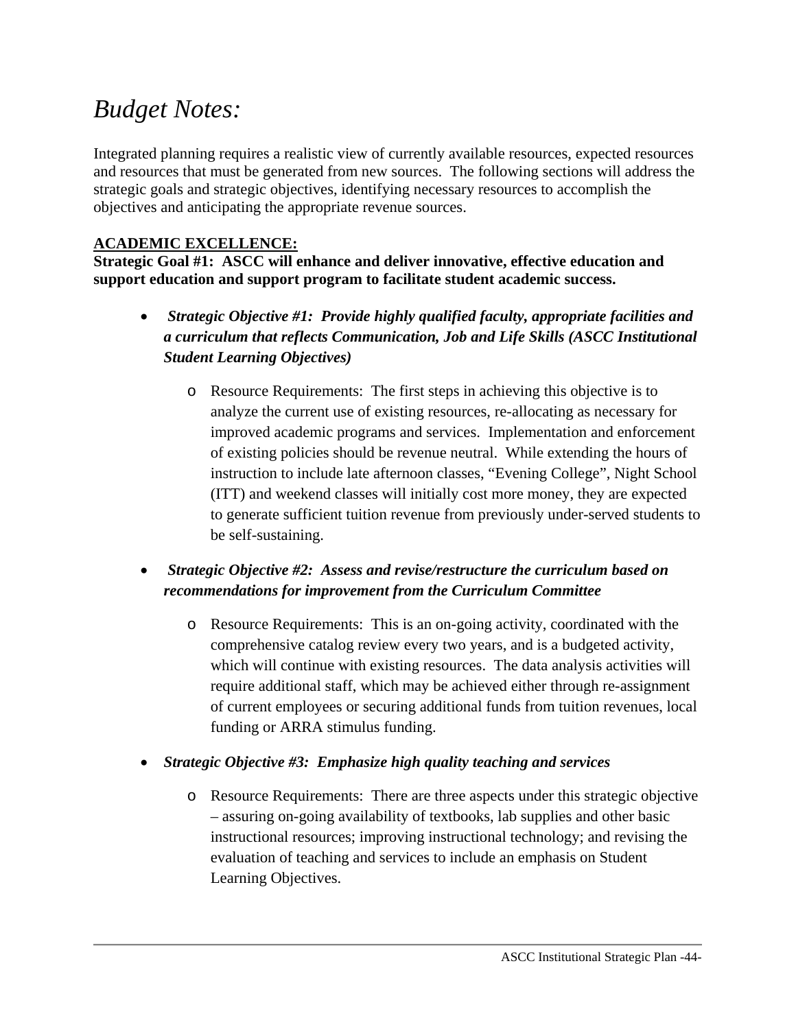# *Budget Notes:*

Integrated planning requires a realistic view of currently available resources, expected resources and resources that must be generated from new sources. The following sections will address the strategic goals and strategic objectives, identifying necessary resources to accomplish the objectives and anticipating the appropriate revenue sources.

**ACADEMIC EXCELLENCE:**

**Strategic Goal #1: ASCC will enhance and deliver innovative, effective education and support education and support program to facilitate student academic success.**

- ***Strategic Objective #1: Provide highly qualified faculty, appropriate facilities and a curriculum that reflects Communication, Job and Life Skills (ASCC Institutional Student Learning Objectives)***
    - Resource Requirements: The first steps in achieving this objective is to analyze the current use of existing resources, re-allocating as necessary for improved academic programs and services. Implementation and enforcement of existing policies should be revenue neutral. While extending the hours of instruction to include late afternoon classes, "Evening College", Night School (ITT) and weekend classes will initially cost more money, they are expected to generate sufficient tuition revenue from previously under-served students to be self-sustaining.

- ***Strategic Objective #2: Assess and revise/restructure the curriculum based on recommendations for improvement from the Curriculum Committee***
    - Resource Requirements: This is an on-going activity, coordinated with the comprehensive catalog review every two years, and is a budgeted activity, which will continue with existing resources. The data analysis activities will require additional staff, which may be achieved either through re-assignment of current employees or securing additional funds from tuition revenues, local funding or ARRA stimulus funding.

- ***Strategic Objective #3: Emphasize high quality teaching and services***
    - Resource Requirements: There are three aspects under this strategic objective – assuring on-going availability of textbooks, lab supplies and other basic instructional resources; improving instructional technology; and revising the evaluation of teaching and services to include an emphasis on Student Learning Objectives.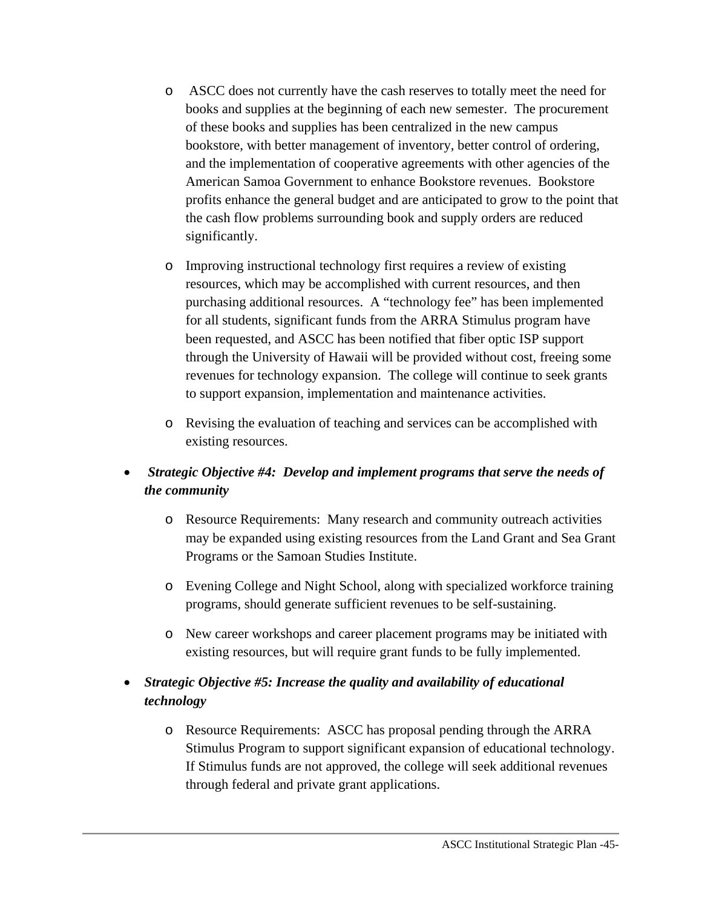- ASCC does not currently have the cash reserves to totally meet the need for books and supplies at the beginning of each new semester. The procurement of these books and supplies has been centralized in the new campus bookstore, with better management of inventory, better control of ordering, and the implementation of cooperative agreements with other agencies of the American Samoa Government to enhance Bookstore revenues. Bookstore profits enhance the general budget and are anticipated to grow to the point that the cash flow problems surrounding book and supply orders are reduced significantly.

  - Improving instructional technology first requires a review of existing resources, which may be accomplished with current resources, and then purchasing additional resources. A "technology fee" has been implemented for all students, significant funds from the ARRA Stimulus program have been requested, and ASCC has been notified that fiber optic ISP support through the University of Hawaii will be provided without cost, freeing some revenues for technology expansion. The college will continue to seek grants to support expansion, implementation and maintenance activities.

  - Revising the evaluation of teaching and services can be accomplished with existing resources.

- ***Strategic Objective #4: Develop and implement programs that serve the needs of the community***

  - Resource Requirements: Many research and community outreach activities may be expanded using existing resources from the Land Grant and Sea Grant Programs or the Samoan Studies Institute.

  - Evening College and Night School, along with specialized workforce training programs, should generate sufficient revenues to be self-sustaining.

  - New career workshops and career placement programs may be initiated with existing resources, but will require grant funds to be fully implemented.

- ***Strategic Objective #5: Increase the quality and availability of educational technology***

  - Resource Requirements: ASCC has proposal pending through the ARRA Stimulus Program to support significant expansion of educational technology. If Stimulus funds are not approved, the college will seek additional revenues through federal and private grant applications.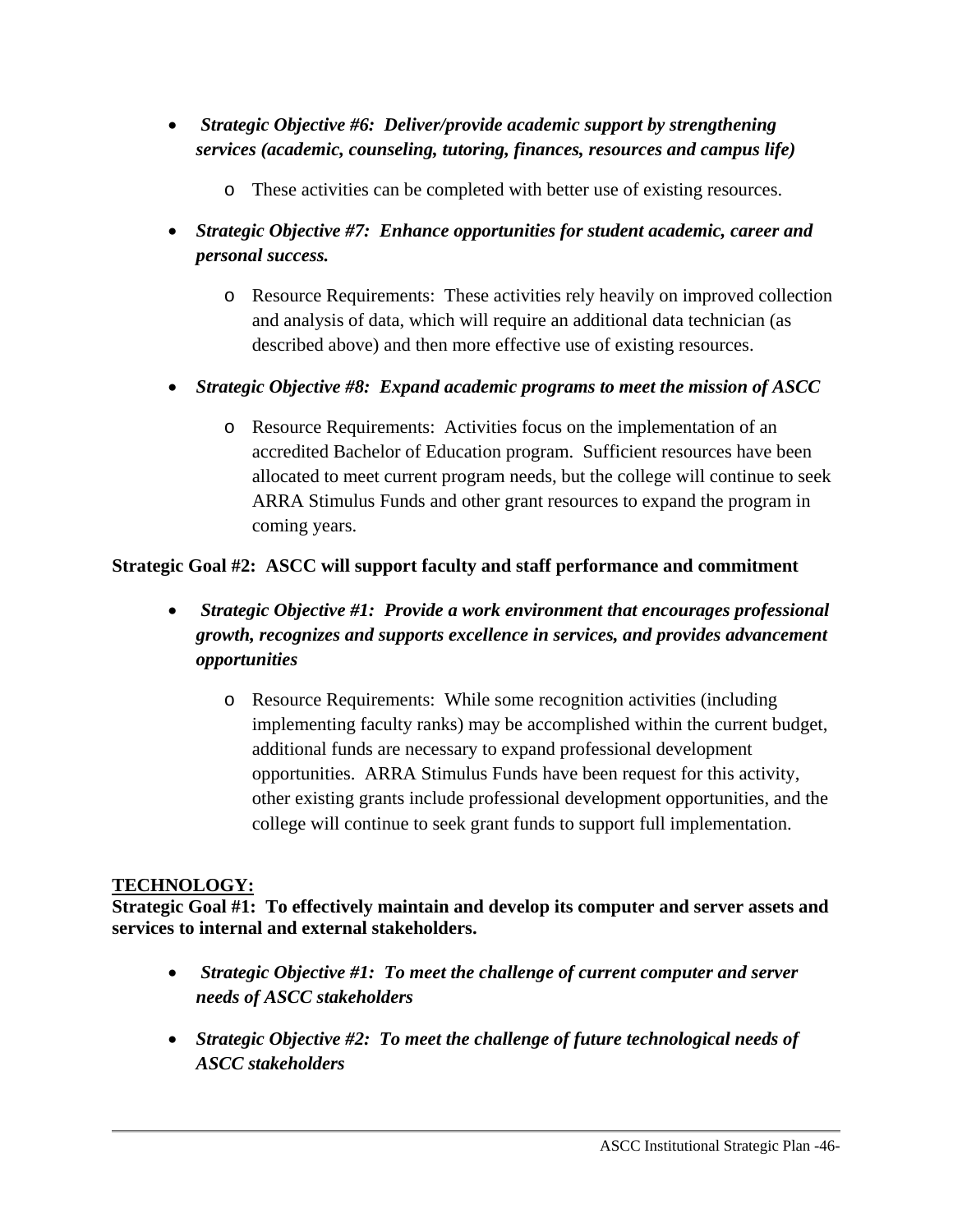- ***Strategic Objective #6: Deliver/provide academic support by strengthening services (academic, counseling, tutoring, finances, resources and campus life)***
  - These activities can be completed with better use of existing resources.
- ***Strategic Objective #7: Enhance opportunities for student academic, career and personal success.***
  - Resource Requirements: These activities rely heavily on improved collection and analysis of data, which will require an additional data technician (as described above) and then more effective use of existing resources.
- ***Strategic Objective #8: Expand academic programs to meet the mission of ASCC***
  - Resource Requirements: Activities focus on the implementation of an accredited Bachelor of Education program. Sufficient resources have been allocated to meet current program needs, but the college will continue to seek ARRA Stimulus Funds and other grant resources to expand the program in coming years.

**Strategic Goal #2: ASCC will support faculty and staff performance and commitment**

- ***Strategic Objective #1: Provide a work environment that encourages professional growth, recognizes and supports excellence in services, and provides advancement opportunities***
  - Resource Requirements: While some recognition activities (including implementing faculty ranks) may be accomplished within the current budget, additional funds are necessary to expand professional development opportunities. ARRA Stimulus Funds have been request for this activity, other existing grants include professional development opportunities, and the college will continue to seek grant funds to support full implementation.

**TECHNOLOGY:**

**Strategic Goal #1: To effectively maintain and develop its computer and server assets and services to internal and external stakeholders.**

- ***Strategic Objective #1: To meet the challenge of current computer and server needs of ASCC stakeholders***
- ***Strategic Objective #2: To meet the challenge of future technological needs of ASCC stakeholders***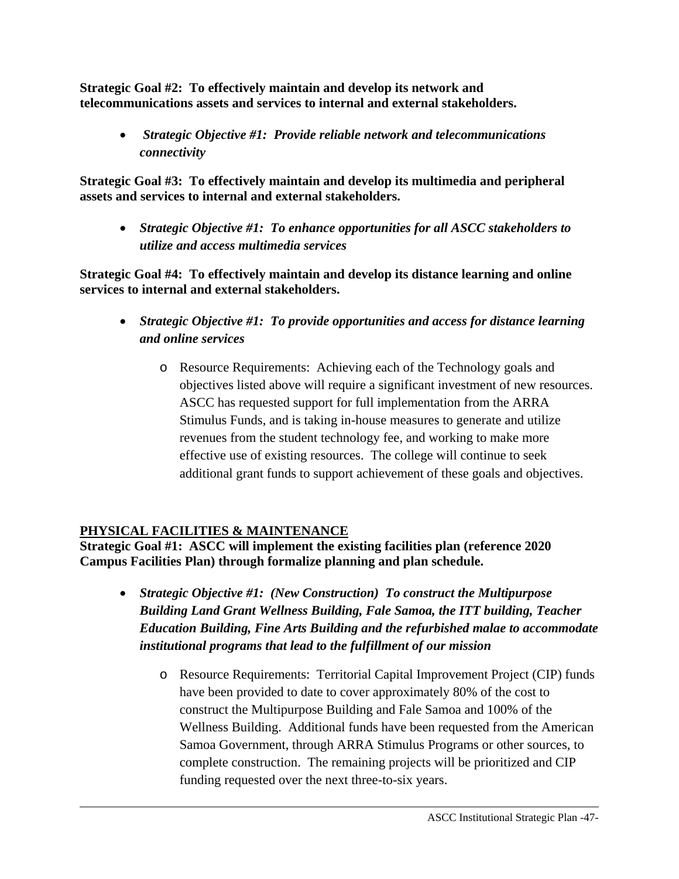**Strategic Goal #2: To effectively maintain and develop its network and telecommunications assets and services to internal and external stakeholders.**

- ***Strategic Objective #1: Provide reliable network and telecommunications connectivity***

**Strategic Goal #3: To effectively maintain and develop its multimedia and peripheral assets and services to internal and external stakeholders.**

- ***Strategic Objective #1: To enhance opportunities for all ASCC stakeholders to utilize and access multimedia services***

**Strategic Goal #4: To effectively maintain and develop its distance learning and online services to internal and external stakeholders.**

- ***Strategic Objective #1: To provide opportunities and access for distance learning and online services***
    - Resource Requirements: Achieving each of the Technology goals and objectives listed above will require a significant investment of new resources. ASCC has requested support for full implementation from the ARRA Stimulus Funds, and is taking in-house measures to generate and utilize revenues from the student technology fee, and working to make more effective use of existing resources. The college will continue to seek additional grant funds to support achievement of these goals and objectives.

## PHYSICAL FACILITIES & MAINTENANCE

**Strategic Goal #1: ASCC will implement the existing facilities plan (reference 2020 Campus Facilities Plan) through formalize planning and plan schedule.**

- ***Strategic Objective #1: (New Construction) To construct the Multipurpose Building Land Grant Wellness Building, Fale Samoa, the ITT building, Teacher Education Building, Fine Arts Building and the refurbished malae to accommodate institutional programs that lead to the fulfillment of our mission***
    - Resource Requirements: Territorial Capital Improvement Project (CIP) funds have been provided to date to cover approximately 80% of the cost to construct the Multipurpose Building and Fale Samoa and 100% of the Wellness Building. Additional funds have been requested from the American Samoa Government, through ARRA Stimulus Programs or other sources, to complete construction. The remaining projects will be prioritized and CIP funding requested over the next three-to-six years.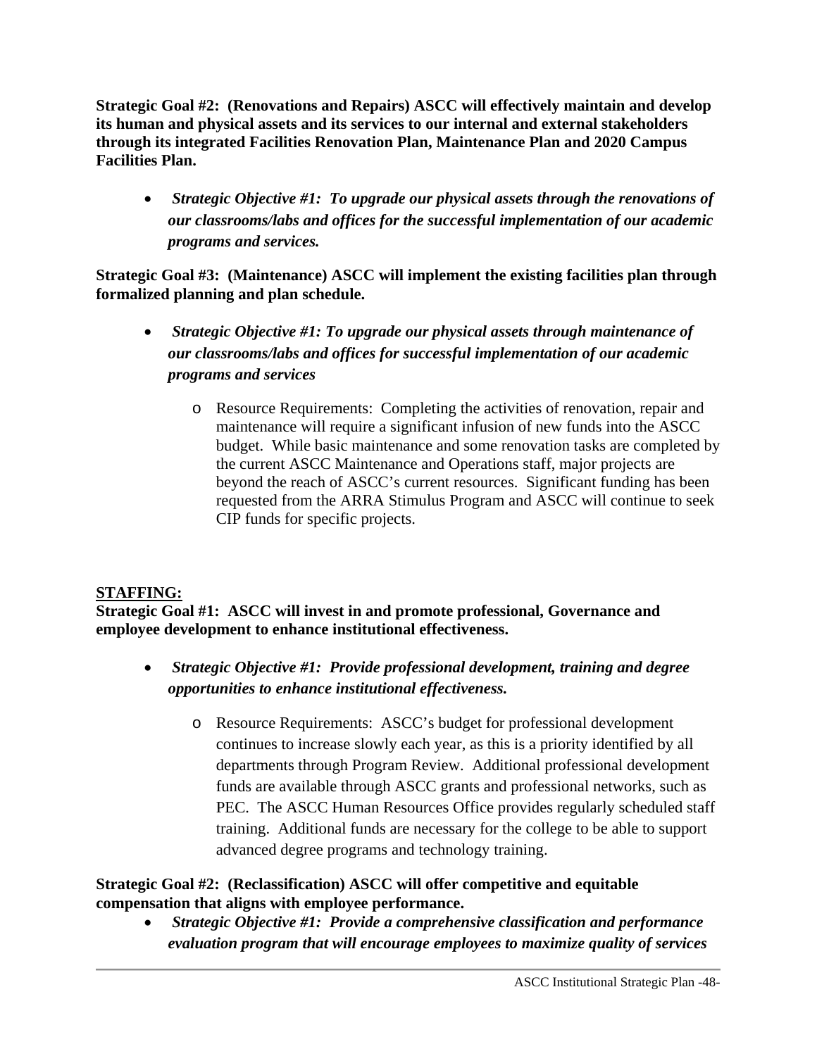**Strategic Goal #2: (Renovations and Repairs) ASCC will effectively maintain and develop its human and physical assets and its services to our internal and external stakeholders through its integrated Facilities Renovation Plan, Maintenance Plan and 2020 Campus Facilities Plan.**

- ***Strategic Objective #1: To upgrade our physical assets through the renovations of our classrooms/labs and offices for the successful implementation of our academic programs and services.***

**Strategic Goal #3: (Maintenance) ASCC will implement the existing facilities plan through formalized planning and plan schedule.**

- ***Strategic Objective #1: To upgrade our physical assets through maintenance of our classrooms/labs and offices for successful implementation of our academic programs and services***
    - Resource Requirements: Completing the activities of renovation, repair and maintenance will require a significant infusion of new funds into the ASCC budget. While basic maintenance and some renovation tasks are completed by the current ASCC Maintenance and Operations staff, major projects are beyond the reach of ASCC's current resources. Significant funding has been requested from the ARRA Stimulus Program and ASCC will continue to seek CIP funds for specific projects.

## STAFFING:

**Strategic Goal #1: ASCC will invest in and promote professional, Governance and employee development to enhance institutional effectiveness.**

- ***Strategic Objective #1: Provide professional development, training and degree opportunities to enhance institutional effectiveness.***
    - Resource Requirements: ASCC's budget for professional development continues to increase slowly each year, as this is a priority identified by all departments through Program Review. Additional professional development funds are available through ASCC grants and professional networks, such as PEC. The ASCC Human Resources Office provides regularly scheduled staff training. Additional funds are necessary for the college to be able to support advanced degree programs and technology training.

**Strategic Goal #2: (Reclassification) ASCC will offer competitive and equitable compensation that aligns with employee performance.**

- ***Strategic Objective #1: Provide a comprehensive classification and performance evaluation program that will encourage employees to maximize quality of services***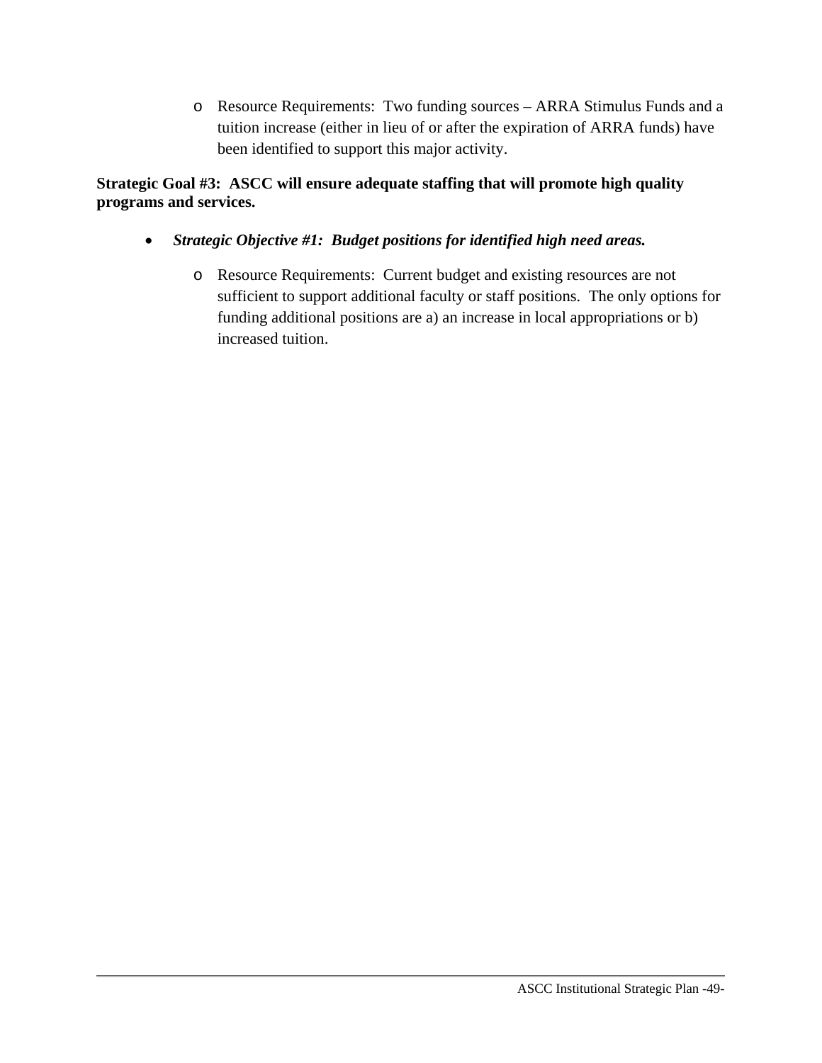- Resource Requirements: Two funding sources – ARRA Stimulus Funds and a tuition increase (either in lieu of or after the expiration of ARRA funds) have been identified to support this major activity.

**Strategic Goal #3: ASCC will ensure adequate staffing that will promote high quality programs and services.**

- ***Strategic Objective #1: Budget positions for identified high need areas.***
  - Resource Requirements: Current budget and existing resources are not sufficient to support additional faculty or staff positions. The only options for funding additional positions are a) an increase in local appropriations or b) increased tuition.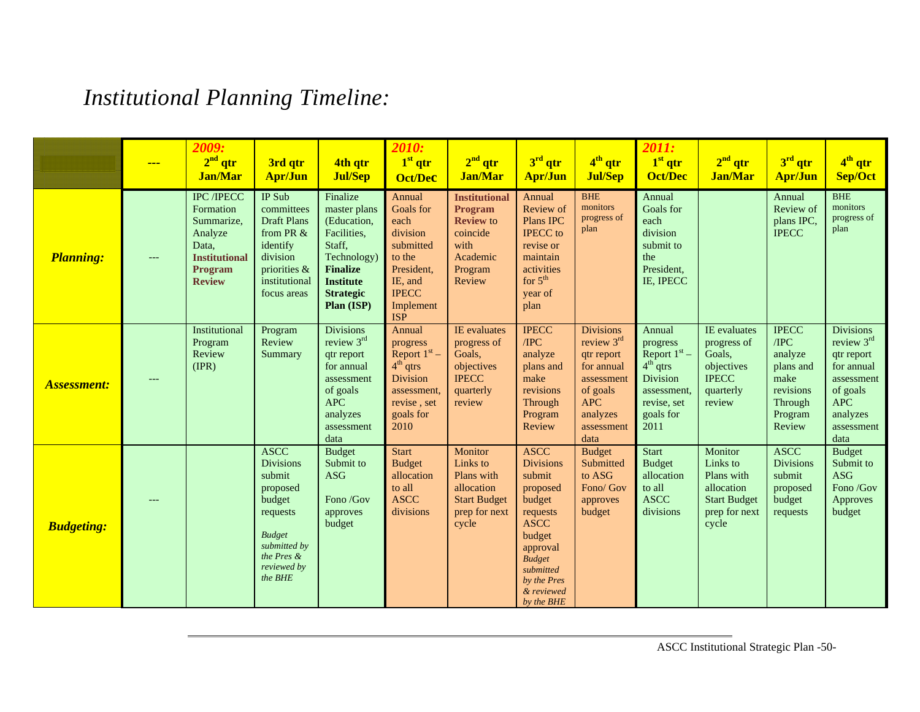# *Institutional Planning Timeline:*

| | --- | 2009: 2nd qtr Jan/Mar | 3rd qtr Apr/Jun | 4th qtr Jul/Sep | 2010: 1st qtr Oct/Dec | 2nd qtr Jan/Mar | 3rd qtr Apr/Jun | 4th qtr Jul/Sep | 2011: 1st qtr Oct/Dec | 2nd qtr Jan/Mar | 3rd qtr Apr/Jun | 4th qtr Sep/Oct |
|---|---|---|---|---|---|---|---|---|---|---|---|---|
| ***Planning:*** | --- | IPC /IPECC Formation Summarize, Analyze Data, **Institutional Program Review** | IP Sub committees Draft Plans from PR & identify division priorities & institutional focus areas | Finalize master plans (Education, Facilities, Staff, Technology) **Finalize Institute Strategic Plan (ISP)** | Annual Goals for each division submitted to the President, IE, and IPECC Implement ISP | **Institutional Program Review** to coincide with Academic Program Review | Annual Review of Plans IPC IPECC to revise or maintain activities for 5th year of plan | BHE monitors progress of plan | Annual Goals for each division submit to the President, IE, IPECC | | Annual Review of plans IPC, IPECC | BHE monitors progress of plan |
| ***Assessment:*** | --- | Institutional Program Review (IPR) | Program Review Summary | Divisions review 3rd qtr report for annual assessment of goals APC analyzes assessment data | Annual progress Report 1st – 4th qtrs Division assessment, revise , set goals for 2010 | IE evaluates progress of Goals, objectives IPECC quarterly review | IPECC /IPC analyze plans and make revisions Through Program Review | Divisions review 3rd qtr report for annual assessment of goals APC analyzes assessment data | Annual progress Report 1st – 4th qtrs Division assessment, revise, set goals for 2011 | IE evaluates progress of Goals, objectives IPECC quarterly review | IPECC /IPC analyze plans and make revisions Through Program Review | Divisions review 3rd qtr report for annual assessment of goals APC analyzes assessment data |
| ***Budgeting:*** | --- | | ASCC Divisions submit proposed budget requests *Budget submitted by the Pres & reviewed by the BHE* | Budget Submit to ASG Fono /Gov approves budget | Start Budget allocation to all ASCC divisions | Monitor Links to Plans with allocation Start Budget prep for next cycle | ASCC Divisions submit proposed budget requests ASCC budget approval *Budget submitted by the Pres & reviewed by the BHE* | Budget Submitted to ASG Fono/ Gov approves budget | Start Budget allocation to all ASCC divisions | Monitor Links to Plans with allocation Start Budget prep for next cycle | ASCC Divisions submit proposed budget requests | Budget Submit to ASG Fono /Gov Approves budget |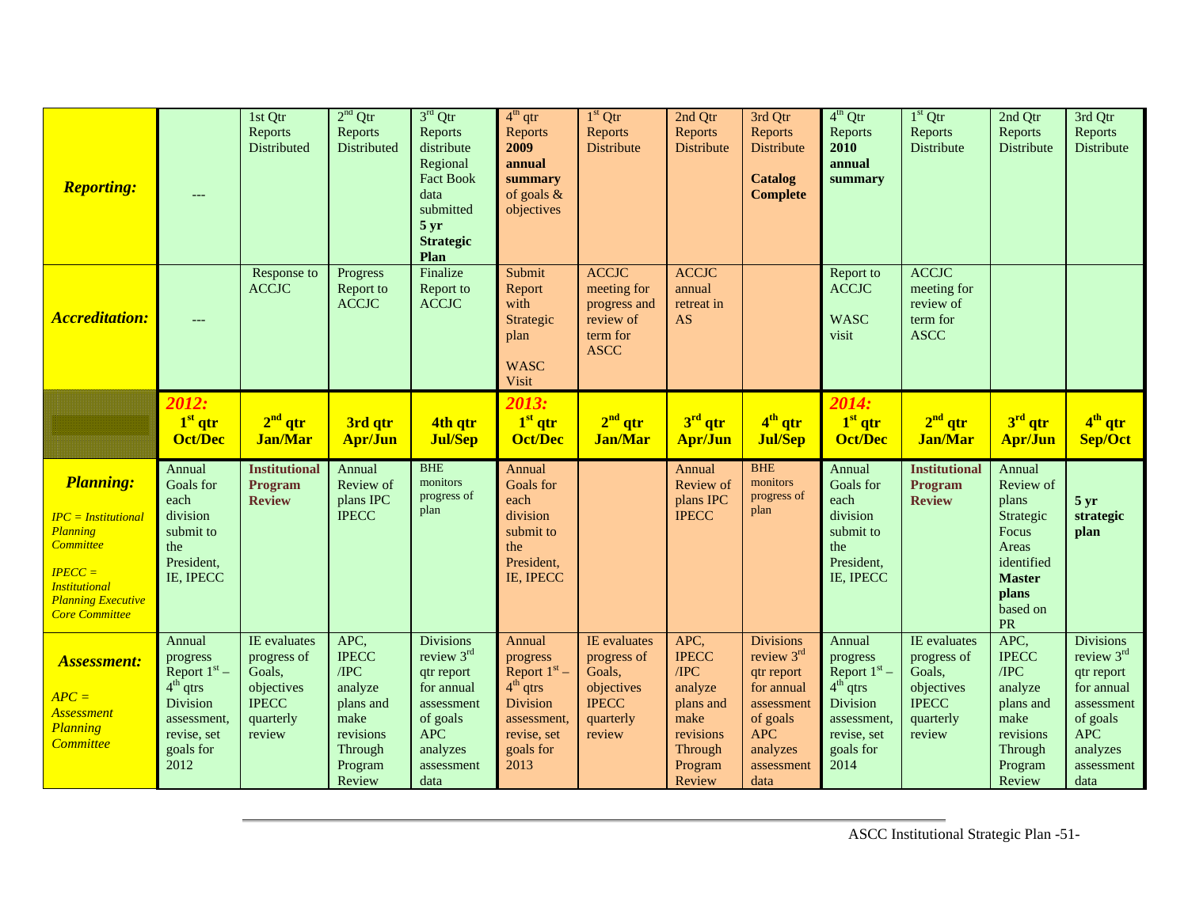| | | | | | | | | | | | | |
|---|---|---|---|---|---|---|---|---|---|---|---|---|
| ***Reporting:*** | --- | 1st Qtr Reports Distributed | 2nd Qtr Reports Distributed | 3rd Qtr Reports distribute Regional Fact Book data submitted **5 yr Strategic Plan** | 4th qtr Reports **2009 annual summary** of goals & objectives | 1st Qtr Reports Distribute | 2nd Qtr Reports Distribute | 3rd Qtr Reports Distribute **Catalog Complete** | 4th Qtr Reports **2010 annual summary** | 1st Qtr Reports Distribute | 2nd Qtr Reports Distribute | 3rd Qtr Reports Distribute |
| ***Accreditation:*** | --- | Response to ACCJC | Progress Report to ACCJC | Finalize Report to ACCJC | Submit Report with Strategic plan WASC Visit | ACCJC meeting for progress and review of term for ASCC | ACCJC annual retreat in AS | | Report to ACCJC WASC visit | ACCJC meeting for review of term for ASCC | | |
| | **2012: 1st qtr Oct/Dec** | **2nd qtr Jan/Mar** | **3rd qtr Apr/Jun** | **4th qtr Jul/Sep** | **2013: 1st qtr Oct/Dec** | **2nd qtr Jan/Mar** | **3rd qtr Apr/Jun** | **4th qtr Jul/Sep** | **2014: 1st qtr Oct/Dec** | **2nd qtr Jan/Mar** | **3rd qtr Apr/Jun** | **4th qtr Sep/Oct** |
| ***Planning:*** *IPC = Institutional Planning Committee* *IPECC = Institutional Planning Executive Core Committee* | Annual Goals for each division submit to the President, IE, IPECC | **Institutional Program Review** | Annual Review of plans IPC IPECC | BHE monitors progress of plan | Annual Goals for each division submit to the President, IE, IPECC | | Annual Review of plans IPC IPECC | BHE monitors progress of plan | Annual Goals for each division submit to the President, IE, IPECC | **Institutional Program Review** | Annual Review of plans Strategic Focus Areas identified **Master plans** based on PR | **5 yr strategic plan** |
| ***Assessment:*** *APC = Assessment Planning Committee* | Annual progress Report 1st – 4th qtrs Division assessment, revise, set goals for 2012 | IE evaluates progress of Goals, objectives IPECC quarterly review | APC, IPECC /IPC analyze plans and make revisions Through Program Review | Divisions review 3rd qtr report for annual assessment of goals APC analyzes assessment data | Annual progress Report 1st – 4th qtrs Division assessment, revise, set goals for 2013 | IE evaluates progress of Goals, objectives IPECC quarterly review | APC, IPECC /IPC analyze plans and make revisions Through Program Review | Divisions review 3rd qtr report for annual assessment of goals APC analyzes assessment data | Annual progress Report 1st – 4th qtrs Division assessment, revise, set goals for 2014 | IE evaluates progress of Goals, objectives IPECC quarterly review | APC, IPECC /IPC analyze plans and make revisions Through Program Review | Divisions review 3rd qtr report for annual assessment of goals APC analyzes assessment data |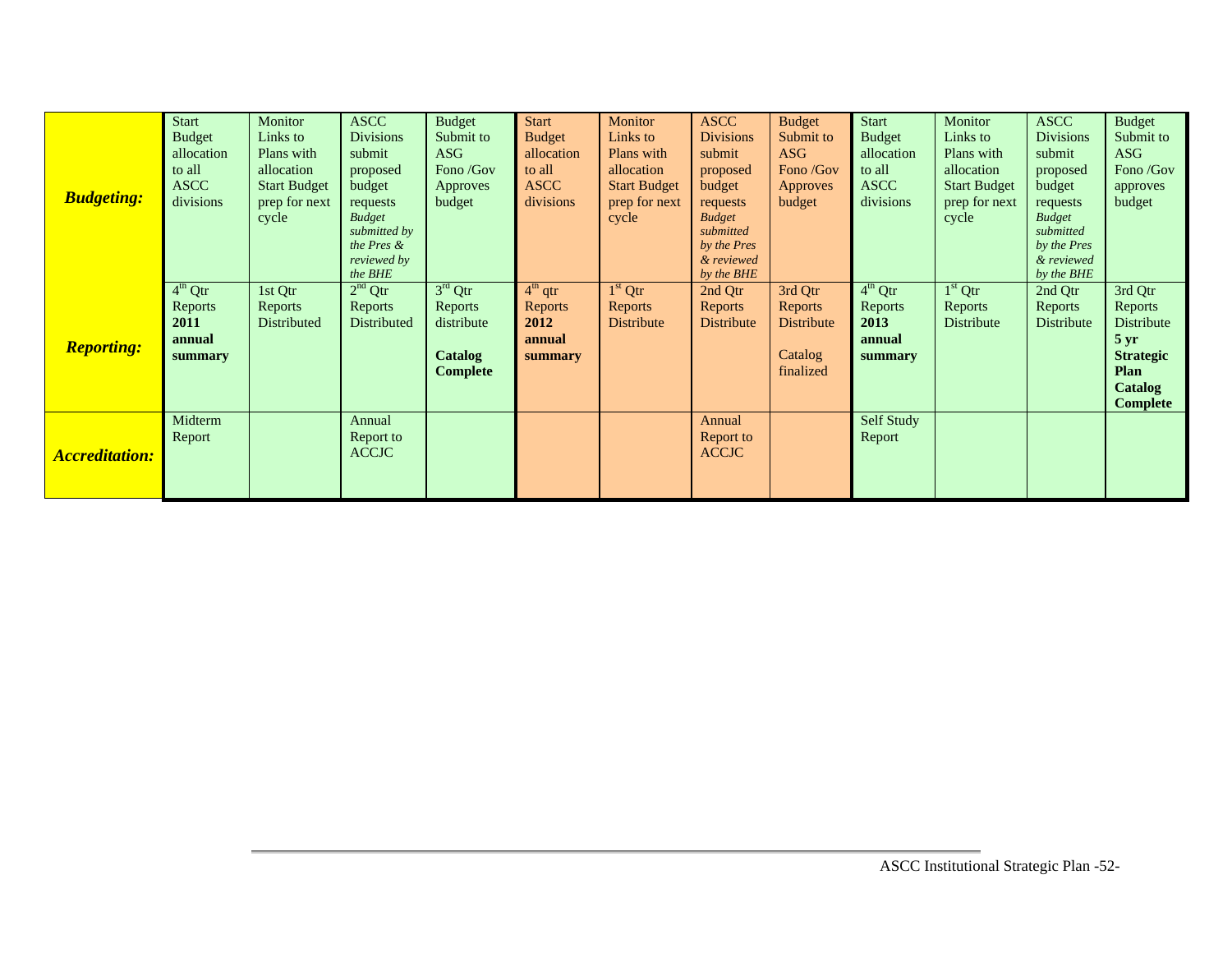| | | | | | | | | | | | | |
|---|---|---|---|---|---|---|---|---|---|---|---|---|
| ***Budgeting:*** | Start Budget allocation to all ASCC divisions | Monitor Links to Plans with allocation Start Budget prep for next cycle | ASCC Divisions submit proposed budget requests *Budget submitted by the Pres & reviewed by the BHE* | Budget Submit to ASG Fono /Gov Approves budget | Start Budget allocation to all ASCC divisions | Monitor Links to Plans with allocation Start Budget prep for next cycle | ASCC Divisions submit proposed budget requests *Budget submitted by the Pres & reviewed by the BHE* | Budget Submit to ASG Fono /Gov Approves budget | Start Budget allocation to all ASCC divisions | Monitor Links to Plans with allocation Start Budget prep for next cycle | ASCC Divisions submit proposed budget requests *Budget submitted by the Pres & reviewed by the BHE* | Budget Submit to ASG Fono /Gov approves budget |
| ***Reporting:*** | 4th Qtr Reports **2011 annual summary** | 1st Qtr Reports Distributed | 2nd Qtr Reports Distributed | 3rd Qtr Reports distribute **Catalog Complete** | 4th qtr Reports **2012 annual summary** | 1st Qtr Reports Distribute | 2nd Qtr Reports Distribute | 3rd Qtr Reports Distribute Catalog finalized | 4th Qtr Reports **2013 annual summary** | 1st Qtr Reports Distribute | 2nd Qtr Reports Distribute | 3rd Qtr Reports Distribute **5 yr Strategic Plan Catalog Complete** |
| ***Accreditation:*** | Midterm Report | | Annual Report to ACCJC | | | | Annual Report to ACCJC | | Self Study Report | | | |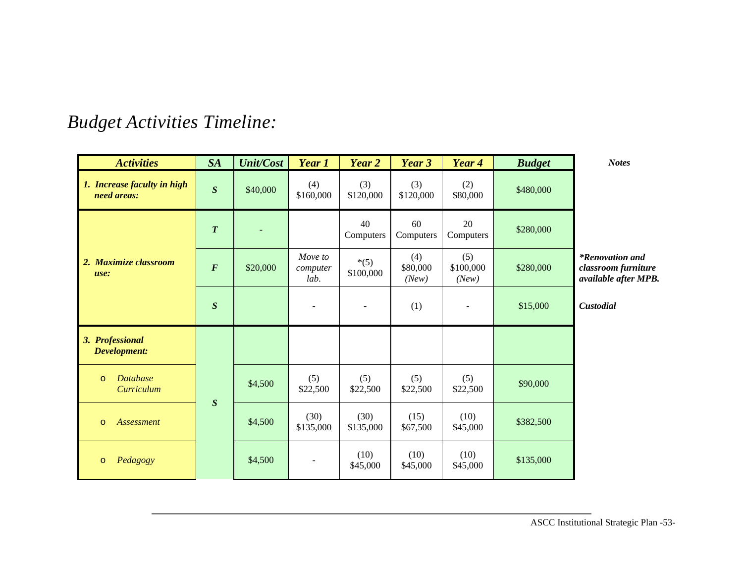# *Budget Activities Timeline:*

| *Activities* | *SA* | *Unit/Cost* | *Year 1* | *Year 2* | *Year 3* | *Year 4* | *Budget* | *Notes* |
|---|---|---|---|---|---|---|---|---|
| ***1. Increase faculty in high need areas:*** | ***S*** | $40,000 | (4) $160,000 | (3) $120,000 | (3) $120,000 | (2) $80,000 | $480,000 | |
| ***2. Maximize classroom use:*** | ***T*** | - | | 40 Computers | 60 Computers | 20 Computers | $280,000 | |
| | ***F*** | $20,000 | *Move to computer lab.* | *(5) $100,000 | (4) $80,000 *(New)* | (5) $100,000 *(New)* | $280,000 | ***\*Renovation and classroom furniture available after MPB.*** |
| | ***S*** | | - | - | (1) | - | $15,000 | ***Custodial*** |
| ***3. Professional Development:*** | ***S*** | | | | | | | |
| o *Database Curriculum* | | $4,500 | (5) $22,500 | (5) $22,500 | (5) $22,500 | (5) $22,500 | $90,000 | |
| o *Assessment* | | $4,500 | (30) $135,000 | (30) $135,000 | (15) $67,500 | (10) $45,000 | $382,500 | |
| o *Pedagogy* | | $4,500 | - | (10) $45,000 | (10) $45,000 | (10) $45,000 | $135,000 | |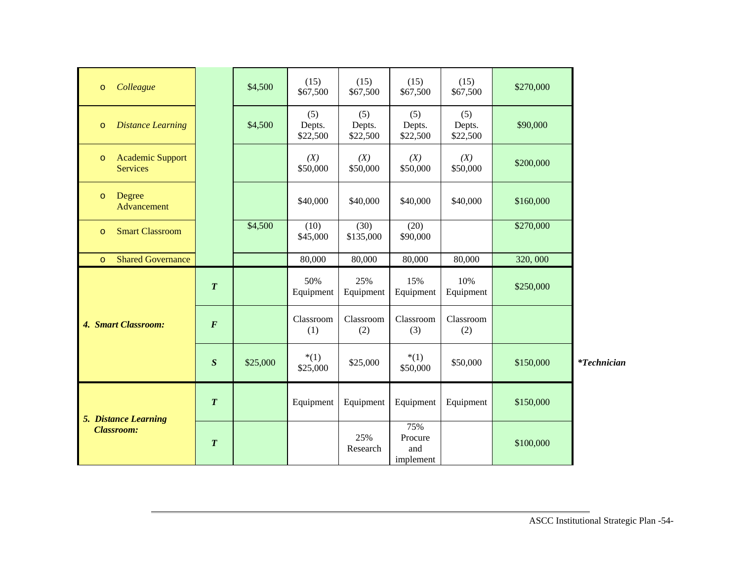| | | | | | | | | |
|---|---|---|---|---|---|---|---|---|
| o *Colleague* | | $4,500 | (15) $67,500 | (15) $67,500 | (15) $67,500 | (15) $67,500 | $270,000 | |
| o *Distance Learning* | | $4,500 | (5) Depts. $22,500 | (5) Depts. $22,500 | (5) Depts. $22,500 | (5) Depts. $22,500 | $90,000 | |
| o Academic Support Services | | | *(X)* $50,000 | *(X)* $50,000 | *(X)* $50,000 | *(X)* $50,000 | $200,000 | |
| o Degree Advancement | | | $40,000 | $40,000 | $40,000 | $40,000 | $160,000 | |
| o Smart Classroom | | $4,500 | (10) $45,000 | (30) $135,000 | (20) $90,000 | | $270,000 | |
| o Shared Governance | | | 80,000 | 80,000 | 80,000 | 80,000 | 320, 000 | |
| ***4. Smart Classroom:*** | ***T*** | | 50% Equipment | 25% Equipment | 15% Equipment | 10% Equipment | $250,000 | |
| | ***F*** | | Classroom (1) | Classroom (2) | Classroom (3) | Classroom (2) | | |
| | ***S*** | $25,000 | *(1) $25,000 | $25,000 | *(1) $50,000 | $50,000 | $150,000 | ****Technician*** |
| ***5. Distance Learning Classroom:*** | ***T*** | | Equipment | Equipment | Equipment | Equipment | $150,000 | |
| | ***T*** | | | 25% Research | 75% Procure and implement | | $100,000 | |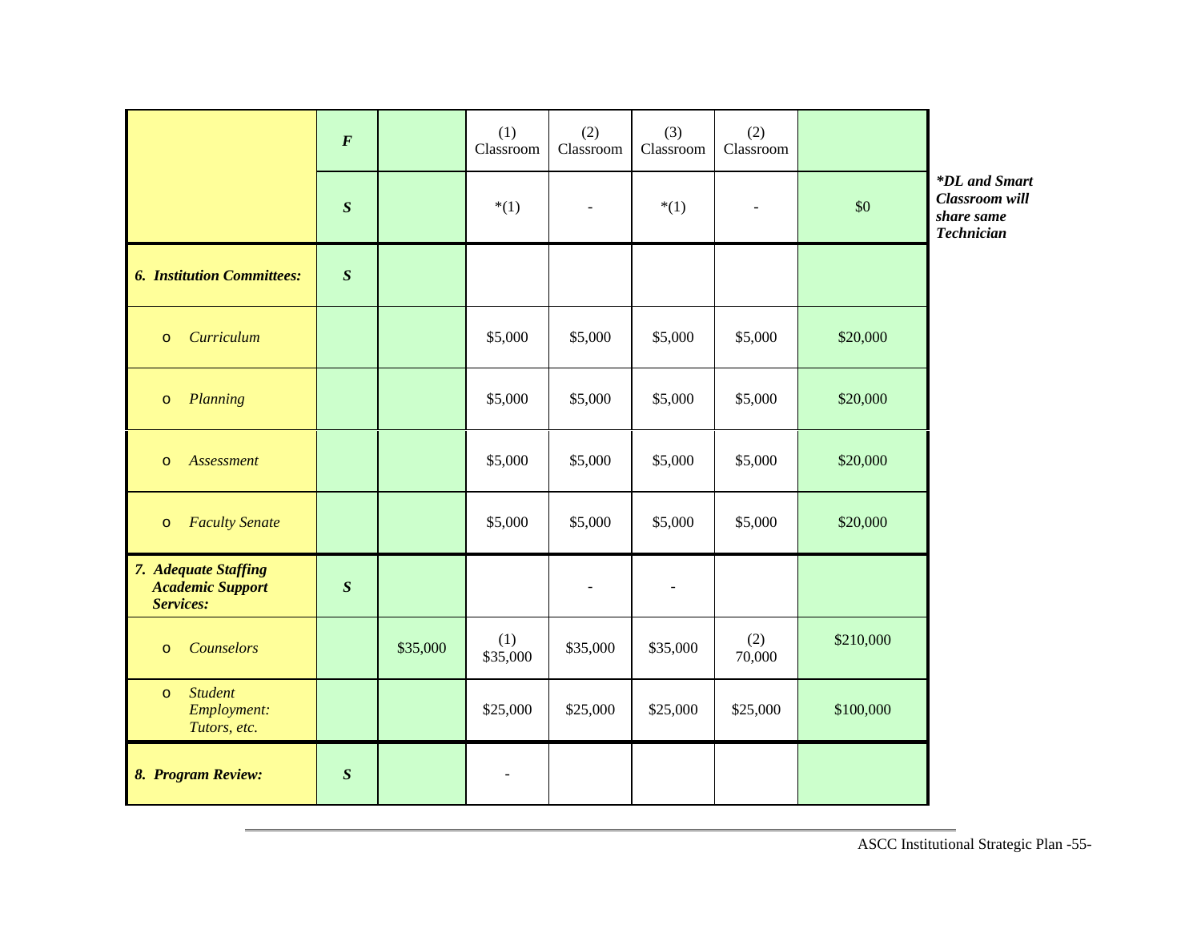| | | | | | | | |
|---|---|---|---|---|---|---|---|
| | ***F*** | | (1) Classroom | (2) Classroom | (3) Classroom | (2) Classroom | |
| | ***S*** | | *(1) | - | *(1) | - | $0 |
| ***6. Institution Committees:*** | ***S*** | | | | | | |
| o *Curriculum* | | | $5,000 | $5,000 | $5,000 | $5,000 | $20,000 |
| o *Planning* | | | $5,000 | $5,000 | $5,000 | $5,000 | $20,000 |
| o *Assessment* | | | $5,000 | $5,000 | $5,000 | $5,000 | $20,000 |
| o *Faculty Senate* | | | $5,000 | $5,000 | $5,000 | $5,000 | $20,000 |
| ***7. Adequate Staffing Academic Support Services:*** | ***S*** | | | - | - | | |
| o *Counselors* | | $35,000 | (1) $35,000 | $35,000 | $35,000 | (2) 70,000 | $210,000 |
| o *Student Employment: Tutors, etc.* | | | $25,000 | $25,000 | $25,000 | $25,000 | $100,000 |
| ***8. Program Review:*** | ***S*** | | - | | | | |

***DL and Smart Classroom will share same Technician**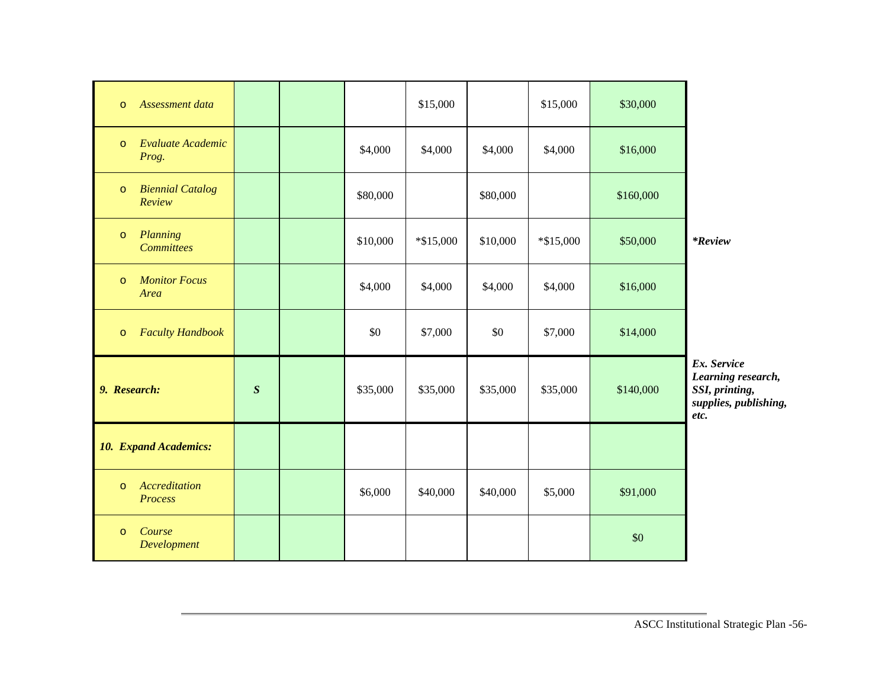| | | | | | | | | |
|---|---|---|---|---|---|---|---|---|
| o *Assessment data* | | | | $15,000 | | $15,000 | $30,000 | |
| o *Evaluate Academic Prog.* | | | $4,000 | $4,000 | $4,000 | $4,000 | $16,000 | |
| o *Biennial Catalog Review* | | | $80,000 | | $80,000 | | $160,000 | |
| o *Planning Committees* | | | $10,000 | *$15,000 | $10,000 | *$15,000 | $50,000 | ***Review*** |
| o *Monitor Focus Area* | | | $4,000 | $4,000 | $4,000 | $4,000 | $16,000 | |
| o *Faculty Handbook* | | | $0 | $7,000 | $0 | $7,000 | $14,000 | |
| ***9. Research:*** | ***S*** | | $35,000 | $35,000 | $35,000 | $35,000 | $140,000 | ***Ex. Service Learning research, SSI, printing, supplies, publishing, etc.*** |
| ***10. Expand Academics:*** | | | | | | | | |
| o *Accreditation Process* | | | $6,000 | $40,000 | $40,000 | $5,000 | $91,000 | |
| o *Course Development* | | | | | | | $0 | |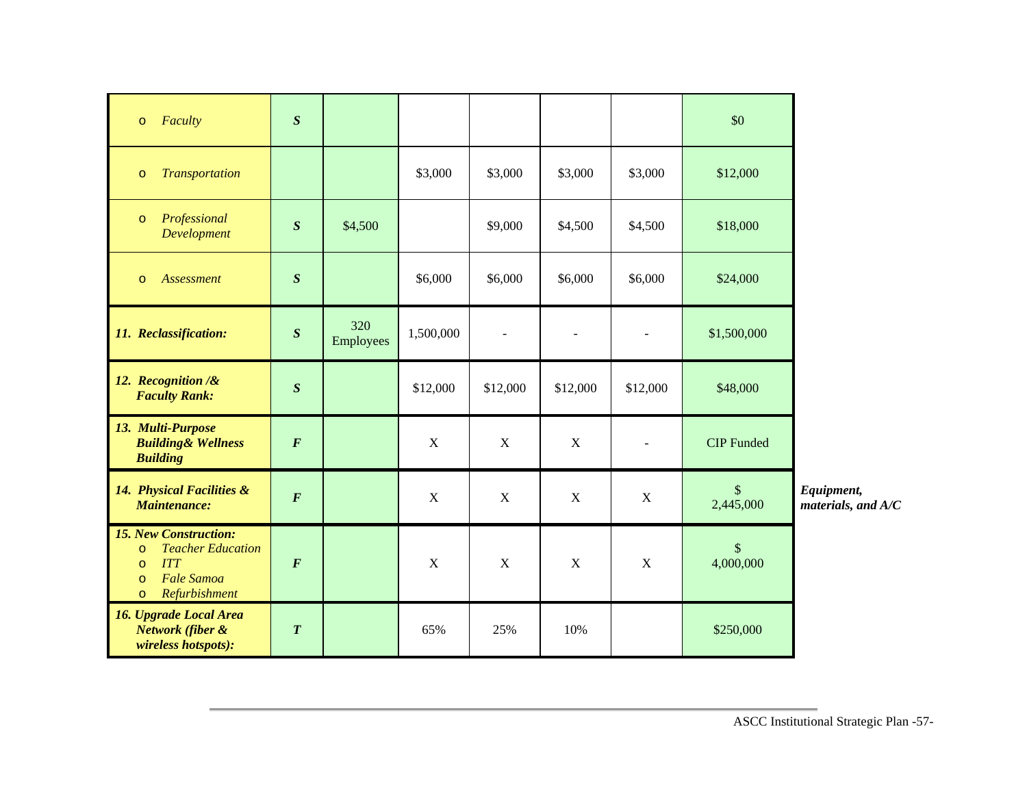| | | | | | | | | |
|---|---|---|---|---|---|---|---|---|
| ◦ *Faculty* | ***S*** | | | | | | $0 | |
| ◦ *Transportation* | | | $3,000 | $3,000 | $3,000 | $3,000 | $12,000 | |
| ◦ *Professional Development* | ***S*** | $4,500 | | $9,000 | $4,500 | $4,500 | $18,000 | |
| ◦ *Assessment* | ***S*** | | $6,000 | $6,000 | $6,000 | $6,000 | $24,000 | |
| ***11. Reclassification:*** | ***S*** | 320 Employees | 1,500,000 | - | - | - | $1,500,000 | |
| ***12. Recognition /& Faculty Rank:*** | ***S*** | | $12,000 | $12,000 | $12,000 | $12,000 | $48,000 | |
| ***13. Multi-Purpose Building& Wellness Building*** | ***F*** | | X | X | X | - | CIP Funded | |
| ***14. Physical Facilities & Maintenance:*** | ***F*** | | X | X | X | X | $ 2,445,000 | ***Equipment, materials, and A/C*** |
| ***15. New Construction:*** ◦ *Teacher Education* ◦ *ITT* ◦ *Fale Samoa* ◦ *Refurbishment* | ***F*** | | X | X | X | X | $ 4,000,000 | |
| ***16. Upgrade Local Area Network (fiber & wireless hotspots):*** | ***T*** | | 65% | 25% | 10% | | $250,000 | |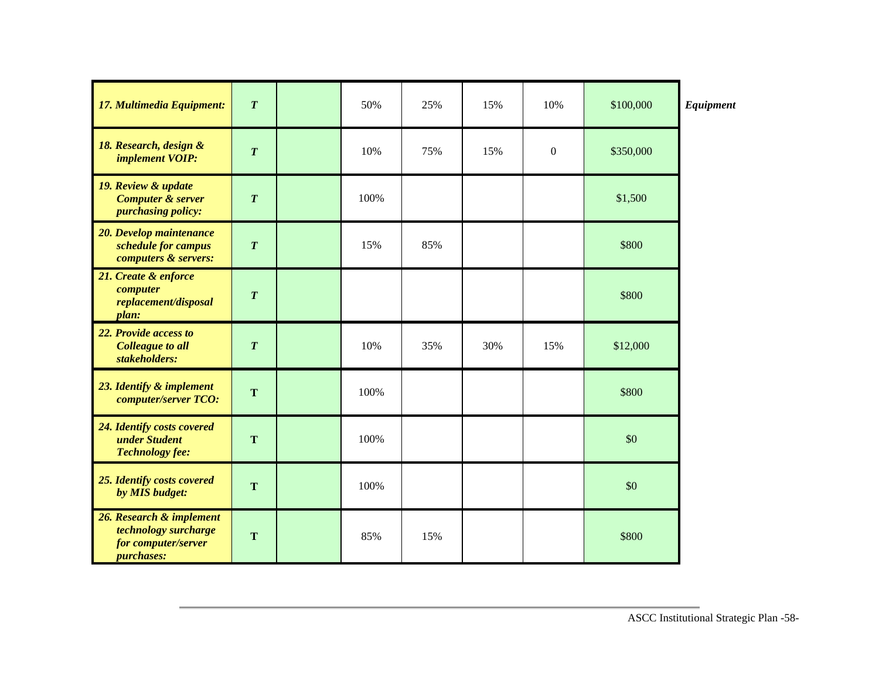| | | | | | | | | |
|---|---|---|---|---|---|---|---|---|
| ***17. Multimedia Equipment:*** | ***T*** | | 50% | 25% | 15% | 10% | $100,000 | ***Equipment*** |
| ***18. Research, design & implement VOIP:*** | ***T*** | | 10% | 75% | 15% | 0 | $350,000 | |
| ***19. Review & update Computer & server purchasing policy:*** | ***T*** | | 100% | | | | $1,500 | |
| ***20. Develop maintenance schedule for campus computers & servers:*** | ***T*** | | 15% | 85% | | | $800 | |
| ***21. Create & enforce computer replacement/disposal plan:*** | ***T*** | | | | | | $800 | |
| ***22. Provide access to Colleague to all stakeholders:*** | ***T*** | | 10% | 35% | 30% | 15% | $12,000 | |
| ***23. Identify & implement computer/server TCO:*** | **T** | | 100% | | | | $800 | |
| ***24. Identify costs covered under Student Technology fee:*** | **T** | | 100% | | | | $0 | |
| ***25. Identify costs covered by MIS budget:*** | **T** | | 100% | | | | $0 | |
| ***26. Research & implement technology surcharge for computer/server purchases:*** | **T** | | 85% | 15% | | | $800 | |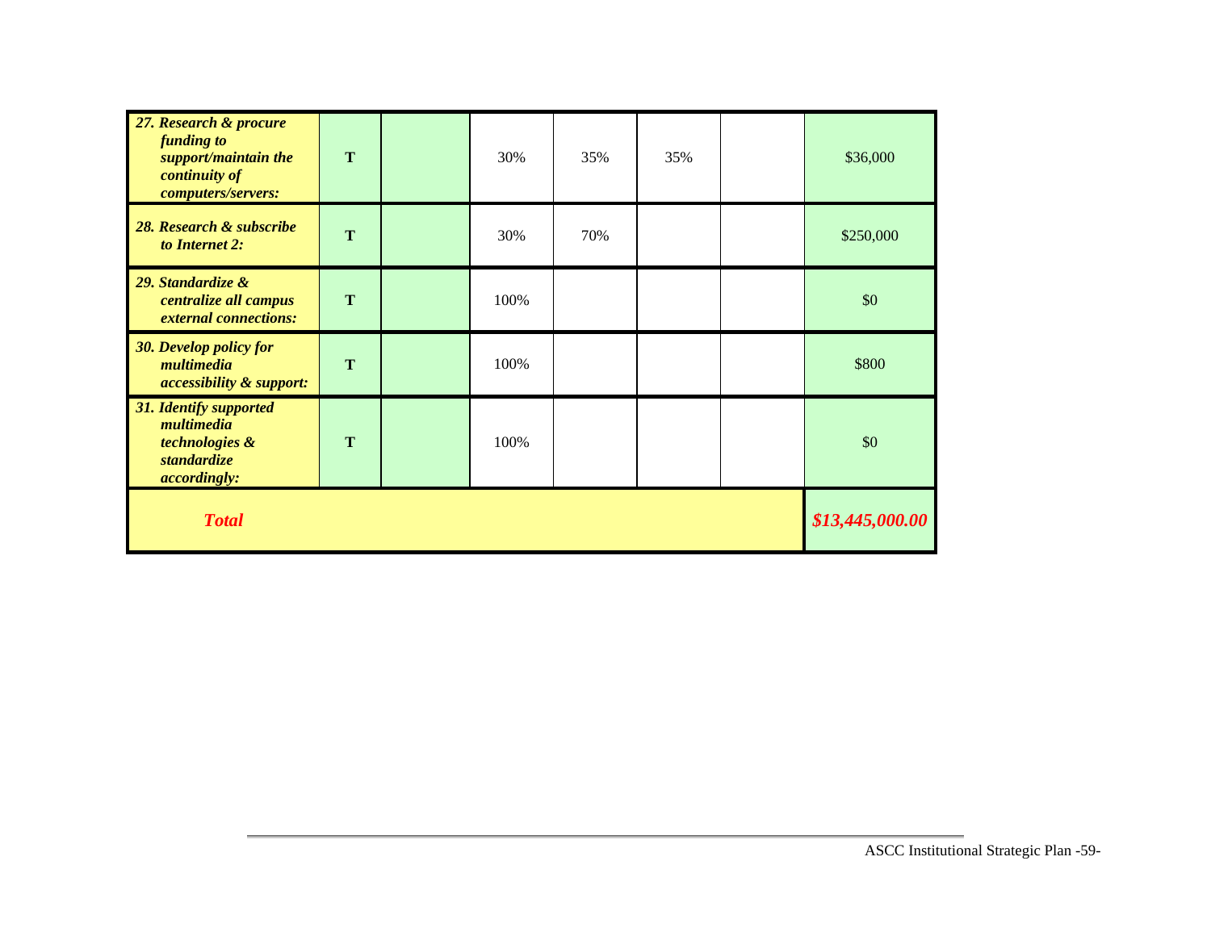| | | | | | | | |
|---|---|---|---|---|---|---|---|
| ***27. Research & procure funding to support/maintain the continuity of computers/servers:*** | **T** | | 30% | 35% | 35% | | $36,000 |
| ***28. Research & subscribe to Internet 2:*** | **T** | | 30% | 70% | | | $250,000 |
| ***29. Standardize & centralize all campus external connections:*** | **T** | | 100% | | | | $0 |
| ***30. Develop policy for multimedia accessibility & support:*** | **T** | | 100% | | | | $800 |
| ***31. Identify supported multimedia technologies & standardize accordingly:*** | **T** | | 100% | | | | $0 |
| ***Total*** | | | | | | | ***$13,445,000.00*** |